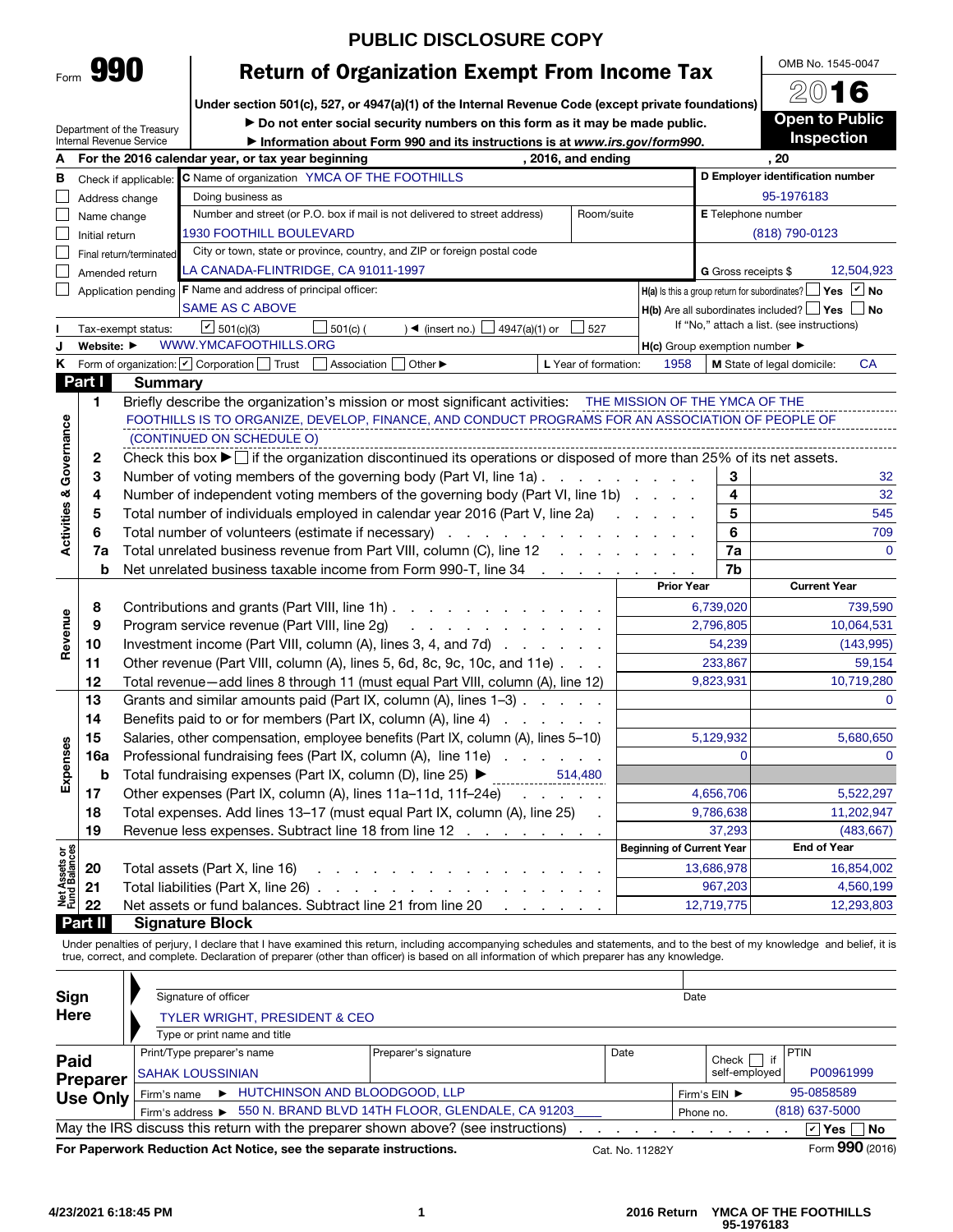# PUBLIC DISCLOSURE COPY

Form **990**

## Return of Organization Exempt From Income Tax

Under section 501(c), 527, or 4947(a)(1) of the Internal Revenue Code (except private foundations)

▶ Do not enter social security numbers on this form as it may be made public.

▶ Information about Form 990 and its instructions is at *www.irs.gov/form990*.

Department of the Treasury
Internal Revenue Service

OMB No. 1545-0047

**2016**

**Open to Public Inspection**

**A** For the 2016 calendar year, or tax year beginning , 2016, and ending , 20

**B** Check if applicable:
- ☐ Address change
- ☐ Name change
- ☐ Initial return
- ☐ Final return/terminated
- ☐ Amended return
- ☐ Application pending

**C** Name of organization: YMCA OF THE FOOTHILLS

Doing business as

Number and street (or P.O. box if mail is not delivered to street address): 1930 FOOTHILL BOULEVARD — Room/suite

City or town, state or province, country, and ZIP or foreign postal code: LA CANADA-FLINTRIDGE, CA 91011-1997

**D** Employer identification number: 95-1976183

**E** Telephone number: (818) 790-0123

**G** Gross receipts $ 12,504,923

**F** Name and address of principal officer: SAME AS C ABOVE

**H(a)** Is this a group return for subordinates? ☐ Yes ☑ No

**H(b)** Are all subordinates included? ☐ Yes ☐ No
If "No," attach a list. (see instructions)

**I** Tax-exempt status: ☑ 501(c)(3) ☐ 501(c) ( ) ◄ (insert no.) ☐ 4947(a)(1) or ☐ 527

**J** Website: ▶ WWW.YMCAFOOTHILLS.ORG

**H(c)** Group exemption number ▶

**K** Form of organization: ☑ Corporation ☐ Trust ☐ Association ☐ Other ▶

**L** Year of formation: 1958

**M** State of legal domicile: CA

## Part I Summary

### Activities & Governance

1. Briefly describe the organization's mission or most significant activities: THE MISSION OF THE YMCA OF THE FOOTHILLS IS TO ORGANIZE, DEVELOP, FINANCE, AND CONDUCT PROGRAMS FOR AN ASSOCIATION OF PEOPLE OF (CONTINUED ON SCHEDULE O)
2. Check this box ▶ ☐ if the organization discontinued its operations or disposed of more than 25% of its net assets.

| Line | Description | No. | Value |
|---|---|---|---|
| 3 | Number of voting members of the governing body (Part VI, line 1a) | 3 | 32 |
| 4 | Number of independent voting members of the governing body (Part VI, line 1b) | 4 | 32 |
| 5 | Total number of individuals employed in calendar year 2016 (Part V, line 2a) | 5 | 545 |
| 6 | Total number of volunteers (estimate if necessary) | 6 | 709 |
| 7a | Total unrelated business revenue from Part VIII, column (C), line 12 | 7a | 0 |
| b | Net unrelated business taxable income from Form 990-T, line 34 | 7b | |

### Revenue / Expenses

| Line | Description | Prior Year | Current Year |
|---|---|---|---|
| 8 | Contributions and grants (Part VIII, line 1h) | 6,739,020 | 739,590 |
| 9 | Program service revenue (Part VIII, line 2g) | 2,796,805 | 10,064,531 |
| 10 | Investment income (Part VIII, column (A), lines 3, 4, and 7d) | 54,239 | (143,995) |
| 11 | Other revenue (Part VIII, column (A), lines 5, 6d, 8c, 9c, 10c, and 11e) | 233,867 | 59,154 |
| 12 | Total revenue—add lines 8 through 11 (must equal Part VIII, column (A), line 12) | 9,823,931 | 10,719,280 |
| 13 | Grants and similar amounts paid (Part IX, column (A), lines 1–3) | | 0 |
| 14 | Benefits paid to or for members (Part IX, column (A), line 4) | | |
| 15 | Salaries, other compensation, employee benefits (Part IX, column (A), lines 5–10) | 5,129,932 | 5,680,650 |
| 16a | Professional fundraising fees (Part IX, column (A), line 11e) | 0 | 0 |
| b | Total fundraising expenses (Part IX, column (D), line 25) ▶ 514,480 | | |
| 17 | Other expenses (Part IX, column (A), lines 11a–11d, 11f–24e) | 4,656,706 | 5,522,297 |
| 18 | Total expenses. Add lines 13–17 (must equal Part IX, column (A), line 25) | 9,786,638 | 11,202,947 |
| 19 | Revenue less expenses. Subtract line 18 from line 12 | 37,293 | (483,667) |

### Net Assets or Fund Balances

| Line | Description | Beginning of Current Year | End of Year |
|---|---|---|---|
| 20 | Total assets (Part X, line 16) | 13,686,978 | 16,854,002 |
| 21 | Total liabilities (Part X, line 26) | 967,203 | 4,560,199 |
| 22 | Net assets or fund balances. Subtract line 21 from line 20 | 12,719,775 | 12,293,803 |

## Part II Signature Block

Under penalties of perjury, I declare that I have examined this return, including accompanying schedules and statements, and to the best of my knowledge and belief, it is true, correct, and complete. Declaration of preparer (other than officer) is based on all information of which preparer has any knowledge.

**Sign Here**

Signature of officer — Date

TYLER WRIGHT, PRESIDENT & CEO
Type or print name and title

**Paid Preparer Use Only**

| Print/Type preparer's name | Preparer's signature | Date | Check ☐ if self-employed | PTIN |
|---|---|---|---|---|
| SAHAK LOUSSINIAN | | | | P00961999 |

Firm's name ▶ HUTCHINSON AND BLOODGOOD, LLP — Firm's EIN ▶ 95-0858589

Firm's address ▶ 550 N. BRAND BLVD 14TH FLOOR, GLENDALE, CA 91203 — Phone no. (818) 637-5000

May the IRS discuss this return with the preparer shown above? (see instructions) ☑ Yes ☐ No

**For Paperwork Reduction Act Notice, see the separate instructions.** Cat. No. 11282Y Form **990** (2016)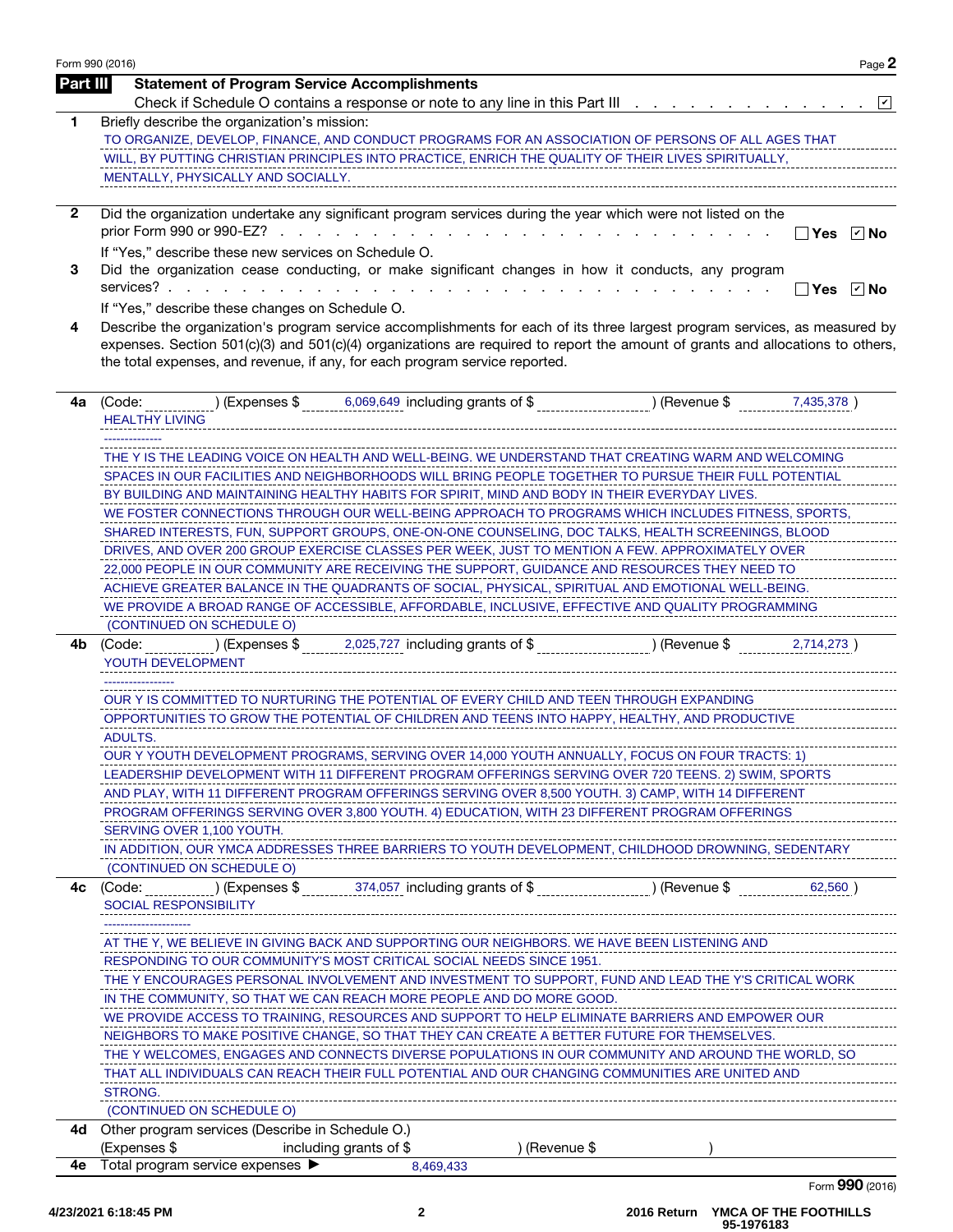## Part III — Statement of Program Service Accomplishments

Check if Schedule O contains a response or note to any line in this Part III . . . . . . . . . . . . . . ☑

**1** Briefly describe the organization's mission:

TO ORGANIZE, DEVELOP, FINANCE, AND CONDUCT PROGRAMS FOR AN ASSOCIATION OF PERSONS OF ALL AGES THAT WILL, BY PUTTING CHRISTIAN PRINCIPLES INTO PRACTICE, ENRICH THE QUALITY OF THEIR LIVES SPIRITUALLY, MENTALLY, PHYSICALLY AND SOCIALLY.

**2** Did the organization undertake any significant program services during the year which were not listed on the prior Form 990 or 990-EZ? . . . . . . ☐ Yes ☑ No

If "Yes," describe these new services on Schedule O.

**3** Did the organization cease conducting, or make significant changes in how it conducts, any program services? . . . . . . ☐ Yes ☑ No

If "Yes," describe these changes on Schedule O.

**4** Describe the organization's program service accomplishments for each of its three largest program services, as measured by expenses. Section 501(c)(3) and 501(c)(4) organizations are required to report the amount of grants and allocations to others, the total expenses, and revenue, if any, for each program service reported.

**4a** (Code: ) (Expenses $ 6,069,649 including grants of $ ) (Revenue $ 7,435,378 )

HEALTHY LIVING

--------------

THE Y IS THE LEADING VOICE ON HEALTH AND WELL-BEING. WE UNDERSTAND THAT CREATING WARM AND WELCOMING SPACES IN OUR FACILITIES AND NEIGHBORHOODS WILL BRING PEOPLE TOGETHER TO PURSUE THEIR FULL POTENTIAL BY BUILDING AND MAINTAINING HEALTHY HABITS FOR SPIRIT, MIND AND BODY IN THEIR EVERYDAY LIVES.

WE FOSTER CONNECTIONS THROUGH OUR WELL-BEING APPROACH TO PROGRAMS WHICH INCLUDES FITNESS, SPORTS, SHARED INTERESTS, FUN, SUPPORT GROUPS, ONE-ON-ONE COUNSELING, DOC TALKS, HEALTH SCREENINGS, BLOOD DRIVES, AND OVER 200 GROUP EXERCISE CLASSES PER WEEK, JUST TO MENTION A FEW. APPROXIMATELY OVER 22,000 PEOPLE IN OUR COMMUNITY ARE RECEIVING THE SUPPORT, GUIDANCE AND RESOURCES THEY NEED TO ACHIEVE GREATER BALANCE IN THE QUADRANTS OF SOCIAL, PHYSICAL, SPIRITUAL AND EMOTIONAL WELL-BEING.

WE PROVIDE A BROAD RANGE OF ACCESSIBLE, AFFORDABLE, INCLUSIVE, EFFECTIVE AND QUALITY PROGRAMMING

(CONTINUED ON SCHEDULE O)

**4b** (Code: ) (Expenses $ 2,025,727 including grants of $ ) (Revenue $ 2,714,273 )

YOUTH DEVELOPMENT

-----------------

OUR Y IS COMMITTED TO NURTURING THE POTENTIAL OF EVERY CHILD AND TEEN THROUGH EXPANDING OPPORTUNITIES TO GROW THE POTENTIAL OF CHILDREN AND TEENS INTO HAPPY, HEALTHY, AND PRODUCTIVE ADULTS.

OUR Y YOUTH DEVELOPMENT PROGRAMS, SERVING OVER 14,000 YOUTH ANNUALLY, FOCUS ON FOUR TRACTS: 1) LEADERSHIP DEVELOPMENT WITH 11 DIFFERENT PROGRAM OFFERINGS SERVING OVER 720 TEENS. 2) SWIM, SPORTS AND PLAY, WITH 11 DIFFERENT PROGRAM OFFERINGS SERVING OVER 8,500 YOUTH. 3) CAMP, WITH 14 DIFFERENT PROGRAM OFFERINGS SERVING OVER 3,800 YOUTH. 4) EDUCATION, WITH 23 DIFFERENT PROGRAM OFFERINGS SERVING OVER 1,100 YOUTH.

IN ADDITION, OUR YMCA ADDRESSES THREE BARRIERS TO YOUTH DEVELOPMENT, CHILDHOOD DROWNING, SEDENTARY

(CONTINUED ON SCHEDULE O)

**4c** (Code: ) (Expenses $ 374,057 including grants of $ ) (Revenue $ 62,560 )

SOCIAL RESPONSIBILITY

---------------------

AT THE Y, WE BELIEVE IN GIVING BACK AND SUPPORTING OUR NEIGHBORS. WE HAVE BEEN LISTENING AND RESPONDING TO OUR COMMUNITY'S MOST CRITICAL SOCIAL NEEDS SINCE 1951.

THE Y ENCOURAGES PERSONAL INVOLVEMENT AND INVESTMENT TO SUPPORT, FUND AND LEAD THE Y'S CRITICAL WORK IN THE COMMUNITY, SO THAT WE CAN REACH MORE PEOPLE AND DO MORE GOOD.

WE PROVIDE ACCESS TO TRAINING, RESOURCES AND SUPPORT TO HELP ELIMINATE BARRIERS AND EMPOWER OUR NEIGHBORS TO MAKE POSITIVE CHANGE, SO THAT THEY CAN CREATE A BETTER FUTURE FOR THEMSELVES.

THE Y WELCOMES, ENGAGES AND CONNECTS DIVERSE POPULATIONS IN OUR COMMUNITY AND AROUND THE WORLD, SO THAT ALL INDIVIDUALS CAN REACH THEIR FULL POTENTIAL AND OUR CHANGING COMMUNITIES ARE UNITED AND STRONG.

(CONTINUED ON SCHEDULE O)

**4d** Other program services (Describe in Schedule O.)

(Expenses $ including grants of $ ) (Revenue $ )

**4e** Total program service expenses ▶ 8,469,433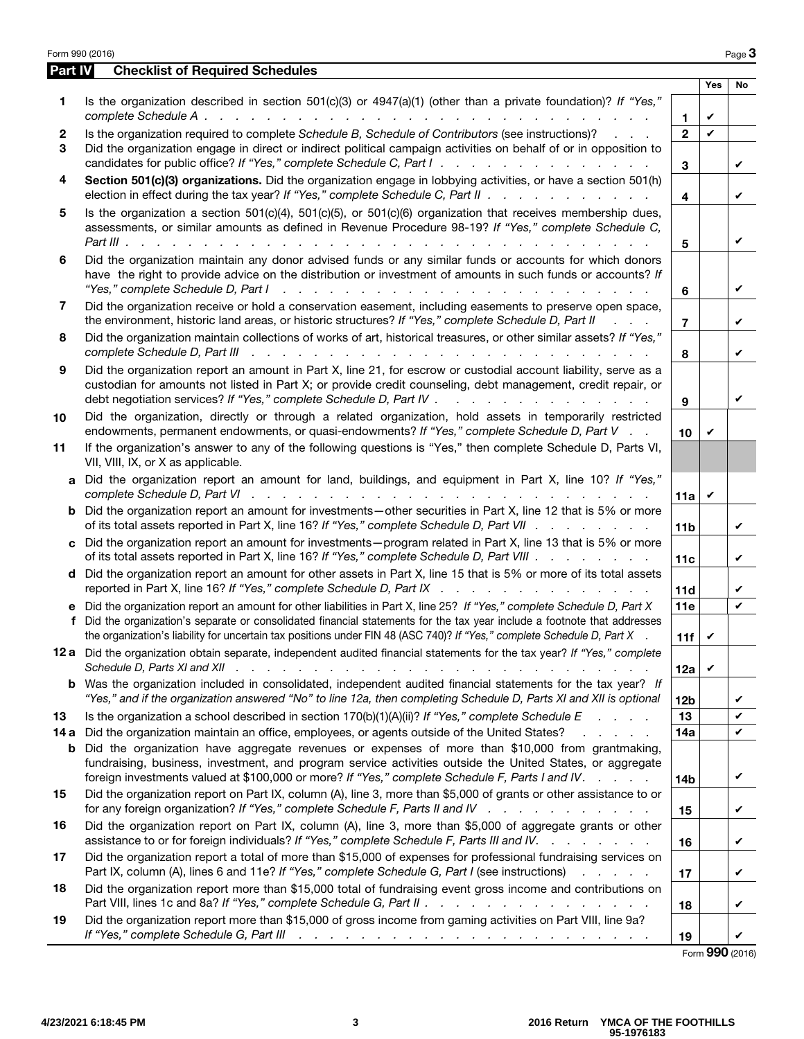## Part IV Checklist of Required Schedules

| | | | Yes | No |
|---|---|---|---|---|
| **1** | Is the organization described in section 501(c)(3) or 4947(a)(1) (other than a private foundation)? *If "Yes," complete Schedule A* | 1 | ✔ | |
| **2** | Is the organization required to complete *Schedule B, Schedule of Contributors* (see instructions)? | 2 | ✔ | |
| **3** | Did the organization engage in direct or indirect political campaign activities on behalf of or in opposition to candidates for public office? *If "Yes," complete Schedule C, Part I* | 3 | | ✔ |
| **4** | **Section 501(c)(3) organizations.** Did the organization engage in lobbying activities, or have a section 501(h) election in effect during the tax year? *If "Yes," complete Schedule C, Part II* | 4 | | ✔ |
| **5** | Is the organization a section 501(c)(4), 501(c)(5), or 501(c)(6) organization that receives membership dues, assessments, or similar amounts as defined in Revenue Procedure 98-19? *If "Yes," complete Schedule C, Part III* | 5 | | ✔ |
| **6** | Did the organization maintain any donor advised funds or any similar funds or accounts for which donors have the right to provide advice on the distribution or investment of amounts in such funds or accounts? *If "Yes," complete Schedule D, Part I* | 6 | | ✔ |
| **7** | Did the organization receive or hold a conservation easement, including easements to preserve open space, the environment, historic land areas, or historic structures? *If "Yes," complete Schedule D, Part II* | 7 | | ✔ |
| **8** | Did the organization maintain collections of works of art, historical treasures, or other similar assets? *If "Yes," complete Schedule D, Part III* | 8 | | ✔ |
| **9** | Did the organization report an amount in Part X, line 21, for escrow or custodial account liability, serve as a custodian for amounts not listed in Part X; or provide credit counseling, debt management, credit repair, or debt negotiation services? *If "Yes," complete Schedule D, Part IV* | 9 | | ✔ |
| **10** | Did the organization, directly or through a related organization, hold assets in temporarily restricted endowments, permanent endowments, or quasi-endowments? *If "Yes," complete Schedule D, Part V* | 10 | ✔ | |
| **11** | If the organization's answer to any of the following questions is "Yes," then complete Schedule D, Parts VI, VII, VIII, IX, or X as applicable. | | | |
| **a** | Did the organization report an amount for land, buildings, and equipment in Part X, line 10? *If "Yes," complete Schedule D, Part VI* | 11a | ✔ | |
| **b** | Did the organization report an amount for investments—other securities in Part X, line 12 that is 5% or more of its total assets reported in Part X, line 16? *If "Yes," complete Schedule D, Part VII* | 11b | | ✔ |
| **c** | Did the organization report an amount for investments—program related in Part X, line 13 that is 5% or more of its total assets reported in Part X, line 16? *If "Yes," complete Schedule D, Part VIII* | 11c | | ✔ |
| **d** | Did the organization report an amount for other assets in Part X, line 15 that is 5% or more of its total assets reported in Part X, line 16? *If "Yes," complete Schedule D, Part IX* | 11d | | ✔ |
| **e** | Did the organization report an amount for other liabilities in Part X, line 25? *If "Yes," complete Schedule D, Part X* | 11e | | ✔ |
| **f** | Did the organization's separate or consolidated financial statements for the tax year include a footnote that addresses the organization's liability for uncertain tax positions under FIN 48 (ASC 740)? *If "Yes," complete Schedule D, Part X* | 11f | ✔ | |
| **12a** | Did the organization obtain separate, independent audited financial statements for the tax year? *If "Yes," complete Schedule D, Parts XI and XII* | 12a | ✔ | |
| **b** | Was the organization included in consolidated, independent audited financial statements for the tax year? *If "Yes," and if the organization answered "No" to line 12a, then completing Schedule D, Parts XI and XII is optional* | 12b | | ✔ |
| **13** | Is the organization a school described in section 170(b)(1)(A)(ii)? *If "Yes," complete Schedule E* | 13 | | ✔ |
| **14a** | Did the organization maintain an office, employees, or agents outside of the United States? | 14a | | ✔ |
| **b** | Did the organization have aggregate revenues or expenses of more than $10,000 from grantmaking, fundraising, business, investment, and program service activities outside the United States, or aggregate foreign investments valued at $100,000 or more? *If "Yes," complete Schedule F, Parts I and IV* | 14b | | ✔ |
| **15** | Did the organization report on Part IX, column (A), line 3, more than $5,000 of grants or other assistance to or for any foreign organization? *If "Yes," complete Schedule F, Parts II and IV* | 15 | | ✔ |
| **16** | Did the organization report on Part IX, column (A), line 3, more than $5,000 of aggregate grants or other assistance to or for foreign individuals? *If "Yes," complete Schedule F, Parts III and IV.* | 16 | | ✔ |
| **17** | Did the organization report a total of more than $15,000 of expenses for professional fundraising services on Part IX, column (A), lines 6 and 11e? *If "Yes," complete Schedule G, Part I* (see instructions) | 17 | | ✔ |
| **18** | Did the organization report more than $15,000 total of fundraising event gross income and contributions on Part VIII, lines 1c and 8a? *If "Yes," complete Schedule G, Part II* | 18 | | ✔ |
| **19** | Did the organization report more than $15,000 of gross income from gaming activities on Part VIII, line 9a? *If "Yes," complete Schedule G, Part III* | 19 | | ✔ |

Form **990** (2016)

4/23/2021 6:18:45 PM | 2016 Return YMCA OF THE FOOTHILLS 95-1976183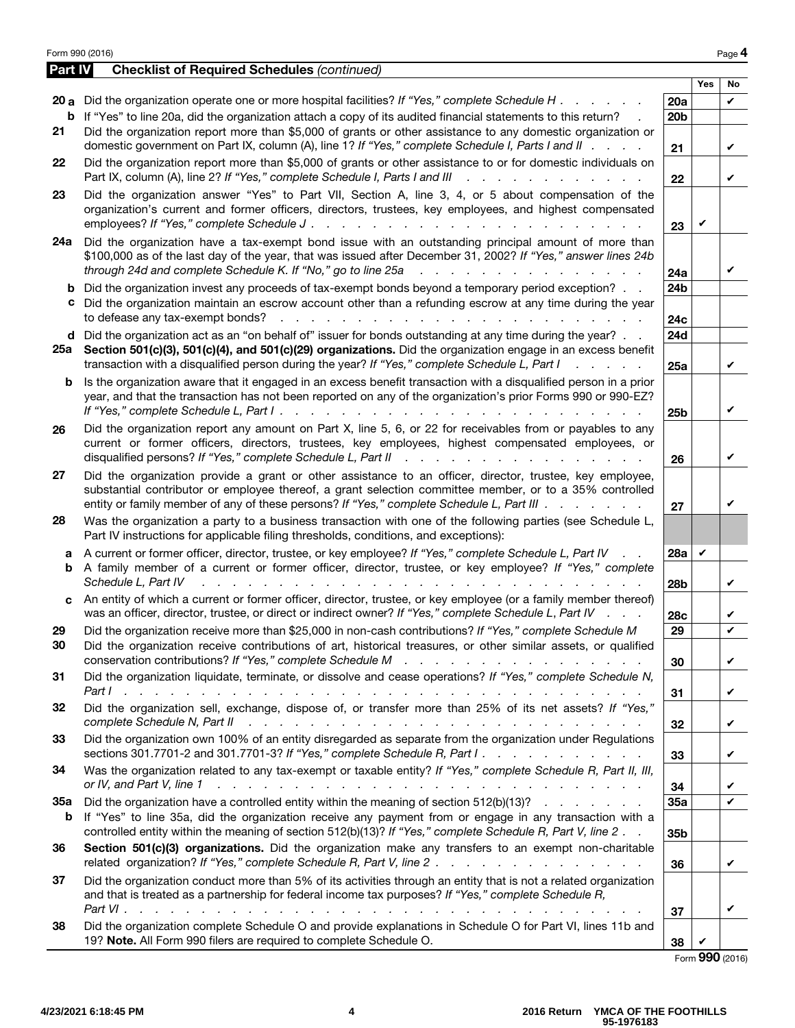Form 990 (2016)

## Part IV Checklist of Required Schedules *(continued)*

| | | | Yes | No |
|---|---|---|---|---|
| **20 a** | Did the organization operate one or more hospital facilities? *If "Yes," complete Schedule H* | 20a | | ✔ |
| **b** | If "Yes" to line 20a, did the organization attach a copy of its audited financial statements to this return? | 20b | | |
| **21** | Did the organization report more than $5,000 of grants or other assistance to any domestic organization or domestic government on Part IX, column (A), line 1? *If "Yes," complete Schedule I, Parts I and II* | 21 | | ✔ |
| **22** | Did the organization report more than $5,000 of grants or other assistance to or for domestic individuals on Part IX, column (A), line 2? *If "Yes," complete Schedule I, Parts I and III* | 22 | | ✔ |
| **23** | Did the organization answer "Yes" to Part VII, Section A, line 3, 4, or 5 about compensation of the organization's current and former officers, directors, trustees, key employees, and highest compensated employees? *If "Yes," complete Schedule J* | 23 | ✔ | |
| **24a** | Did the organization have a tax-exempt bond issue with an outstanding principal amount of more than $100,000 as of the last day of the year, that was issued after December 31, 2002? *If "Yes," answer lines 24b through 24d and complete Schedule K. If "No," go to line 25a* | 24a | | ✔ |
| **b** | Did the organization invest any proceeds of tax-exempt bonds beyond a temporary period exception? | 24b | | |
| **c** | Did the organization maintain an escrow account other than a refunding escrow at any time during the year to defease any tax-exempt bonds? | 24c | | |
| **d** | Did the organization act as an "on behalf of" issuer for bonds outstanding at any time during the year? | 24d | | |
| **25a** | **Section 501(c)(3), 501(c)(4), and 501(c)(29) organizations.** Did the organization engage in an excess benefit transaction with a disqualified person during the year? *If "Yes," complete Schedule L, Part I* | 25a | | ✔ |
| **b** | Is the organization aware that it engaged in an excess benefit transaction with a disqualified person in a prior year, and that the transaction has not been reported on any of the organization's prior Forms 990 or 990-EZ? *If "Yes," complete Schedule L, Part I* | 25b | | ✔ |
| **26** | Did the organization report any amount on Part X, line 5, 6, or 22 for receivables from or payables to any current or former officers, directors, trustees, key employees, highest compensated employees, or disqualified persons? *If "Yes," complete Schedule L, Part II* | 26 | | ✔ |
| **27** | Did the organization provide a grant or other assistance to an officer, director, trustee, key employee, substantial contributor or employee thereof, a grant selection committee member, or to a 35% controlled entity or family member of any of these persons? *If "Yes," complete Schedule L, Part III* | 27 | | ✔ |
| **28** | Was the organization a party to a business transaction with one of the following parties (see Schedule L, Part IV instructions for applicable filing thresholds, conditions, and exceptions): | | | |
| **a** | A current or former officer, director, trustee, or key employee? *If "Yes," complete Schedule L, Part IV* | 28a | ✔ | |
| **b** | A family member of a current or former officer, director, trustee, or key employee? *If "Yes," complete Schedule L, Part IV* | 28b | | ✔ |
| **c** | An entity of which a current or former officer, director, trustee, or key employee (or a family member thereof) was an officer, director, trustee, or direct or indirect owner? *If "Yes," complete Schedule L, Part IV* | 28c | | ✔ |
| **29** | Did the organization receive more than $25,000 in non-cash contributions? *If "Yes," complete Schedule M* | 29 | | ✔ |
| **30** | Did the organization receive contributions of art, historical treasures, or other similar assets, or qualified conservation contributions? *If "Yes," complete Schedule M* | 30 | | ✔ |
| **31** | Did the organization liquidate, terminate, or dissolve and cease operations? *If "Yes," complete Schedule N, Part I* | 31 | | ✔ |
| **32** | Did the organization sell, exchange, dispose of, or transfer more than 25% of its net assets? *If "Yes," complete Schedule N, Part II* | 32 | | ✔ |
| **33** | Did the organization own 100% of an entity disregarded as separate from the organization under Regulations sections 301.7701-2 and 301.7701-3? *If "Yes," complete Schedule R, Part I* | 33 | | ✔ |
| **34** | Was the organization related to any tax-exempt or taxable entity? *If "Yes," complete Schedule R, Part II, III, or IV, and Part V, line 1* | 34 | | ✔ |
| **35a** | Did the organization have a controlled entity within the meaning of section 512(b)(13)? | 35a | | ✔ |
| **b** | If "Yes" to line 35a, did the organization receive any payment from or engage in any transaction with a controlled entity within the meaning of section 512(b)(13)? *If "Yes," complete Schedule R, Part V, line 2* | 35b | | |
| **36** | **Section 501(c)(3) organizations.** Did the organization make any transfers to an exempt non-charitable related organization? *If "Yes," complete Schedule R, Part V, line 2* | 36 | | ✔ |
| **37** | Did the organization conduct more than 5% of its activities through an entity that is not a related organization and that is treated as a partnership for federal income tax purposes? *If "Yes," complete Schedule R, Part VI* | 37 | | ✔ |
| **38** | Did the organization complete Schedule O and provide explanations in Schedule O for Part VI, lines 11b and 19? **Note.** All Form 990 filers are required to complete Schedule O. | 38 | ✔ | |

Form **990** (2016)

4/23/2021 6:18:45 PM 2016 Return YMCA OF THE FOOTHILLS 95-1976183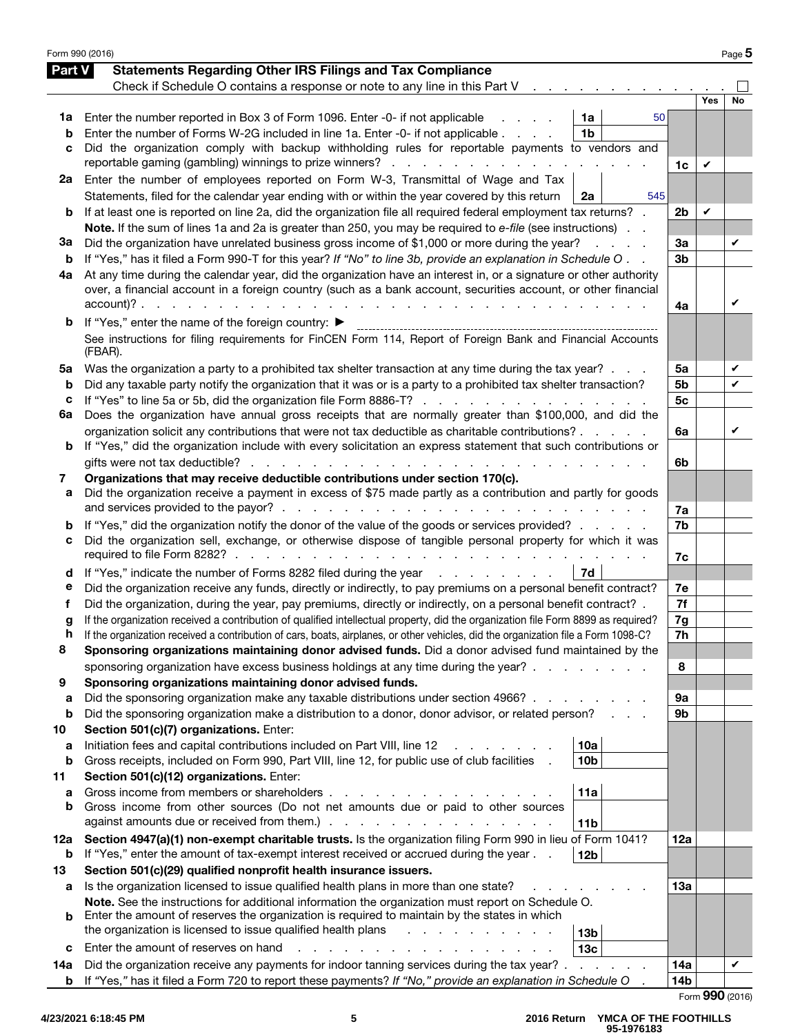Form 990 (2016)

## Part V Statements Regarding Other IRS Filings and Tax Compliance

Check if Schedule O contains a response or note to any line in this Part V . . . . . ☐

| | | | | Line | Yes | No |
|---|---|---|---|---|---|---|
| **1a** | Enter the number reported in Box 3 of Form 1096. Enter -0- if not applicable | 1a | 50 | | | |
| **b** | Enter the number of Forms W-2G included in line 1a. Enter -0- if not applicable | 1b | | | | |
| **c** | Did the organization comply with backup withholding rules for reportable payments to vendors and reportable gaming (gambling) winnings to prize winners? | | | 1c | ✔ | |
| **2a** | Enter the number of employees reported on Form W-3, Transmittal of Wage and Tax Statements, filed for the calendar year ending with or within the year covered by this return | 2a | 545 | | | |
| **b** | If at least one is reported on line 2a, did the organization file all required federal employment tax returns? | | | 2b | ✔ | |
| | **Note.** If the sum of lines 1a and 2a is greater than 250, you may be required to *e-file* (see instructions) | | | | | |
| **3a** | Did the organization have unrelated business gross income of $1,000 or more during the year? | | | 3a | | ✔ |
| **b** | If "Yes," has it filed a Form 990-T for this year? *If "No" to line 3b, provide an explanation in Schedule O* | | | 3b | | |
| **4a** | At any time during the calendar year, did the organization have an interest in, or a signature or other authority over, a financial account in a foreign country (such as a bank account, securities account, or other financial account)? | | | 4a | | ✔ |
| **b** | If "Yes," enter the name of the foreign country: ▶ | | | | | |
| | See instructions for filing requirements for FinCEN Form 114, Report of Foreign Bank and Financial Accounts (FBAR). | | | | | |
| **5a** | Was the organization a party to a prohibited tax shelter transaction at any time during the tax year? | | | 5a | | ✔ |
| **b** | Did any taxable party notify the organization that it was or is a party to a prohibited tax shelter transaction? | | | 5b | | ✔ |
| **c** | If "Yes" to line 5a or 5b, did the organization file Form 8886-T? | | | 5c | | |
| **6a** | Does the organization have annual gross receipts that are normally greater than $100,000, and did the organization solicit any contributions that were not tax deductible as charitable contributions? | | | 6a | | ✔ |
| **b** | If "Yes," did the organization include with every solicitation an express statement that such contributions or gifts were not tax deductible? | | | 6b | | |
| **7** | **Organizations that may receive deductible contributions under section 170(c).** | | | | | |
| **a** | Did the organization receive a payment in excess of $75 made partly as a contribution and partly for goods and services provided to the payor? | | | 7a | | |
| **b** | If "Yes," did the organization notify the donor of the value of the goods or services provided? | | | 7b | | |
| **c** | Did the organization sell, exchange, or otherwise dispose of tangible personal property for which it was required to file Form 8282? | | | 7c | | |
| **d** | If "Yes," indicate the number of Forms 8282 filed during the year | 7d | | | | |
| **e** | Did the organization receive any funds, directly or indirectly, to pay premiums on a personal benefit contract? | | | 7e | | |
| **f** | Did the organization, during the year, pay premiums, directly or indirectly, on a personal benefit contract? | | | 7f | | |
| **g** | If the organization received a contribution of qualified intellectual property, did the organization file Form 8899 as required? | | | 7g | | |
| **h** | If the organization received a contribution of cars, boats, airplanes, or other vehicles, did the organization file a Form 1098-C? | | | 7h | | |
| **8** | **Sponsoring organizations maintaining donor advised funds.** Did a donor advised fund maintained by the sponsoring organization have excess business holdings at any time during the year? | | | 8 | | |
| **9** | **Sponsoring organizations maintaining donor advised funds.** | | | | | |
| **a** | Did the sponsoring organization make any taxable distributions under section 4966? | | | 9a | | |
| **b** | Did the sponsoring organization make a distribution to a donor, donor advisor, or related person? | | | 9b | | |
| **10** | **Section 501(c)(7) organizations.** Enter: | | | | | |
| **a** | Initiation fees and capital contributions included on Part VIII, line 12 | 10a | | | | |
| **b** | Gross receipts, included on Form 990, Part VIII, line 12, for public use of club facilities | 10b | | | | |
| **11** | **Section 501(c)(12) organizations.** Enter: | | | | | |
| **a** | Gross income from members or shareholders | 11a | | | | |
| **b** | Gross income from other sources (Do not net amounts due or paid to other sources against amounts due or received from them.) | 11b | | | | |
| **12a** | **Section 4947(a)(1) non-exempt charitable trusts.** Is the organization filing Form 990 in lieu of Form 1041? | | | 12a | | |
| **b** | If "Yes," enter the amount of tax-exempt interest received or accrued during the year | 12b | | | | |
| **13** | **Section 501(c)(29) qualified nonprofit health insurance issuers.** | | | | | |
| **a** | Is the organization licensed to issue qualified health plans in more than one state? | | | 13a | | |
| | **Note.** See the instructions for additional information the organization must report on Schedule O. | | | | | |
| **b** | Enter the amount of reserves the organization is required to maintain by the states in which the organization is licensed to issue qualified health plans | 13b | | | | |
| **c** | Enter the amount of reserves on hand | 13c | | | | |
| **14a** | Did the organization receive any payments for indoor tanning services during the tax year? | | | 14a | | ✔ |
| **b** | If "Yes," has it filed a Form 720 to report these payments? *If "No," provide an explanation in Schedule O* | | | 14b | | |

Form **990** (2016)

4/23/2021 6:18:45 PM | 2016 Return YMCA OF THE FOOTHILLS 95-1976183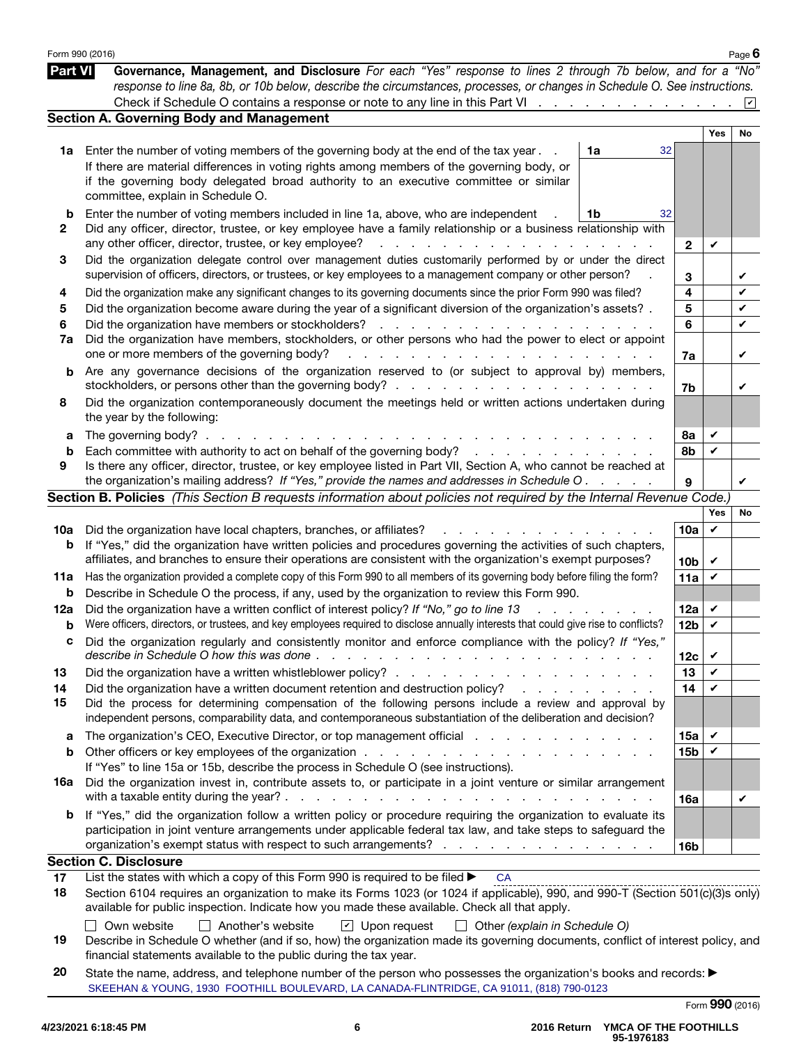Form 990 (2016) Page 6

## Part VI Governance, Management, and Disclosure

*For each "Yes" response to lines 2 through 7b below, and for a "No" response to line 8a, 8b, or 10b below, describe the circumstances, processes, or changes in Schedule O. See instructions.*

Check if Schedule O contains a response or note to any line in this Part VI . . . ☑

### Section A. Governing Body and Management

| | | | Yes | No |
|---|---|---|---|---|
| **1a** | Enter the number of voting members of the governing body at the end of the tax year . . **1a** 32<br>If there are material differences in voting rights among members of the governing body, or if the governing body delegated broad authority to an executive committee or similar committee, explain in Schedule O. | | | |
| **b** | Enter the number of voting members included in line 1a, above, who are independent . **1b** 32 | | | |
| **2** | Did any officer, director, trustee, or key employee have a family relationship or a business relationship with any other officer, director, trustee, or key employee? | 2 | ✔ | |
| **3** | Did the organization delegate control over management duties customarily performed by or under the direct supervision of officers, directors, or trustees, or key employees to a management company or other person? | 3 | | ✔ |
| **4** | Did the organization make any significant changes to its governing documents since the prior Form 990 was filed? | 4 | | ✔ |
| **5** | Did the organization become aware during the year of a significant diversion of the organization's assets? | 5 | | ✔ |
| **6** | Did the organization have members or stockholders? | 6 | | ✔ |
| **7a** | Did the organization have members, stockholders, or other persons who had the power to elect or appoint one or more members of the governing body? | 7a | | ✔ |
| **b** | Are any governance decisions of the organization reserved to (or subject to approval by) members, stockholders, or persons other than the governing body? | 7b | | ✔ |
| **8** | Did the organization contemporaneously document the meetings held or written actions undertaken during the year by the following: | | | |
| **a** | The governing body? | 8a | ✔ | |
| **b** | Each committee with authority to act on behalf of the governing body? | 8b | ✔ | |
| **9** | Is there any officer, director, trustee, or key employee listed in Part VII, Section A, who cannot be reached at the organization's mailing address? *If "Yes," provide the names and addresses in Schedule O* | 9 | | ✔ |

### Section B. Policies *(This Section B requests information about policies not required by the Internal Revenue Code.)*

| | | | Yes | No |
|---|---|---|---|---|
| **10a** | Did the organization have local chapters, branches, or affiliates? | 10a | ✔ | |
| **b** | If "Yes," did the organization have written policies and procedures governing the activities of such chapters, affiliates, and branches to ensure their operations are consistent with the organization's exempt purposes? | 10b | ✔ | |
| **11a** | Has the organization provided a complete copy of this Form 990 to all members of its governing body before filing the form? | 11a | ✔ | |
| **b** | Describe in Schedule O the process, if any, used by the organization to review this Form 990. | | | |
| **12a** | Did the organization have a written conflict of interest policy? *If "No," go to line 13* | 12a | ✔ | |
| **b** | Were officers, directors, or trustees, and key employees required to disclose annually interests that could give rise to conflicts? | 12b | ✔ | |
| **c** | Did the organization regularly and consistently monitor and enforce compliance with the policy? *If "Yes," describe in Schedule O how this was done* | 12c | ✔ | |
| **13** | Did the organization have a written whistleblower policy? | 13 | ✔ | |
| **14** | Did the organization have a written document retention and destruction policy? | 14 | ✔ | |
| **15** | Did the process for determining compensation of the following persons include a review and approval by independent persons, comparability data, and contemporaneous substantiation of the deliberation and decision? | | | |
| **a** | The organization's CEO, Executive Director, or top management official | 15a | ✔ | |
| **b** | Other officers or key employees of the organization | 15b | ✔ | |
| | If "Yes" to line 15a or 15b, describe the process in Schedule O (see instructions). | | | |
| **16a** | Did the organization invest in, contribute assets to, or participate in a joint venture or similar arrangement with a taxable entity during the year? | 16a | | ✔ |
| **b** | If "Yes," did the organization follow a written policy or procedure requiring the organization to evaluate its participation in joint venture arrangements under applicable federal tax law, and take steps to safeguard the organization's exempt status with respect to such arrangements? | 16b | | |

### Section C. Disclosure

**17** List the states with which a copy of this Form 990 is required to be filed ▶ CA

**18** Section 6104 requires an organization to make its Forms 1023 (or 1024 if applicable), 990, and 990-T (Section 501(c)(3)s only) available for public inspection. Indicate how you made these available. Check all that apply.

☐ Own website ☐ Another's website ☑ Upon request ☐ Other *(explain in Schedule O)*

**19** Describe in Schedule O whether (and if so, how) the organization made its governing documents, conflict of interest policy, and financial statements available to the public during the tax year.

**20** State the name, address, and telephone number of the person who possesses the organization's books and records: ▶
SKEEHAN & YOUNG, 1930 FOOTHILL BOULEVARD, LA CANADA-FLINTRIDGE, CA 91011, (818) 790-0123

Form **990** (2016)

4/23/2021 6:18:45 PM 2016 Return YMCA OF THE FOOTHILLS 95-1976183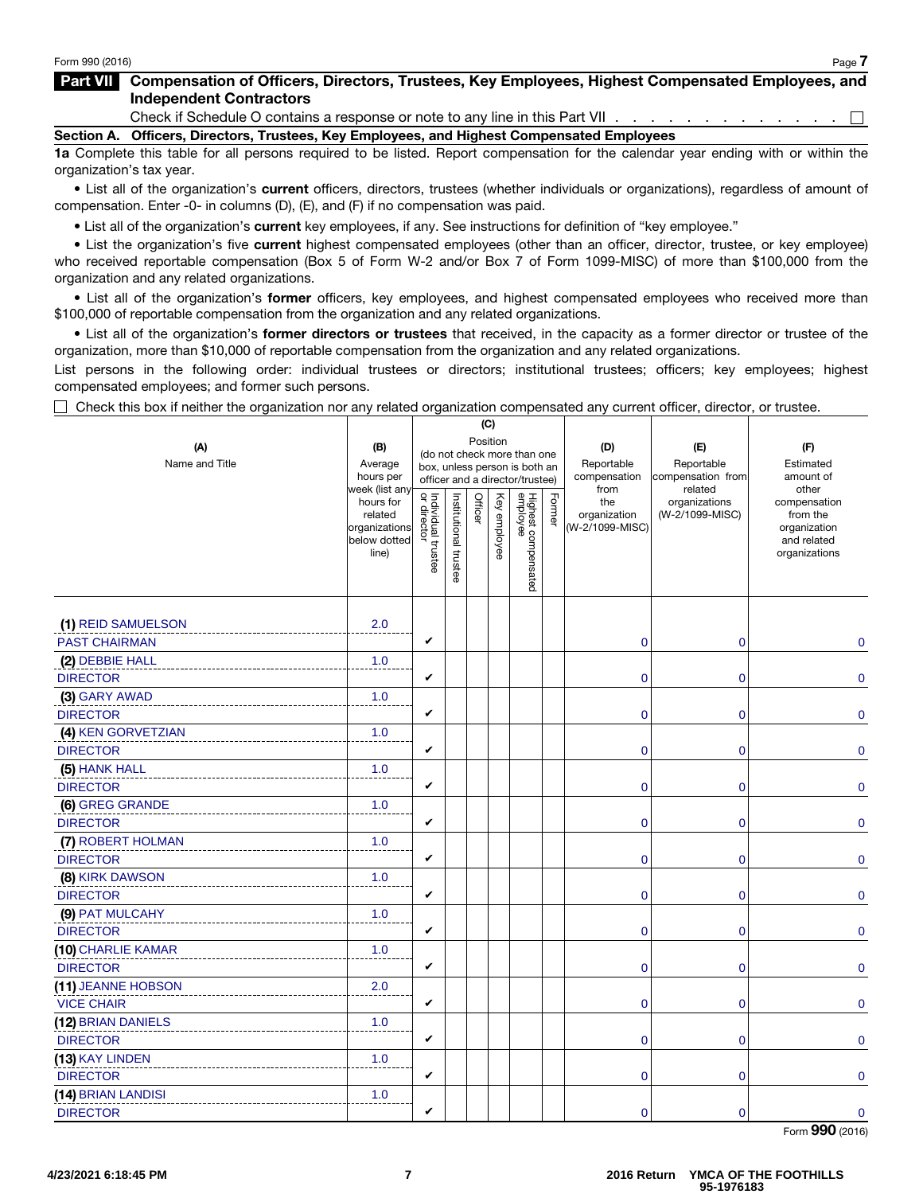Form 990 (2016)

## Part VII Compensation of Officers, Directors, Trustees, Key Employees, Highest Compensated Employees, and Independent Contractors

Check if Schedule O contains a response or note to any line in this Part VII . . . . . . . . . . . . . . . ☐

### Section A. Officers, Directors, Trustees, Key Employees, and Highest Compensated Employees

**1a** Complete this table for all persons required to be listed. Report compensation for the calendar year ending with or within the organization's tax year.

- List all of the organization's **current** officers, directors, trustees (whether individuals or organizations), regardless of amount of compensation. Enter -0- in columns (D), (E), and (F) if no compensation was paid.
- List all of the organization's **current** key employees, if any. See instructions for definition of "key employee."
- List the organization's five **current** highest compensated employees (other than an officer, director, trustee, or key employee) who received reportable compensation (Box 5 of Form W-2 and/or Box 7 of Form 1099-MISC) of more than $100,000 from the organization and any related organizations.
- List all of the organization's **former** officers, key employees, and highest compensated employees who received more than $100,000 of reportable compensation from the organization and any related organizations.
- List all of the organization's **former directors or trustees** that received, in the capacity as a former director or trustee of the organization, more than $10,000 of reportable compensation from the organization and any related organizations.

List persons in the following order: individual trustees or directors; institutional trustees; officers; key employees; highest compensated employees; and former such persons.

☐ Check this box if neither the organization nor any related organization compensated any current officer, director, or trustee.

| (A) Name and Title | (B) Average hours per week (list any hours for related organizations below dotted line) | (C) Position: Individual trustee or director | Institutional trustee | Officer | Key employee | Highest compensated employee | Former | (D) Reportable compensation from the organization (W-2/1099-MISC) | (E) Reportable compensation from related organizations (W-2/1099-MISC) | (F) Estimated amount of other compensation from the organization and related organizations |
|---|---|---|---|---|---|---|---|---|---|---|
| (1) REID SAMUELSON<br>PAST CHAIRMAN | 2.0 | ✔ | | | | | | 0 | 0 | 0 |
| (2) DEBBIE HALL<br>DIRECTOR | 1.0 | ✔ | | | | | | 0 | 0 | 0 |
| (3) GARY AWAD<br>DIRECTOR | 1.0 | ✔ | | | | | | 0 | 0 | 0 |
| (4) KEN GORVETZIAN<br>DIRECTOR | 1.0 | ✔ | | | | | | 0 | 0 | 0 |
| (5) HANK HALL<br>DIRECTOR | 1.0 | ✔ | | | | | | 0 | 0 | 0 |
| (6) GREG GRANDE<br>DIRECTOR | 1.0 | ✔ | | | | | | 0 | 0 | 0 |
| (7) ROBERT HOLMAN<br>DIRECTOR | 1.0 | ✔ | | | | | | 0 | 0 | 0 |
| (8) KIRK DAWSON<br>DIRECTOR | 1.0 | ✔ | | | | | | 0 | 0 | 0 |
| (9) PAT MULCAHY<br>DIRECTOR | 1.0 | ✔ | | | | | | 0 | 0 | 0 |
| (10) CHARLIE KAMAR<br>DIRECTOR | 1.0 | ✔ | | | | | | 0 | 0 | 0 |
| (11) JEANNE HOBSON<br>VICE CHAIR | 2.0 | ✔ | | | | | | 0 | 0 | 0 |
| (12) BRIAN DANIELS<br>DIRECTOR | 1.0 | ✔ | | | | | | 0 | 0 | 0 |
| (13) KAY LINDEN<br>DIRECTOR | 1.0 | ✔ | | | | | | 0 | 0 | 0 |
| (14) BRIAN LANDISI<br>DIRECTOR | 1.0 | ✔ | | | | | | 0 | 0 | 0 |

Form **990** (2016)

4/23/2021 6:18:45 PM — 2016 Return YMCA OF THE FOOTHILLS 95-1976183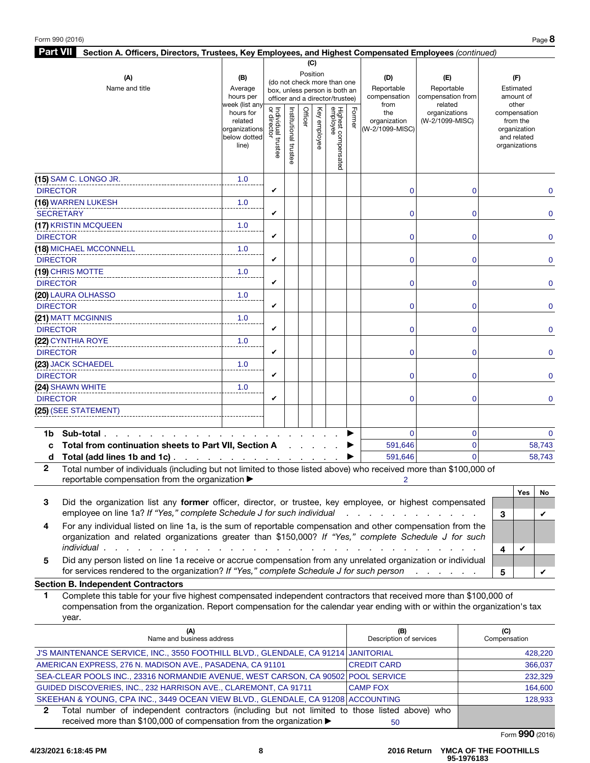## Part VII Section A. Officers, Directors, Trustees, Key Employees, and Highest Compensated Employees *(continued)*

| (A) Name and title | (B) Average hours per week (list any hours for related organizations below dotted line) | (C) Position: Individual trustee or director | Institutional trustee | Officer | Key employee | Highest compensated employee | Former | (D) Reportable compensation from the organization (W-2/1099-MISC) | (E) Reportable compensation from related organizations (W-2/1099-MISC) | (F) Estimated amount of other compensation from the organization and related organizations |
|---|---|---|---|---|---|---|---|---|---|---|
| (15) SAM C. LONGO JR. DIRECTOR | 1.0 | ✔ | | | | | | 0 | 0 | 0 |
| (16) WARREN LUKESH SECRETARY | 1.0 | ✔ | | | | | | 0 | 0 | 0 |
| (17) KRISTIN MCQUEEN DIRECTOR | 1.0 | ✔ | | | | | | 0 | 0 | 0 |
| (18) MICHAEL MCCONNELL DIRECTOR | 1.0 | ✔ | | | | | | 0 | 0 | 0 |
| (19) CHRIS MOTTE DIRECTOR | 1.0 | ✔ | | | | | | 0 | 0 | 0 |
| (20) LAURA OLHASSO DIRECTOR | 1.0 | ✔ | | | | | | 0 | 0 | 0 |
| (21) MATT MCGINNIS DIRECTOR | 1.0 | ✔ | | | | | | 0 | 0 | 0 |
| (22) CYNTHIA ROYE DIRECTOR | 1.0 | ✔ | | | | | | 0 | 0 | 0 |
| (23) JACK SCHAEDEL DIRECTOR | 1.0 | ✔ | | | | | | 0 | 0 | 0 |
| (24) SHAWN WHITE DIRECTOR | 1.0 | ✔ | | | | | | 0 | 0 | 0 |
| (25) (SEE STATEMENT) | | | | | | | | | | |

| | | (D) | (E) | (F) |
|---|---|---|---|---|
| **1b** | **Sub-total** ▶ | 0 | 0 | 0 |
| **c** | **Total from continuation sheets to Part VII, Section A** ▶ | 591,646 | 0 | 58,743 |
| **d** | **Total (add lines 1b and 1c)** ▶ | 591,646 | 0 | 58,743 |

**2** Total number of individuals (including but not limited to those listed above) who received more than $100,000 of reportable compensation from the organization ▶ 2

| | | | Yes | No |
|---|---|---|---|---|
| **3** | Did the organization list any **former** officer, director, or trustee, key employee, or highest compensated employee on line 1a? *If "Yes," complete Schedule J for such individual* | 3 | | ✔ |
| **4** | For any individual listed on line 1a, is the sum of reportable compensation and other compensation from the organization and related organizations greater than $150,000? *If "Yes," complete Schedule J for such individual* | 4 | ✔ | |
| **5** | Did any person listed on line 1a receive or accrue compensation from any unrelated organization or individual for services rendered to the organization? *If "Yes," complete Schedule J for such person* | 5 | | ✔ |

### Section B. Independent Contractors

**1** Complete this table for your five highest compensated independent contractors that received more than $100,000 of compensation from the organization. Report compensation for the calendar year ending with or within the organization's tax year.

| (A) Name and business address | (B) Description of services | (C) Compensation |
|---|---|---|
| J'S MAINTENANCE SERVICE, INC., 3550 FOOTHILL BLVD., GLENDALE, CA 91214 | JANITORIAL | 428,220 |
| AMERICAN EXPRESS, 276 N. MADISON AVE., PASADENA, CA 91101 | CREDIT CARD | 366,037 |
| SEA-CLEAR POOLS INC., 23316 NORMANDIE AVENUE, WEST CARSON, CA 90502 | POOL SERVICE | 232,329 |
| GUIDED DISCOVERIES, INC., 232 HARRISON AVE., CLAREMONT, CA 91711 | CAMP FOX | 164,600 |
| SKEEHAN & YOUNG, CPA INC., 3449 OCEAN VIEW BLVD., GLENDALE, CA 91208 | ACCOUNTING | 128,933 |

**2** Total number of independent contractors (including but not limited to those listed above) who received more than $100,000 of compensation from the organization ▶ 50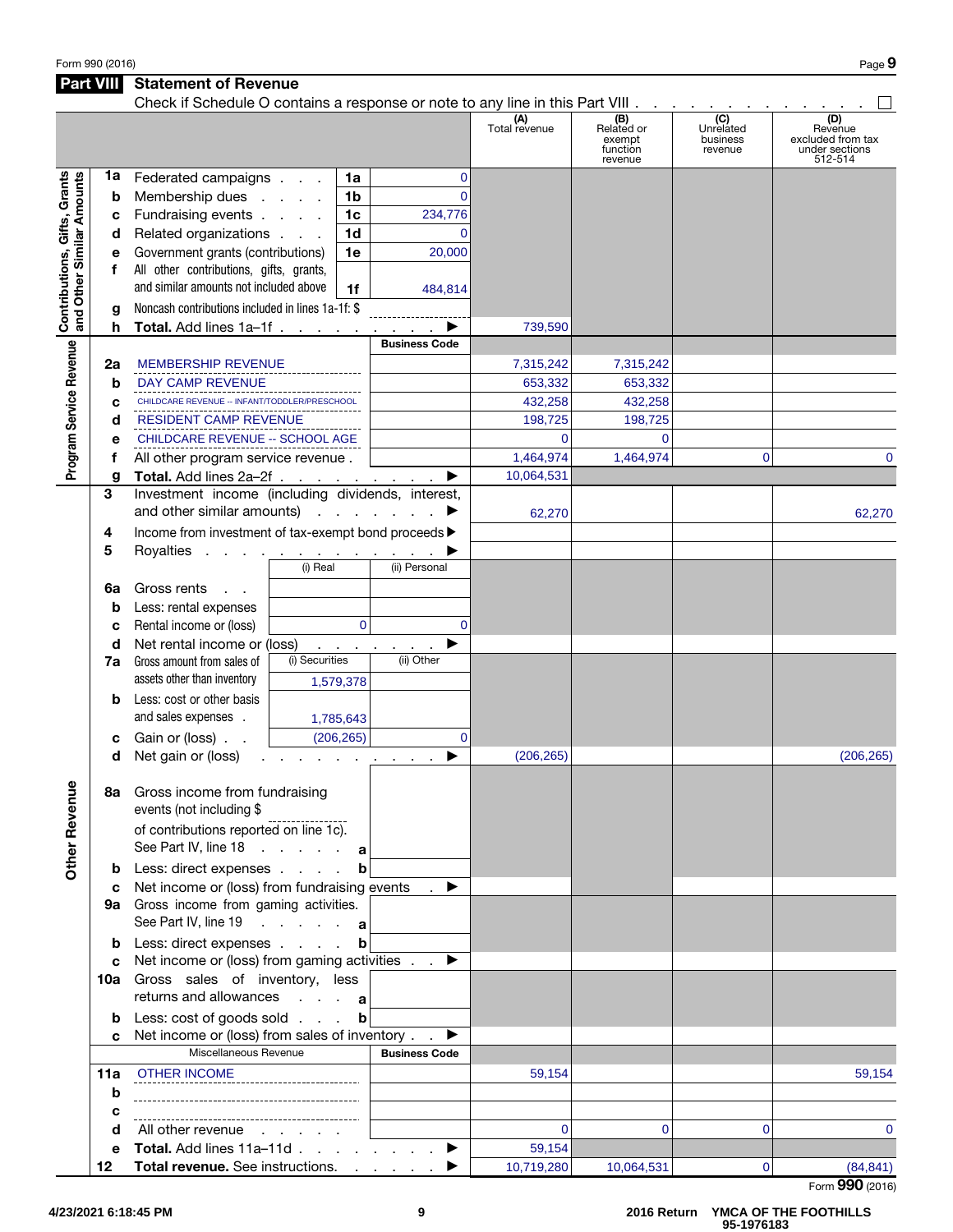Form 990 (2016)

## Part VIII Statement of Revenue

Check if Schedule O contains a response or note to any line in this Part VIII . . . . . . . . . . . . . ☐

| | | | | | (A) Total revenue | (B) Related or exempt function revenue | (C) Unrelated business revenue | (D) Revenue excluded from tax under sections 512-514 |
|---|---|---|---|---|---|---|---|---|
| **Contributions, Gifts, Grants and Other Similar Amounts** | 1a | Federated campaigns | 1a | 0 | | | | |
| | b | Membership dues | 1b | 0 | | | | |
| | c | Fundraising events | 1c | 234,776 | | | | |
| | d | Related organizations | 1d | 0 | | | | |
| | e | Government grants (contributions) | 1e | 20,000 | | | | |
| | f | All other contributions, gifts, grants, and similar amounts not included above | 1f | 484,814 | | | | |
| | g | Noncash contributions included in lines 1a-1f: $ | | | | | | |
| | h | **Total.** Add lines 1a–1f ▶ | | | 739,590 | | | |
| **Program Service Revenue** | | | | Business Code | | | | |
| | 2a | MEMBERSHIP REVENUE | | | 7,315,242 | 7,315,242 | | |
| | b | DAY CAMP REVENUE | | | 653,332 | 653,332 | | |
| | c | CHILDCARE REVENUE -- INFANT/TODDLER/PRESCHOOL | | | 432,258 | 432,258 | | |
| | d | RESIDENT CAMP REVENUE | | | 198,725 | 198,725 | | |
| | e | CHILDCARE REVENUE -- SCHOOL AGE | | | 0 | 0 | | |
| | f | All other program service revenue . | | | 1,464,974 | 1,464,974 | 0 | 0 |
| | g | **Total.** Add lines 2a–2f ▶ | | | 10,064,531 | | | |
| **Other Revenue** | 3 | Investment income (including dividends, interest, and other similar amounts) ▶ | | | 62,270 | | | 62,270 |
| | 4 | Income from investment of tax-exempt bond proceeds ▶ | | | | | | |
| | 5 | Royalties ▶ | | | | | | |
| | | | (i) Real | (ii) Personal | | | | |
| | 6a | Gross rents | | | | | | |
| | b | Less: rental expenses | | | | | | |
| | c | Rental income or (loss) | 0 | 0 | | | | |
| | d | Net rental income or (loss) ▶ | | | | | | |
| | 7a | Gross amount from sales of assets other than inventory | (i) Securities 1,579,378 | (ii) Other | | | | |
| | b | Less: cost or other basis and sales expenses | 1,785,643 | | | | | |
| | c | Gain or (loss) | (206,265) | 0 | | | | |
| | d | Net gain or (loss) ▶ | | | (206,265) | | | (206,265) |
| | 8a | Gross income from fundraising events (not including $ of contributions reported on line 1c). See Part IV, line 18 | a | | | | | |
| | b | Less: direct expenses | b | | | | | |
| | c | Net income or (loss) from fundraising events ▶ | | | | | | |
| | 9a | Gross income from gaming activities. See Part IV, line 19 | a | | | | | |
| | b | Less: direct expenses | b | | | | | |
| | c | Net income or (loss) from gaming activities ▶ | | | | | | |
| | 10a | Gross sales of inventory, less returns and allowances | a | | | | | |
| | b | Less: cost of goods sold | b | | | | | |
| | c | Net income or (loss) from sales of inventory ▶ | | | | | | |
| | | Miscellaneous Revenue | | Business Code | | | | |
| | 11a | OTHER INCOME | | | 59,154 | | | 59,154 |
| | b | | | | | | | |
| | c | | | | | | | |
| | d | All other revenue | | | 0 | 0 | 0 | 0 |
| | e | **Total.** Add lines 11a–11d ▶ | | | 59,154 | | | |
| | 12 | **Total revenue.** See instructions. ▶ | | | 10,719,280 | 10,064,531 | 0 | (84,841) |

Form **990** (2016)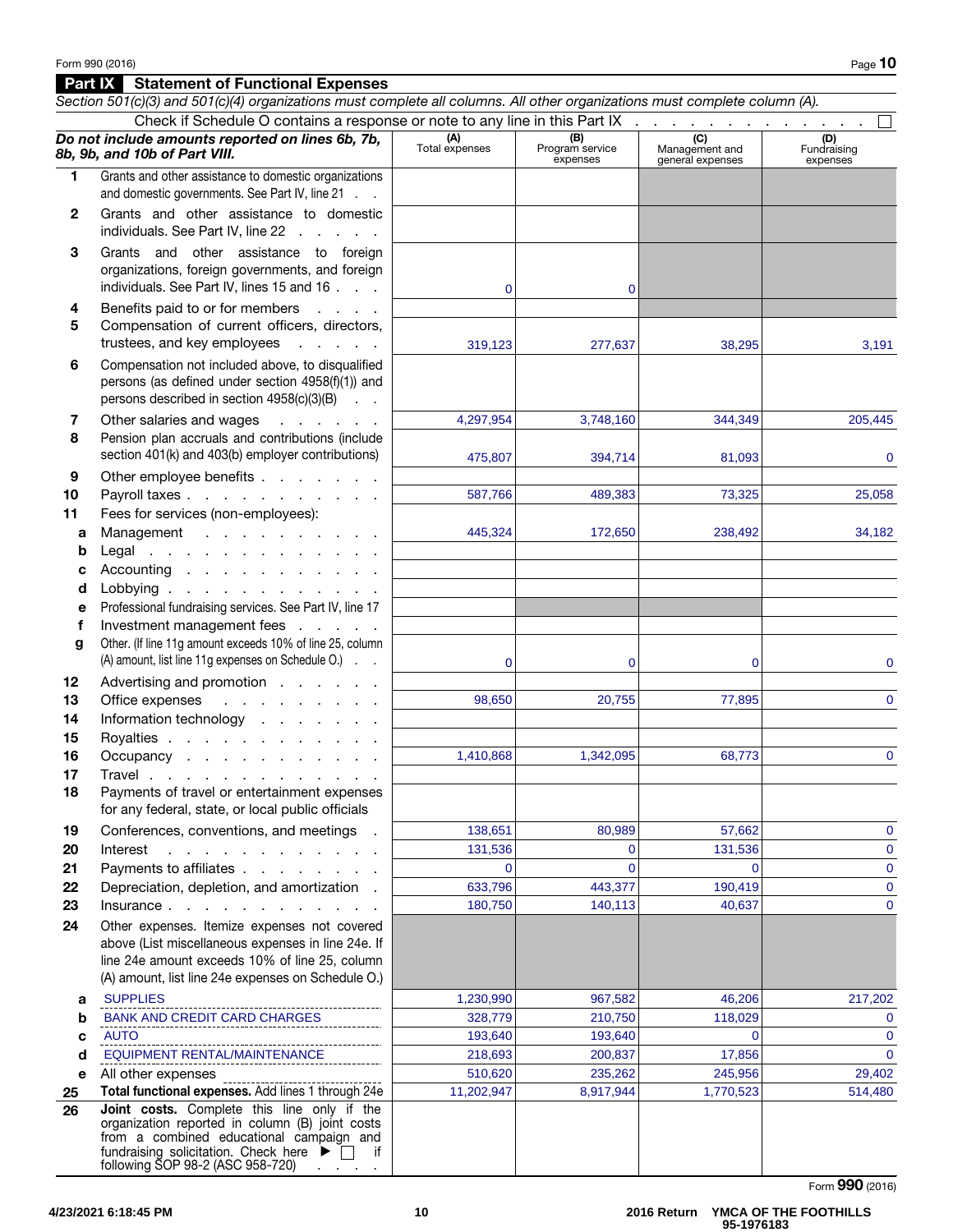Form 990 (2016)

## Part IX Statement of Functional Expenses

*Section 501(c)(3) and 501(c)(4) organizations must complete all columns. All other organizations must complete column (A).*

Check if Schedule O contains a response or note to any line in this Part IX . . . . . . . . . . . . . . ☐

| | ***Do not include amounts reported on lines 6b, 7b, 8b, 9b, and 10b of Part VIII.*** | (A) Total expenses | (B) Program service expenses | (C) Management and general expenses | (D) Fundraising expenses |
|---|---|---|---|---|---|
| 1 | Grants and other assistance to domestic organizations and domestic governments. See Part IV, line 21 . . | | | | |
| 2 | Grants and other assistance to domestic individuals. See Part IV, line 22 . . . . . | | | | |
| 3 | Grants and other assistance to foreign organizations, foreign governments, and foreign individuals. See Part IV, lines 15 and 16 . . . | 0 | 0 | | |
| 4 | Benefits paid to or for members . . . . | | | | |
| 5 | Compensation of current officers, directors, trustees, and key employees . . . . . | 319,123 | 277,637 | 38,295 | 3,191 |
| 6 | Compensation not included above, to disqualified persons (as defined under section 4958(f)(1)) and persons described in section 4958(c)(3)(B) . . | | | | |
| 7 | Other salaries and wages . . . . . . | 4,297,954 | 3,748,160 | 344,349 | 205,445 |
| 8 | Pension plan accruals and contributions (include section 401(k) and 403(b) employer contributions) | 475,807 | 394,714 | 81,093 | 0 |
| 9 | Other employee benefits . . . . . . . | | | | |
| 10 | Payroll taxes . . . . . . . . . . . | 587,766 | 489,383 | 73,325 | 25,058 |
| 11 | Fees for services (non-employees): | | | | |
| a | Management . . . . . . . . . . | 445,324 | 172,650 | 238,492 | 34,182 |
| b | Legal . . . . . . . . . . . . . | | | | |
| c | Accounting . . . . . . . . . . . | | | | |
| d | Lobbying . . . . . . . . . . . . | | | | |
| e | Professional fundraising services. See Part IV, line 17 | | | | |
| f | Investment management fees . . . . . | | | | |
| g | Other. (If line 11g amount exceeds 10% of line 25, column (A) amount, list line 11g expenses on Schedule O.) . . | 0 | 0 | 0 | 0 |
| 12 | Advertising and promotion . . . . . . | | | | |
| 13 | Office expenses . . . . . . . . . | 98,650 | 20,755 | 77,895 | 0 |
| 14 | Information technology . . . . . . . | | | | |
| 15 | Royalties . . . . . . . . . . . . | | | | |
| 16 | Occupancy . . . . . . . . . . . . | 1,410,868 | 1,342,095 | 68,773 | 0 |
| 17 | Travel . . . . . . . . . . . . . | | | | |
| 18 | Payments of travel or entertainment expenses for any federal, state, or local public officials | | | | |
| 19 | Conferences, conventions, and meetings . | 138,651 | 80,989 | 57,662 | 0 |
| 20 | Interest . . . . . . . . . . . . | 131,536 | 0 | 131,536 | 0 |
| 21 | Payments to affiliates . . . . . . . . | 0 | 0 | 0 | 0 |
| 22 | Depreciation, depletion, and amortization . | 633,796 | 443,377 | 190,419 | 0 |
| 23 | Insurance . . . . . . . . . . . . | 180,750 | 140,113 | 40,637 | 0 |
| 24 | Other expenses. Itemize expenses not covered above (List miscellaneous expenses in line 24e. If line 24e amount exceeds 10% of line 25, column (A) amount, list line 24e expenses on Schedule O.) | | | | |
| a | SUPPLIES | 1,230,990 | 967,582 | 46,206 | 217,202 |
| b | BANK AND CREDIT CARD CHARGES | 328,779 | 210,750 | 118,029 | 0 |
| c | AUTO | 193,640 | 193,640 | 0 | 0 |
| d | EQUIPMENT RENTAL/MAINTENANCE | 218,693 | 200,837 | 17,856 | 0 |
| e | All other expenses | 510,620 | 235,262 | 245,956 | 29,402 |
| 25 | **Total functional expenses.** Add lines 1 through 24e | 11,202,947 | 8,917,944 | 1,770,523 | 514,480 |
| 26 | **Joint costs.** Complete this line only if the organization reported in column (B) joint costs from a combined educational campaign and fundraising solicitation. Check here ▶ ☐ if following SOP 98-2 (ASC 958-720) . . . . | | | | |

Form **990** (2016)

4/23/2021 6:18:45 PM 2016 Return YMCA OF THE FOOTHILLS 95-1976183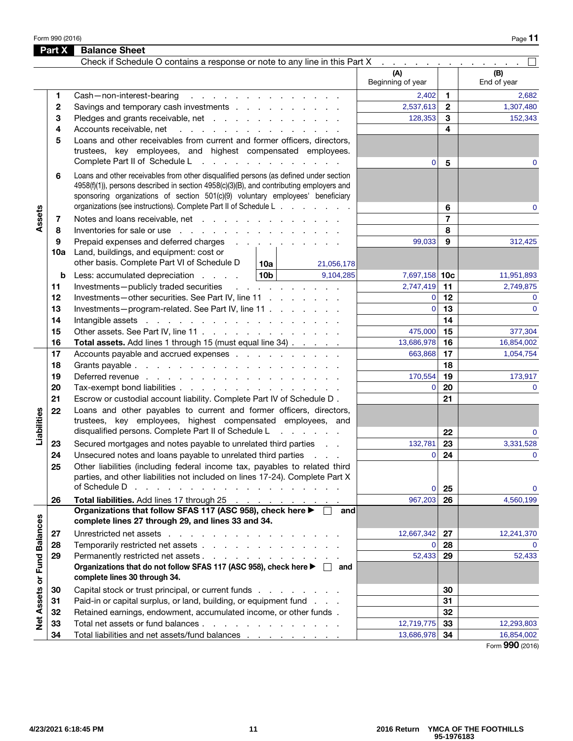## Part X Balance Sheet

Check if Schedule O contains a response or note to any line in this Part X . . . . . . . . . . . . . ☐

| Section | Line | Description | | | (A) Beginning of year | Line | (B) End of year |
|---|---|---|---|---|---|---|---|
| Assets | 1 | Cash—non-interest-bearing | | | 2,402 | 1 | 2,682 |
| | 2 | Savings and temporary cash investments | | | 2,537,613 | 2 | 1,307,480 |
| | 3 | Pledges and grants receivable, net | | | 128,353 | 3 | 152,343 |
| | 4 | Accounts receivable, net | | | | 4 | |
| | 5 | Loans and other receivables from current and former officers, directors, trustees, key employees, and highest compensated employees. Complete Part II of Schedule L | | | 0 | 5 | 0 |
| | 6 | Loans and other receivables from other disqualified persons (as defined under section 4958(f)(1)), persons described in section 4958(c)(3)(B), and contributing employers and sponsoring organizations of section 501(c)(9) voluntary employees' beneficiary organizations (see instructions). Complete Part II of Schedule L | | | | 6 | 0 |
| | 7 | Notes and loans receivable, net | | | | 7 | |
| | 8 | Inventories for sale or use | | | | 8 | |
| | 9 | Prepaid expenses and deferred charges | | | 99,033 | 9 | 312,425 |
| | 10a | Land, buildings, and equipment: cost or other basis. Complete Part VI of Schedule D | 10a | 21,056,178 | | | |
| | b | Less: accumulated depreciation | 10b | 9,104,285 | 7,697,158 | 10c | 11,951,893 |
| | 11 | Investments—publicly traded securities | | | 2,747,419 | 11 | 2,749,875 |
| | 12 | Investments—other securities. See Part IV, line 11 | | | 0 | 12 | 0 |
| | 13 | Investments—program-related. See Part IV, line 11 | | | 0 | 13 | 0 |
| | 14 | Intangible assets | | | | 14 | |
| | 15 | Other assets. See Part IV, line 11 | | | 475,000 | 15 | 377,304 |
| | 16 | **Total assets.** Add lines 1 through 15 (must equal line 34) | | | 13,686,978 | 16 | 16,854,002 |
| Liabilities | 17 | Accounts payable and accrued expenses | | | 663,868 | 17 | 1,054,754 |
| | 18 | Grants payable | | | | 18 | |
| | 19 | Deferred revenue | | | 170,554 | 19 | 173,917 |
| | 20 | Tax-exempt bond liabilities | | | 0 | 20 | 0 |
| | 21 | Escrow or custodial account liability. Complete Part IV of Schedule D | | | | 21 | |
| | 22 | Loans and other payables to current and former officers, directors, trustees, key employees, highest compensated employees, and disqualified persons. Complete Part II of Schedule L | | | | 22 | 0 |
| | 23 | Secured mortgages and notes payable to unrelated third parties | | | 132,781 | 23 | 3,331,528 |
| | 24 | Unsecured notes and loans payable to unrelated third parties | | | 0 | 24 | 0 |
| | 25 | Other liabilities (including federal income tax, payables to related third parties, and other liabilities not included on lines 17-24). Complete Part X of Schedule D | | | 0 | 25 | 0 |
| | 26 | **Total liabilities.** Add lines 17 through 25 | | | 967,203 | 26 | 4,560,199 |
| Net Assets or Fund Balances | | **Organizations that follow SFAS 117 (ASC 958), check here ▶ ☐ and complete lines 27 through 29, and lines 33 and 34.** | | | | | |
| | 27 | Unrestricted net assets | | | 12,667,342 | 27 | 12,241,370 |
| | 28 | Temporarily restricted net assets | | | 0 | 28 | 0 |
| | 29 | Permanently restricted net assets | | | 52,433 | 29 | 52,433 |
| | | **Organizations that do not follow SFAS 117 (ASC 958), check here ▶ ☐ and complete lines 30 through 34.** | | | | | |
| | 30 | Capital stock or trust principal, or current funds | | | | 30 | |
| | 31 | Paid-in or capital surplus, or land, building, or equipment fund | | | | 31 | |
| | 32 | Retained earnings, endowment, accumulated income, or other funds | | | | 32 | |
| | 33 | Total net assets or fund balances | | | 12,719,775 | 33 | 12,293,803 |
| | 34 | Total liabilities and net assets/fund balances | | | 13,686,978 | 34 | 16,854,002 |

Form **990** (2016)

4/23/2021 6:18:45 PM | 2016 Return YMCA OF THE FOOTHILLS 95-1976183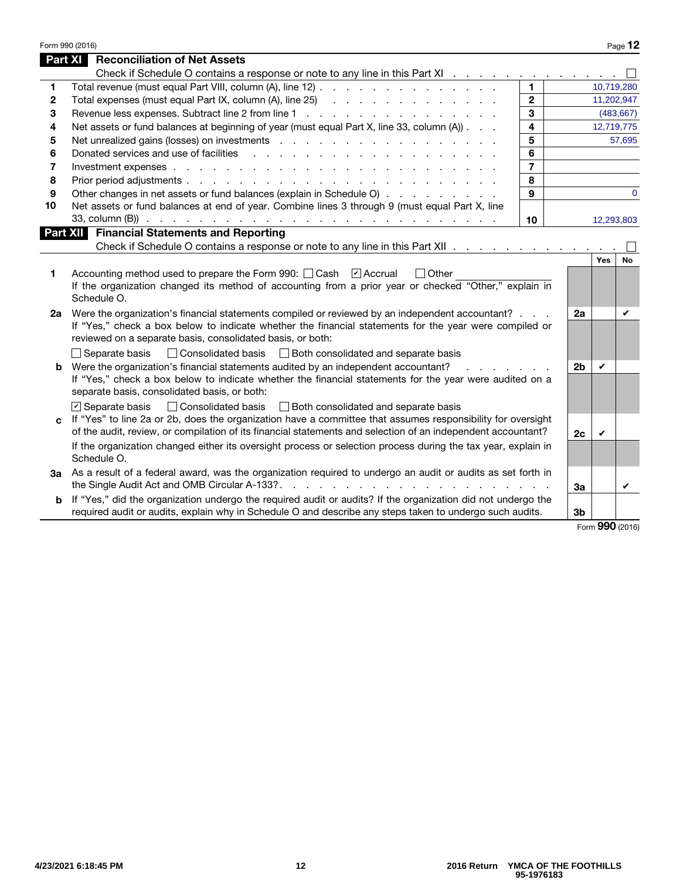Form 990 (2016)

## Part XI Reconciliation of Net Assets

Check if Schedule O contains a response or note to any line in this Part XI . . . . . . . . . . . . . . ☐

| | | | |
|---|---|---|---|
| 1 | Total revenue (must equal Part VIII, column (A), line 12) | 1 | 10,719,280 |
| 2 | Total expenses (must equal Part IX, column (A), line 25) | 2 | 11,202,947 |
| 3 | Revenue less expenses. Subtract line 2 from line 1 | 3 | (483,667) |
| 4 | Net assets or fund balances at beginning of year (must equal Part X, line 33, column (A)) | 4 | 12,719,775 |
| 5 | Net unrealized gains (losses) on investments | 5 | 57,695 |
| 6 | Donated services and use of facilities | 6 | |
| 7 | Investment expenses | 7 | |
| 8 | Prior period adjustments | 8 | |
| 9 | Other changes in net assets or fund balances (explain in Schedule O) | 9 | 0 |
| 10 | Net assets or fund balances at end of year. Combine lines 3 through 9 (must equal Part X, line 33, column (B)) | 10 | 12,293,803 |

## Part XII Financial Statements and Reporting

Check if Schedule O contains a response or note to any line in this Part XII . . . . . . . . . . . . . . ☐

| | | | Yes | No |
|---|---|---|---|---|
| 1 | Accounting method used to prepare the Form 990: ☐ Cash ☑ Accrual ☐ Other<br>If the organization changed its method of accounting from a prior year or checked "Other," explain in Schedule O. | | | |
| 2a | Were the organization's financial statements compiled or reviewed by an independent accountant?<br>If "Yes," check a box below to indicate whether the financial statements for the year were compiled or reviewed on a separate basis, consolidated basis, or both:<br>☐ Separate basis ☐ Consolidated basis ☐ Both consolidated and separate basis | 2a | | ✔ |
| b | Were the organization's financial statements audited by an independent accountant?<br>If "Yes," check a box below to indicate whether the financial statements for the year were audited on a separate basis, consolidated basis, or both:<br>☑ Separate basis ☐ Consolidated basis ☐ Both consolidated and separate basis | 2b | ✔ | |
| c | If "Yes" to line 2a or 2b, does the organization have a committee that assumes responsibility for oversight of the audit, review, or compilation of its financial statements and selection of an independent accountant?<br>If the organization changed either its oversight process or selection process during the tax year, explain in Schedule O. | 2c | ✔ | |
| 3a | As a result of a federal award, was the organization required to undergo an audit or audits as set forth in the Single Audit Act and OMB Circular A-133? | 3a | | ✔ |
| b | If "Yes," did the organization undergo the required audit or audits? If the organization did not undergo the required audit or audits, explain why in Schedule O and describe any steps taken to undergo such audits. | 3b | | |

Form **990** (2016)

4/23/2021 6:18:45 PM — 2016 Return YMCA OF THE FOOTHILLS 95-1976183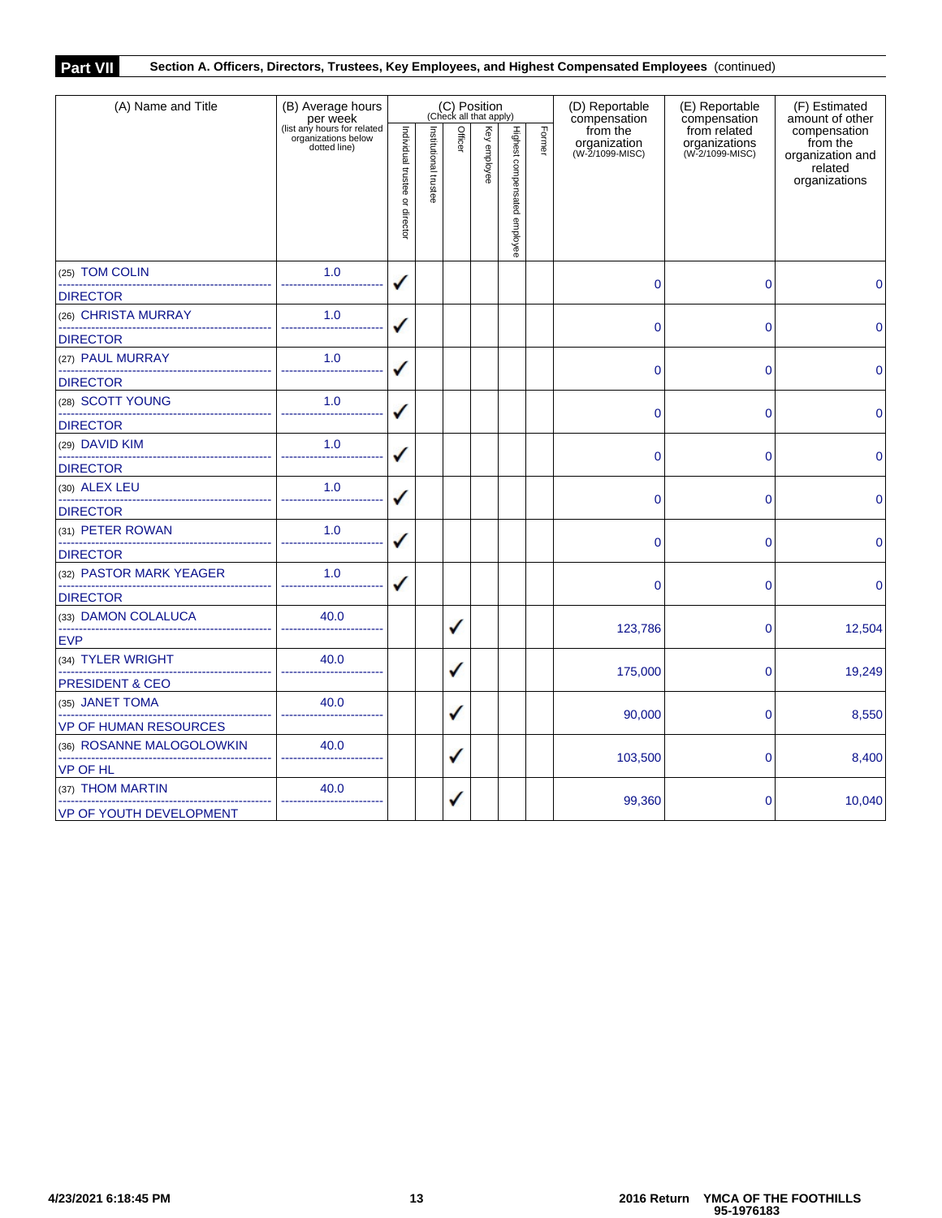**Part VII** **Section A. Officers, Directors, Trustees, Key Employees, and Highest Compensated Employees** (continued)

| (A) Name and Title | (B) Average hours per week (list any hours for related organizations below dotted line) | (C) Position (Check all that apply) Individual trustee or director | Institutional trustee | Officer | Key employee | Highest compensated employee | Former | (D) Reportable compensation from the organization (W-2/1099-MISC) | (E) Reportable compensation from related organizations (W-2/1099-MISC) | (F) Estimated amount of other compensation from the organization and related organizations |
|---|---|---|---|---|---|---|---|---|---|---|
| (25) TOM COLIN<br>DIRECTOR | 1.0 | ✓ | | | | | | 0 | 0 | 0 |
| (26) CHRISTA MURRAY<br>DIRECTOR | 1.0 | ✓ | | | | | | 0 | 0 | 0 |
| (27) PAUL MURRAY<br>DIRECTOR | 1.0 | ✓ | | | | | | 0 | 0 | 0 |
| (28) SCOTT YOUNG<br>DIRECTOR | 1.0 | ✓ | | | | | | 0 | 0 | 0 |
| (29) DAVID KIM<br>DIRECTOR | 1.0 | ✓ | | | | | | 0 | 0 | 0 |
| (30) ALEX LEU<br>DIRECTOR | 1.0 | ✓ | | | | | | 0 | 0 | 0 |
| (31) PETER ROWAN<br>DIRECTOR | 1.0 | ✓ | | | | | | 0 | 0 | 0 |
| (32) PASTOR MARK YEAGER<br>DIRECTOR | 1.0 | ✓ | | | | | | 0 | 0 | 0 |
| (33) DAMON COLALUCA<br>EVP | 40.0 | | | ✓ | | | | 123,786 | 0 | 12,504 |
| (34) TYLER WRIGHT<br>PRESIDENT & CEO | 40.0 | | | ✓ | | | | 175,000 | 0 | 19,249 |
| (35) JANET TOMA<br>VP OF HUMAN RESOURCES | 40.0 | | | ✓ | | | | 90,000 | 0 | 8,550 |
| (36) ROSANNE MALOGOLOWKIN<br>VP OF HL | 40.0 | | | ✓ | | | | 103,500 | 0 | 8,400 |
| (37) THOM MARTIN<br>VP OF YOUTH DEVELOPMENT | 40.0 | | | ✓ | | | | 99,360 | 0 | 10,040 |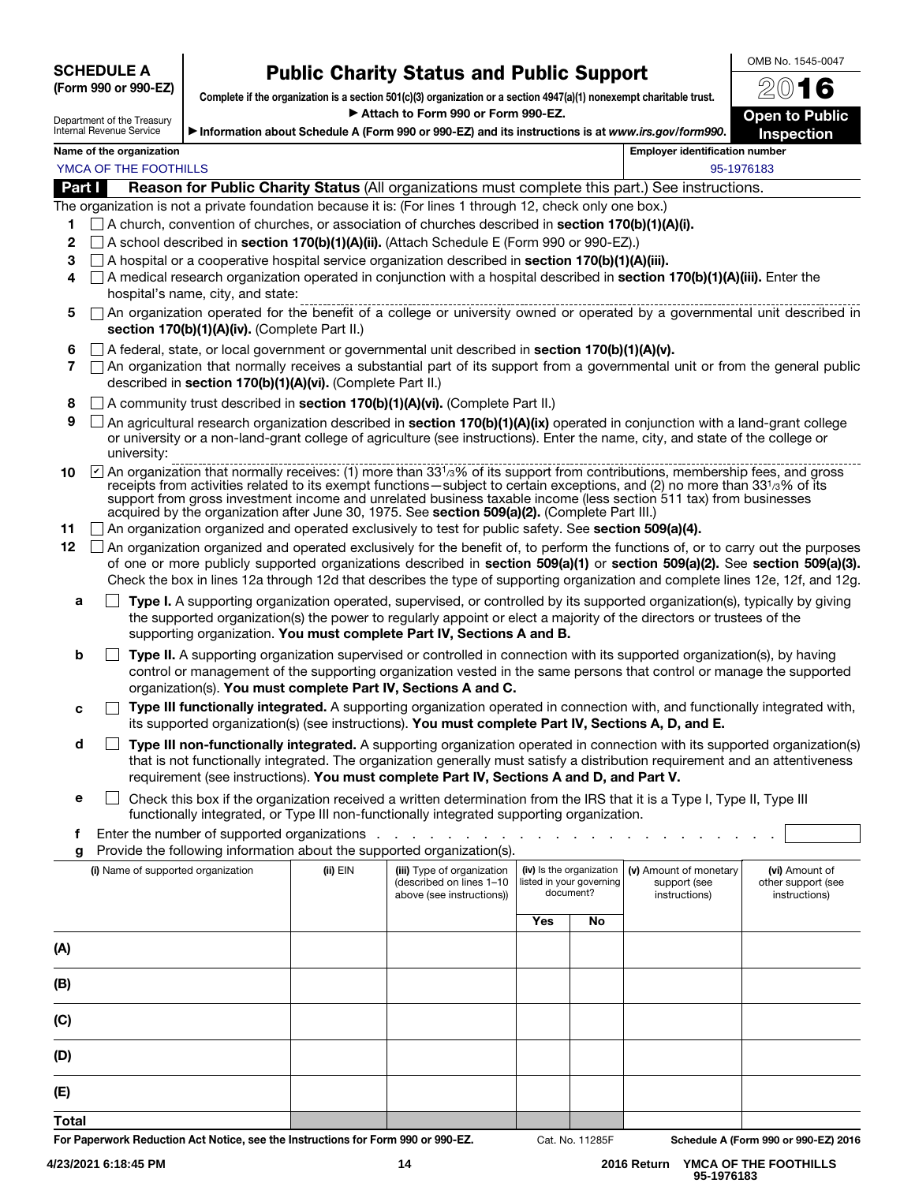**SCHEDULE A**
**(Form 990 or 990-EZ)**

Department of the Treasury
Internal Revenue Service

# Public Charity Status and Public Support

**Complete if the organization is a section 501(c)(3) organization or a section 4947(a)(1) nonexempt charitable trust.**

▶ **Attach to Form 990 or Form 990-EZ.**

▶ **Information about Schedule A (Form 990 or 990-EZ) and its instructions is at *www.irs.gov/form990*.**

OMB No. 1545-0047

**2016**

**Open to Public Inspection**

| Name of the organization | Employer identification number |
|---|---|
| YMCA OF THE FOOTHILLS | 95-1976183 |

## Part I — Reason for Public Charity Status (All organizations must complete this part.) See instructions.

The organization is not a private foundation because it is: (For lines 1 through 12, check only one box.)

1. ☐ A church, convention of churches, or association of churches described in **section 170(b)(1)(A)(i).**
2. ☐ A school described in **section 170(b)(1)(A)(ii).** (Attach Schedule E (Form 990 or 990-EZ).)
3. ☐ A hospital or a cooperative hospital service organization described in **section 170(b)(1)(A)(iii).**
4. ☐ A medical research organization operated in conjunction with a hospital described in **section 170(b)(1)(A)(iii).** Enter the hospital's name, city, and state:
5. ☐ An organization operated for the benefit of a college or university owned or operated by a governmental unit described in **section 170(b)(1)(A)(iv).** (Complete Part II.)
6. ☐ A federal, state, or local government or governmental unit described in **section 170(b)(1)(A)(v).**
7. ☐ An organization that normally receives a substantial part of its support from a governmental unit or from the general public described in **section 170(b)(1)(A)(vi).** (Complete Part II.)
8. ☐ A community trust described in **section 170(b)(1)(A)(vi).** (Complete Part II.)
9. ☐ An agricultural research organization described in **section 170(b)(1)(A)(ix)** operated in conjunction with a land-grant college or university or a non-land-grant college of agriculture (see instructions). Enter the name, city, and state of the college or university:
10. ☑ An organization that normally receives: (1) more than 33 1/3% of its support from contributions, membership fees, and gross receipts from activities related to its exempt functions—subject to certain exceptions, and (2) no more than 33 1/3% of its support from gross investment income and unrelated business taxable income (less section 511 tax) from businesses acquired by the organization after June 30, 1975. See **section 509(a)(2).** (Complete Part III.)
11. ☐ An organization organized and operated exclusively to test for public safety. See **section 509(a)(4).**
12. ☐ An organization organized and operated exclusively for the benefit of, to perform the functions of, or to carry out the purposes of one or more publicly supported organizations described in **section 509(a)(1)** or **section 509(a)(2).** See **section 509(a)(3).** Check the box in lines 12a through 12d that describes the type of supporting organization and complete lines 12e, 12f, and 12g.

**a** ☐ **Type I.** A supporting organization operated, supervised, or controlled by its supported organization(s), typically by giving the supported organization(s) the power to regularly appoint or elect a majority of the directors or trustees of the supporting organization. **You must complete Part IV, Sections A and B.**

**b** ☐ **Type II.** A supporting organization supervised or controlled in connection with its supported organization(s), by having control or management of the supporting organization vested in the same persons that control or manage the supported organization(s). **You must complete Part IV, Sections A and C.**

**c** ☐ **Type III functionally integrated.** A supporting organization operated in connection with, and functionally integrated with, its supported organization(s) (see instructions). **You must complete Part IV, Sections A, D, and E.**

**d** ☐ **Type III non-functionally integrated.** A supporting organization operated in connection with its supported organization(s) that is not functionally integrated. The organization generally must satisfy a distribution requirement and an attentiveness requirement (see instructions). **You must complete Part IV, Sections A and D, and Part V.**

**e** ☐ Check this box if the organization received a written determination from the IRS that it is a Type I, Type II, Type III functionally integrated, or Type III non-functionally integrated supporting organization.

**f** Enter the number of supported organizations . . . . . . . . . . . . . . . . . . . . . . . .

**g** Provide the following information about the supported organization(s).

| (i) Name of supported organization | (ii) EIN | (iii) Type of organization (described on lines 1–10 above (see instructions)) | (iv) Is the organization listed in your governing document? | | (v) Amount of monetary support (see instructions) | (vi) Amount of other support (see instructions) |
|---|---|---|---|---|---|---|
| | | | Yes | No | | |
| (A) | | | | | | |
| (B) | | | | | | |
| (C) | | | | | | |
| (D) | | | | | | |
| (E) | | | | | | |
| Total | | | | | | |

For Paperwork Reduction Act Notice, see the Instructions for Form 990 or 990-EZ. Cat. No. 11285F Schedule A (Form 990 or 990-EZ) 2016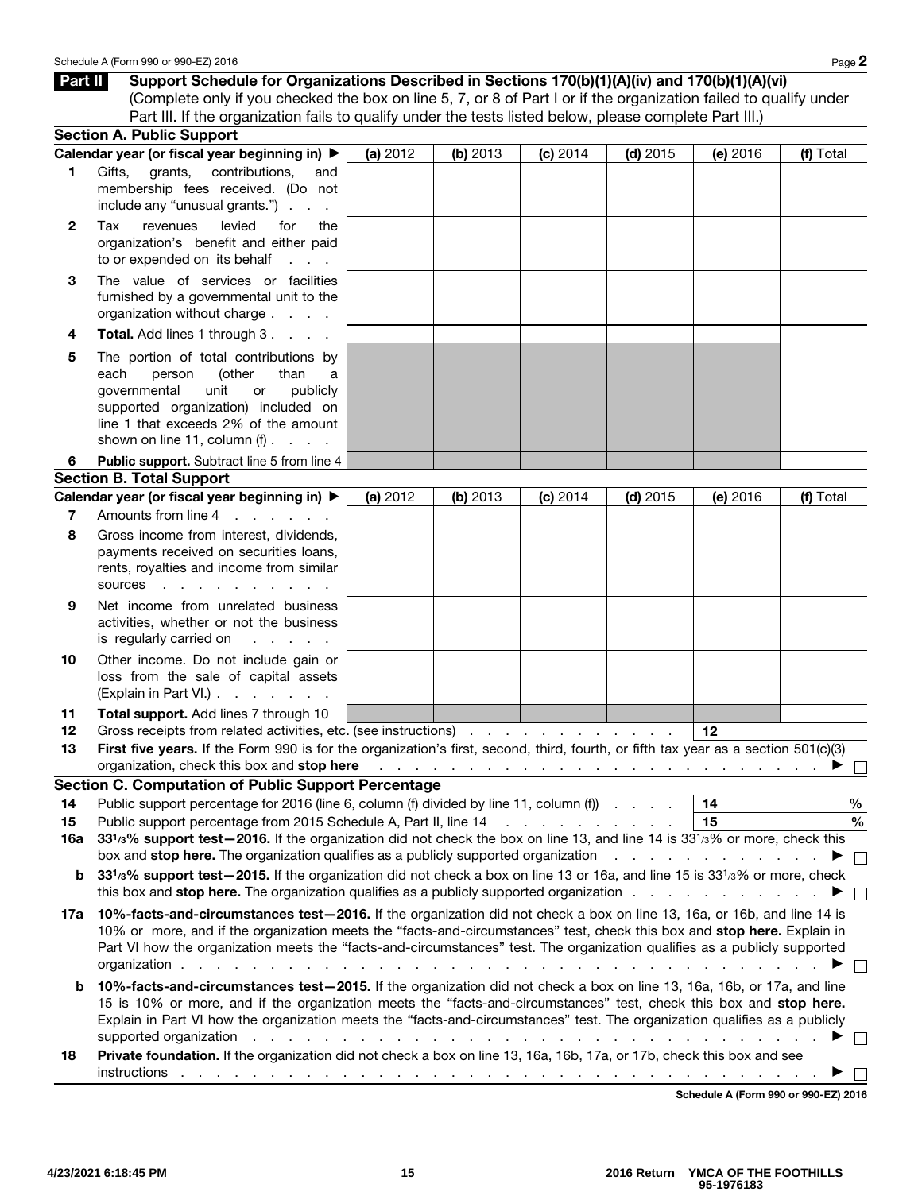## Part II Support Schedule for Organizations Described in Sections 170(b)(1)(A)(iv) and 170(b)(1)(A)(vi)

(Complete only if you checked the box on line 5, 7, or 8 of Part I or if the organization failed to qualify under Part III. If the organization fails to qualify under the tests listed below, please complete Part III.)

### Section A. Public Support

| Calendar year (or fiscal year beginning in) ▶ | (a) 2012 | (b) 2013 | (c) 2014 | (d) 2015 | (e) 2016 | (f) Total |
|---|---|---|---|---|---|---|
| **1** Gifts, grants, contributions, and membership fees received. (Do not include any "unusual grants.") | | | | | | |
| **2** Tax revenues levied for the organization's benefit and either paid to or expended on its behalf | | | | | | |
| **3** The value of services or facilities furnished by a governmental unit to the organization without charge | | | | | | |
| **4** **Total.** Add lines 1 through 3 | | | | | | |
| **5** The portion of total contributions by each person (other than a governmental unit or publicly supported organization) included on line 1 that exceeds 2% of the amount shown on line 11, column (f) | | | | | | |
| **6** **Public support.** Subtract line 5 from line 4 | | | | | | |

### Section B. Total Support

| Calendar year (or fiscal year beginning in) ▶ | (a) 2012 | (b) 2013 | (c) 2014 | (d) 2015 | (e) 2016 | (f) Total |
|---|---|---|---|---|---|---|
| **7** Amounts from line 4 | | | | | | |
| **8** Gross income from interest, dividends, payments received on securities loans, rents, royalties and income from similar sources | | | | | | |
| **9** Net income from unrelated business activities, whether or not the business is regularly carried on | | | | | | |
| **10** Other income. Do not include gain or loss from the sale of capital assets (Explain in Part VI.) | | | | | | |
| **11** **Total support.** Add lines 7 through 10 | | | | | | |

**12** Gross receipts from related activities, etc. (see instructions) . . . **12** ______

**13** **First five years.** If the Form 990 is for the organization's first, second, third, fourth, or fifth tax year as a section 501(c)(3) organization, check this box and **stop here** . . . ▶ ☐

### Section C. Computation of Public Support Percentage

**14** Public support percentage for 2016 (line 6, column (f) divided by line 11, column (f)) . . . **14** ______ %

**15** Public support percentage from 2015 Schedule A, Part II, line 14 . . . **15** ______ %

**16a** **33⅓% support test—2016.** If the organization did not check the box on line 13, and line 14 is 33⅓% or more, check this box and **stop here.** The organization qualifies as a publicly supported organization . . . ▶ ☐

**b** **33⅓% support test—2015.** If the organization did not check a box on line 13 or 16a, and line 15 is 33⅓% or more, check this box and **stop here.** The organization qualifies as a publicly supported organization . . . ▶ ☐

**17a** **10%-facts-and-circumstances test—2016.** If the organization did not check a box on line 13, 16a, or 16b, and line 14 is 10% or more, and if the organization meets the "facts-and-circumstances" test, check this box and **stop here.** Explain in Part VI how the organization meets the "facts-and-circumstances" test. The organization qualifies as a publicly supported organization . . . ▶ ☐

**b** **10%-facts-and-circumstances test—2015.** If the organization did not check a box on line 13, 16a, 16b, or 17a, and line 15 is 10% or more, and if the organization meets the "facts-and-circumstances" test, check this box and **stop here.** Explain in Part VI how the organization meets the "facts-and-circumstances" test. The organization qualifies as a publicly supported organization . . . ▶ ☐

**18** **Private foundation.** If the organization did not check a box on line 13, 16a, 16b, 17a, or 17b, check this box and see instructions . . . ▶ ☐

**Schedule A (Form 990 or 990-EZ) 2016**

4/23/2021 6:18:45 PM — 2016 Return YMCA OF THE FOOTHILLS 95-1976183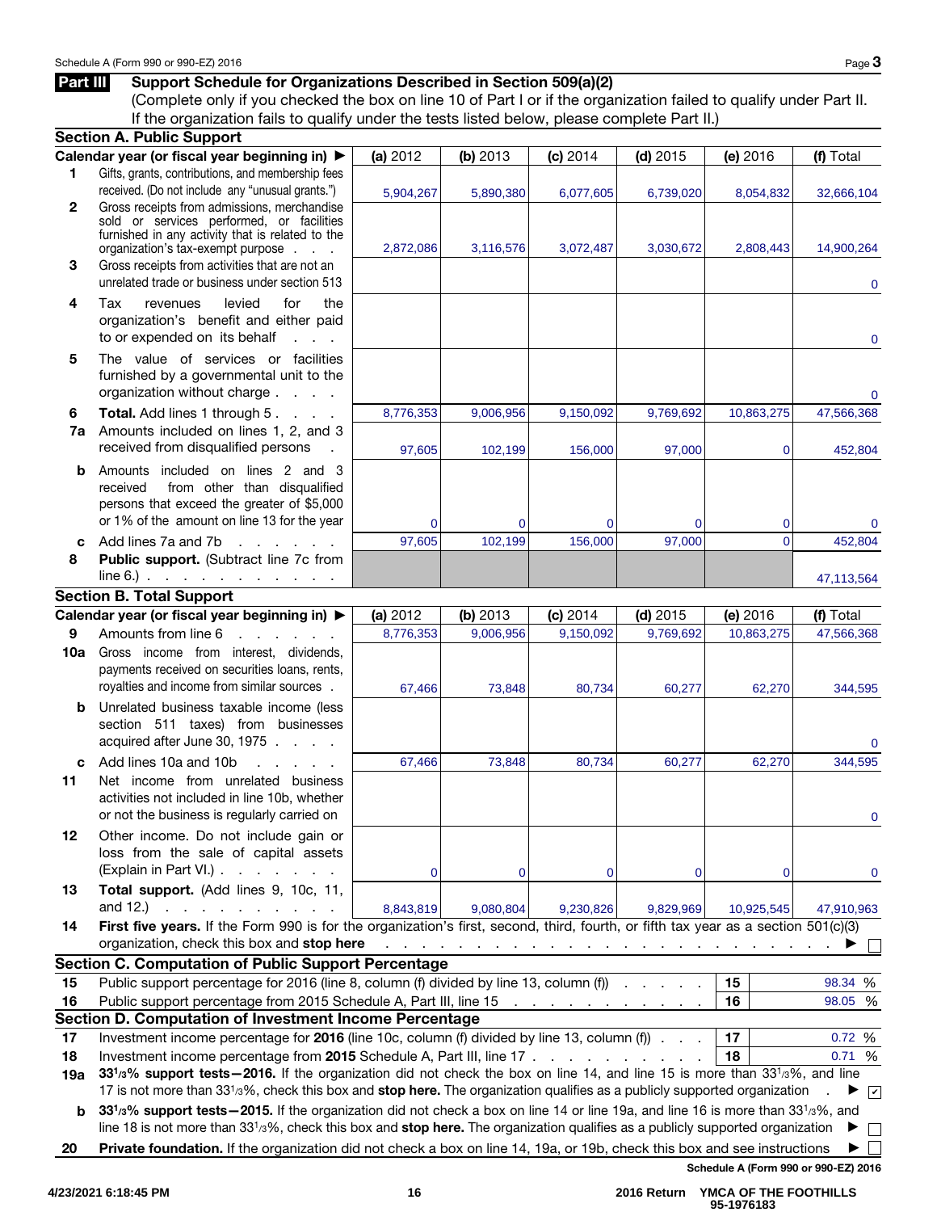## Part III Support Schedule for Organizations Described in Section 509(a)(2)

(Complete only if you checked the box on line 10 of Part I or if the organization failed to qualify under Part II. If the organization fails to qualify under the tests listed below, please complete Part II.)

### Section A. Public Support

| | Calendar year (or fiscal year beginning in) ▶ | (a) 2012 | (b) 2013 | (c) 2014 | (d) 2015 | (e) 2016 | (f) Total |
|---|---|---|---|---|---|---|---|
| 1 | Gifts, grants, contributions, and membership fees received. (Do not include any "unusual grants.") | 5,904,267 | 5,890,380 | 6,077,605 | 6,739,020 | 8,054,832 | 32,666,104 |
| 2 | Gross receipts from admissions, merchandise sold or services performed, or facilities furnished in any activity that is related to the organization's tax-exempt purpose | 2,872,086 | 3,116,576 | 3,072,487 | 3,030,672 | 2,808,443 | 14,900,264 |
| 3 | Gross receipts from activities that are not an unrelated trade or business under section 513 | | | | | | 0 |
| 4 | Tax revenues levied for the organization's benefit and either paid to or expended on its behalf | | | | | | 0 |
| 5 | The value of services or facilities furnished by a governmental unit to the organization without charge | | | | | | 0 |
| 6 | **Total.** Add lines 1 through 5 | 8,776,353 | 9,006,956 | 9,150,092 | 9,769,692 | 10,863,275 | 47,566,368 |
| 7a | Amounts included on lines 1, 2, and 3 received from disqualified persons | 97,605 | 102,199 | 156,000 | 97,000 | 0 | 452,804 |
| b | Amounts included on lines 2 and 3 received from other than disqualified persons that exceed the greater of $5,000 or 1% of the amount on line 13 for the year | 0 | 0 | 0 | 0 | 0 | 0 |
| c | Add lines 7a and 7b | 97,605 | 102,199 | 156,000 | 97,000 | 0 | 452,804 |
| 8 | **Public support.** (Subtract line 7c from line 6.) | | | | | | 47,113,564 |

### Section B. Total Support

| | Calendar year (or fiscal year beginning in) ▶ | (a) 2012 | (b) 2013 | (c) 2014 | (d) 2015 | (e) 2016 | (f) Total |
|---|---|---|---|---|---|---|---|
| 9 | Amounts from line 6 | 8,776,353 | 9,006,956 | 9,150,092 | 9,769,692 | 10,863,275 | 47,566,368 |
| 10a | Gross income from interest, dividends, payments received on securities loans, rents, royalties and income from similar sources | 67,466 | 73,848 | 80,734 | 60,277 | 62,270 | 344,595 |
| b | Unrelated business taxable income (less section 511 taxes) from businesses acquired after June 30, 1975 | | | | | | 0 |
| c | Add lines 10a and 10b | 67,466 | 73,848 | 80,734 | 60,277 | 62,270 | 344,595 |
| 11 | Net income from unrelated business activities not included in line 10b, whether or not the business is regularly carried on | | | | | | 0 |
| 12 | Other income. Do not include gain or loss from the sale of capital assets (Explain in Part VI.) | 0 | 0 | 0 | 0 | 0 | 0 |
| 13 | **Total support.** (Add lines 9, 10c, 11, and 12.) | 8,843,819 | 9,080,804 | 9,230,826 | 9,829,969 | 10,925,545 | 47,910,963 |

**14** **First five years.** If the Form 990 is for the organization's first, second, third, fourth, or fifth tax year as a section 501(c)(3) organization, check this box and **stop here** ▶ ☐

### Section C. Computation of Public Support Percentage

| | | | |
|---|---|---|---|
| 15 | Public support percentage for 2016 (line 8, column (f) divided by line 13, column (f)) | 15 | 98.34 % |
| 16 | Public support percentage from 2015 Schedule A, Part III, line 15 | 16 | 98.05 % |

### Section D. Computation of Investment Income Percentage

| | | | |
|---|---|---|---|
| 17 | Investment income percentage for **2016** (line 10c, column (f) divided by line 13, column (f)) | 17 | 0.72 % |
| 18 | Investment income percentage from **2015** Schedule A, Part III, line 17 | 18 | 0.71 % |

**19a** **33 1/3% support tests—2016.** If the organization did not check the box on line 14, and line 15 is more than 33 1/3%, and line 17 is not more than 33 1/3%, check this box and **stop here.** The organization qualifies as a publicly supported organization ▶ ☑

**b** **33 1/3% support tests—2015.** If the organization did not check a box on line 14 or line 19a, and line 16 is more than 33 1/3%, and line 18 is not more than 33 1/3%, check this box and **stop here.** The organization qualifies as a publicly supported organization ▶ ☐

**20** **Private foundation.** If the organization did not check a box on line 14, 19a, or 19b, check this box and see instructions ▶ ☐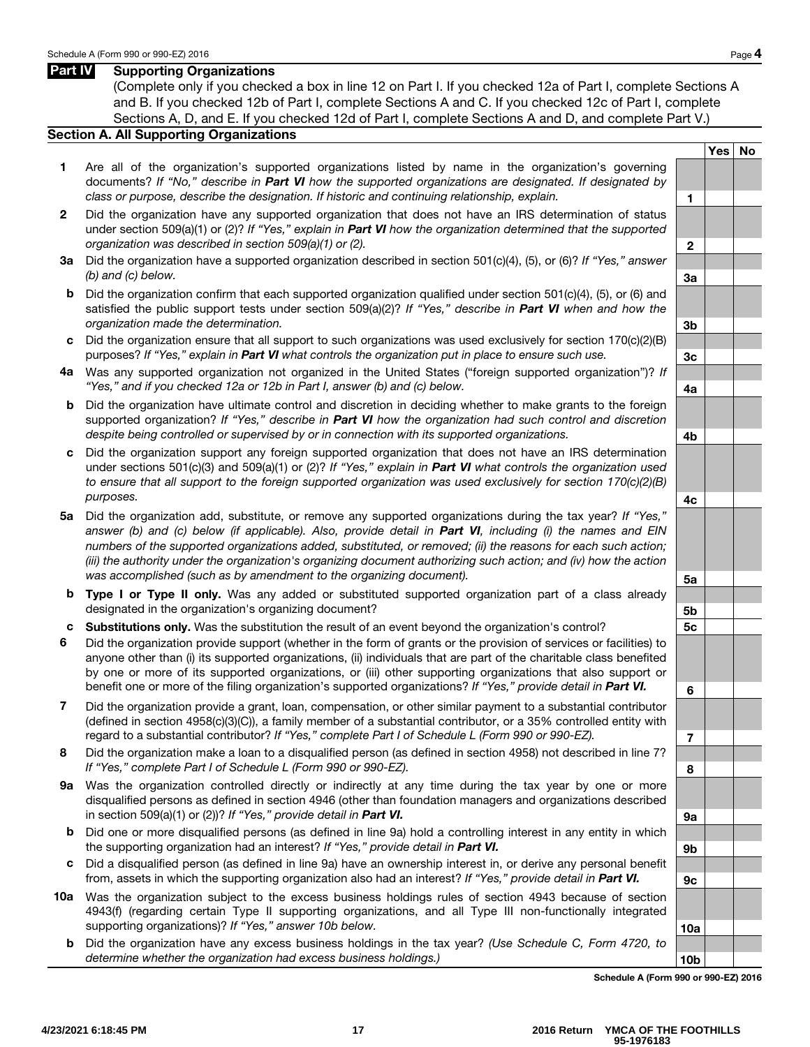## Part IV Supporting Organizations

(Complete only if you checked a box in line 12 on Part I. If you checked 12a of Part I, complete Sections A and B. If you checked 12b of Part I, complete Sections A and C. If you checked 12c of Part I, complete Sections A, D, and E. If you checked 12d of Part I, complete Sections A and D, and complete Part V.)

### Section A. All Supporting Organizations

| | | | Yes | No |
|---|---|---|---|---|
| **1** | Are all of the organization's supported organizations listed by name in the organization's governing documents? *If "No," describe in **Part VI** how the supported organizations are designated. If designated by class or purpose, describe the designation. If historic and continuing relationship, explain.* | 1 | | |
| **2** | Did the organization have any supported organization that does not have an IRS determination of status under section 509(a)(1) or (2)? *If "Yes," explain in **Part VI** how the organization determined that the supported organization was described in section 509(a)(1) or (2).* | 2 | | |
| **3a** | Did the organization have a supported organization described in section 501(c)(4), (5), or (6)? *If "Yes," answer (b) and (c) below.* | 3a | | |
| **b** | Did the organization confirm that each supported organization qualified under section 501(c)(4), (5), or (6) and satisfied the public support tests under section 509(a)(2)? *If "Yes," describe in **Part VI** when and how the organization made the determination.* | 3b | | |
| **c** | Did the organization ensure that all support to such organizations was used exclusively for section 170(c)(2)(B) purposes? *If "Yes," explain in **Part VI** what controls the organization put in place to ensure such use.* | 3c | | |
| **4a** | Was any supported organization not organized in the United States ("foreign supported organization")? *If "Yes," and if you checked 12a or 12b in Part I, answer (b) and (c) below.* | 4a | | |
| **b** | Did the organization have ultimate control and discretion in deciding whether to make grants to the foreign supported organization? *If "Yes," describe in **Part VI** how the organization had such control and discretion despite being controlled or supervised by or in connection with its supported organizations.* | 4b | | |
| **c** | Did the organization support any foreign supported organization that does not have an IRS determination under sections 501(c)(3) and 509(a)(1) or (2)? *If "Yes," explain in **Part VI** what controls the organization used to ensure that all support to the foreign supported organization was used exclusively for section 170(c)(2)(B) purposes.* | 4c | | |
| **5a** | Did the organization add, substitute, or remove any supported organizations during the tax year? *If "Yes," answer (b) and (c) below (if applicable). Also, provide detail in **Part VI**, including (i) the names and EIN numbers of the supported organizations added, substituted, or removed; (ii) the reasons for each such action; (iii) the authority under the organization's organizing document authorizing such action; and (iv) how the action was accomplished (such as by amendment to the organizing document).* | 5a | | |
| **b** | **Type I or Type II only.** Was any added or substituted supported organization part of a class already designated in the organization's organizing document? | 5b | | |
| **c** | **Substitutions only.** Was the substitution the result of an event beyond the organization's control? | 5c | | |
| **6** | Did the organization provide support (whether in the form of grants or the provision of services or facilities) to anyone other than (i) its supported organizations, (ii) individuals that are part of the charitable class benefited by one or more of its supported organizations, or (iii) other supporting organizations that also support or benefit one or more of the filing organization's supported organizations? *If "Yes," provide detail in **Part VI.*** | 6 | | |
| **7** | Did the organization provide a grant, loan, compensation, or other similar payment to a substantial contributor (defined in section 4958(c)(3)(C)), a family member of a substantial contributor, or a 35% controlled entity with regard to a substantial contributor? *If "Yes," complete Part I of Schedule L (Form 990 or 990-EZ).* | 7 | | |
| **8** | Did the organization make a loan to a disqualified person (as defined in section 4958) not described in line 7? *If "Yes," complete Part I of Schedule L (Form 990 or 990-EZ).* | 8 | | |
| **9a** | Was the organization controlled directly or indirectly at any time during the tax year by one or more disqualified persons as defined in section 4946 (other than foundation managers and organizations described in section 509(a)(1) or (2))? *If "Yes," provide detail in **Part VI.*** | 9a | | |
| **b** | Did one or more disqualified persons (as defined in line 9a) hold a controlling interest in any entity in which the supporting organization had an interest? *If "Yes," provide detail in **Part VI.*** | 9b | | |
| **c** | Did a disqualified person (as defined in line 9a) have an ownership interest in, or derive any personal benefit from, assets in which the supporting organization also had an interest? *If "Yes," provide detail in **Part VI.*** | 9c | | |
| **10a** | Was the organization subject to the excess business holdings rules of section 4943 because of section 4943(f) (regarding certain Type II supporting organizations, and all Type III non-functionally integrated supporting organizations)? *If "Yes," answer 10b below.* | 10a | | |
| **b** | Did the organization have any excess business holdings in the tax year? *(Use Schedule C, Form 4720, to determine whether the organization had excess business holdings.)* | 10b | | |

**Schedule A (Form 990 or 990-EZ) 2016**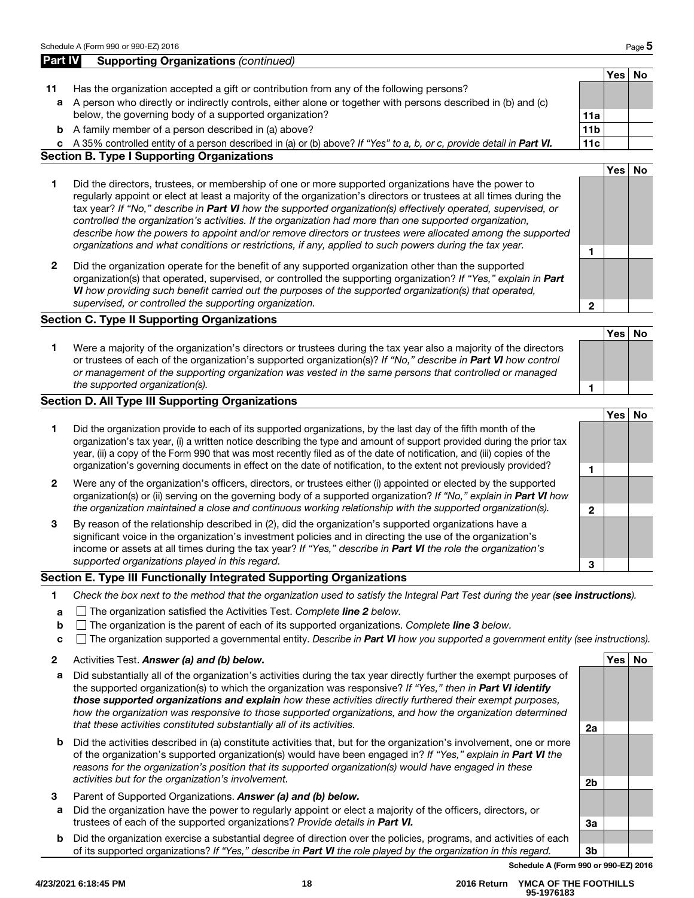## Part IV Supporting Organizations *(continued)*

| | | | Yes | No |
|---|---|---|---|---|
| **11** | Has the organization accepted a gift or contribution from any of the following persons? | | | |
| **a** | A person who directly or indirectly controls, either alone or together with persons described in (b) and (c) below, the governing body of a supported organization? | **11a** | | |
| **b** | A family member of a person described in (a) above? | **11b** | | |
| **c** | A 35% controlled entity of a person described in (a) or (b) above? *If "Yes" to a, b, or c, provide detail in* ***Part VI.*** | **11c** | | |

### Section B. Type I Supporting Organizations

| | | | Yes | No |
|---|---|---|---|---|
| **1** | Did the directors, trustees, or membership of one or more supported organizations have the power to regularly appoint or elect at least a majority of the organization's directors or trustees at all times during the tax year? *If "No," describe in* ***Part VI*** *how the supported organization(s) effectively operated, supervised, or controlled the organization's activities. If the organization had more than one supported organization, describe how the powers to appoint and/or remove directors or trustees were allocated among the supported organizations and what conditions or restrictions, if any, applied to such powers during the tax year.* | **1** | | |
| **2** | Did the organization operate for the benefit of any supported organization other than the supported organization(s) that operated, supervised, or controlled the supporting organization? *If "Yes," explain in* ***Part VI*** *how providing such benefit carried out the purposes of the supported organization(s) that operated, supervised, or controlled the supporting organization.* | **2** | | |

### Section C. Type II Supporting Organizations

| | | | Yes | No |
|---|---|---|---|---|
| **1** | Were a majority of the organization's directors or trustees during the tax year also a majority of the directors or trustees of each of the organization's supported organization(s)? *If "No," describe in* ***Part VI*** *how control or management of the supporting organization was vested in the same persons that controlled or managed the supported organization(s).* | **1** | | |

### Section D. All Type III Supporting Organizations

| | | | Yes | No |
|---|---|---|---|---|
| **1** | Did the organization provide to each of its supported organizations, by the last day of the fifth month of the organization's tax year, (i) a written notice describing the type and amount of support provided during the prior tax year, (ii) a copy of the Form 990 that was most recently filed as of the date of notification, and (iii) copies of the organization's governing documents in effect on the date of notification, to the extent not previously provided? | **1** | | |
| **2** | Were any of the organization's officers, directors, or trustees either (i) appointed or elected by the supported organization(s) or (ii) serving on the governing body of a supported organization? *If "No," explain in* ***Part VI*** *how the organization maintained a close and continuous working relationship with the supported organization(s).* | **2** | | |
| **3** | By reason of the relationship described in (2), did the organization's supported organizations have a significant voice in the organization's investment policies and in directing the use of the organization's income or assets at all times during the tax year? *If "Yes," describe in* ***Part VI*** *the role the organization's supported organizations played in this regard.* | **3** | | |

### Section E. Type III Functionally Integrated Supporting Organizations

**1** *Check the box next to the method that the organization used to satisfy the Integral Part Test during the year (****see instructions****).*

- **a** ☐ The organization satisfied the Activities Test. *Complete* ***line 2*** *below.*
- **b** ☐ The organization is the parent of each of its supported organizations. *Complete* ***line 3*** *below.*
- **c** ☐ The organization supported a governmental entity. *Describe in* ***Part VI*** *how you supported a government entity (see instructions).*

| | | | Yes | No |
|---|---|---|---|---|
| **2** | Activities Test. ***Answer (a) and (b) below.*** | | | |
| **a** | Did substantially all of the organization's activities during the tax year directly further the exempt purposes of the supported organization(s) to which the organization was responsive? *If "Yes," then in* ***Part VI identify those supported organizations and explain*** *how these activities directly furthered their exempt purposes, how the organization was responsive to those supported organizations, and how the organization determined that these activities constituted substantially all of its activities.* | **2a** | | |
| **b** | Did the activities described in (a) constitute activities that, but for the organization's involvement, one or more of the organization's supported organization(s) would have been engaged in? *If "Yes," explain in* ***Part VI*** *the reasons for the organization's position that its supported organization(s) would have engaged in these activities but for the organization's involvement.* | **2b** | | |
| **3** | Parent of Supported Organizations. ***Answer (a) and (b) below.*** | | | |
| **a** | Did the organization have the power to regularly appoint or elect a majority of the officers, directors, or trustees of each of the supported organizations? *Provide details in* ***Part VI.*** | **3a** | | |
| **b** | Did the organization exercise a substantial degree of direction over the policies, programs, and activities of each of its supported organizations? *If "Yes," describe in* ***Part VI*** *the role played by the organization in this regard.* | **3b** | | |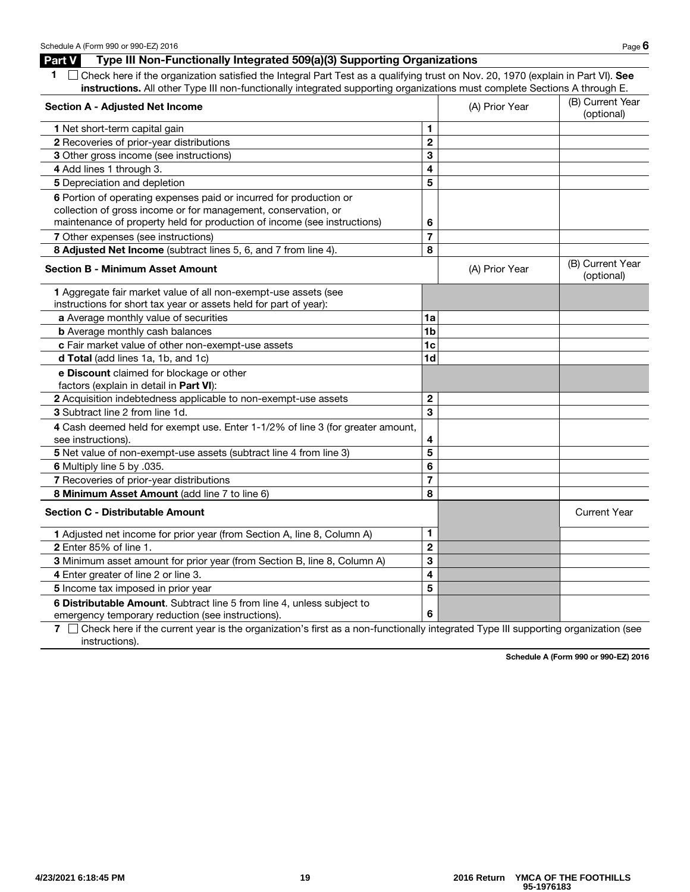## Part V Type III Non-Functionally Integrated 509(a)(3) Supporting Organizations

**1** ☐ Check here if the organization satisfied the Integral Part Test as a qualifying trust on Nov. 20, 1970 (explain in Part VI). **See instructions.** All other Type III non-functionally integrated supporting organizations must complete Sections A through E.

| **Section A - Adjusted Net Income** | | (A) Prior Year | (B) Current Year (optional) |
|---|---|---|---|
| **1** Net short-term capital gain | 1 | | |
| **2** Recoveries of prior-year distributions | 2 | | |
| **3** Other gross income (see instructions) | 3 | | |
| **4** Add lines 1 through 3. | 4 | | |
| **5** Depreciation and depletion | 5 | | |
| **6** Portion of operating expenses paid or incurred for production or collection of gross income or for management, conservation, or maintenance of property held for production of income (see instructions) | 6 | | |
| **7** Other expenses (see instructions) | 7 | | |
| **8 Adjusted Net Income** (subtract lines 5, 6, and 7 from line 4). | 8 | | |

| **Section B - Minimum Asset Amount** | | (A) Prior Year | (B) Current Year (optional) |
|---|---|---|---|
| **1** Aggregate fair market value of all non-exempt-use assets (see instructions for short tax year or assets held for part of year): | | | |
| **a** Average monthly value of securities | 1a | | |
| **b** Average monthly cash balances | 1b | | |
| **c** Fair market value of other non-exempt-use assets | 1c | | |
| **d Total** (add lines 1a, 1b, and 1c) | 1d | | |
| **e Discount** claimed for blockage or other factors (explain in detail in **Part VI**): | | | |
| **2** Acquisition indebtedness applicable to non-exempt-use assets | 2 | | |
| **3** Subtract line 2 from line 1d. | 3 | | |
| **4** Cash deemed held for exempt use. Enter 1-1/2% of line 3 (for greater amount, see instructions). | 4 | | |
| **5** Net value of non-exempt-use assets (subtract line 4 from line 3) | 5 | | |
| **6** Multiply line 5 by .035. | 6 | | |
| **7** Recoveries of prior-year distributions | 7 | | |
| **8 Minimum Asset Amount** (add line 7 to line 6) | 8 | | |

| **Section C - Distributable Amount** | | | Current Year |
|---|---|---|---|
| **1** Adjusted net income for prior year (from Section A, line 8, Column A) | 1 | | |
| **2** Enter 85% of line 1. | 2 | | |
| **3** Minimum asset amount for prior year (from Section B, line 8, Column A) | 3 | | |
| **4** Enter greater of line 2 or line 3. | 4 | | |
| **5** Income tax imposed in prior year | 5 | | |
| **6 Distributable Amount.** Subtract line 5 from line 4, unless subject to emergency temporary reduction (see instructions). | 6 | | |

**7** ☐ Check here if the current year is the organization's first as a non-functionally integrated Type III supporting organization (see instructions).

**Schedule A (Form 990 or 990-EZ) 2016**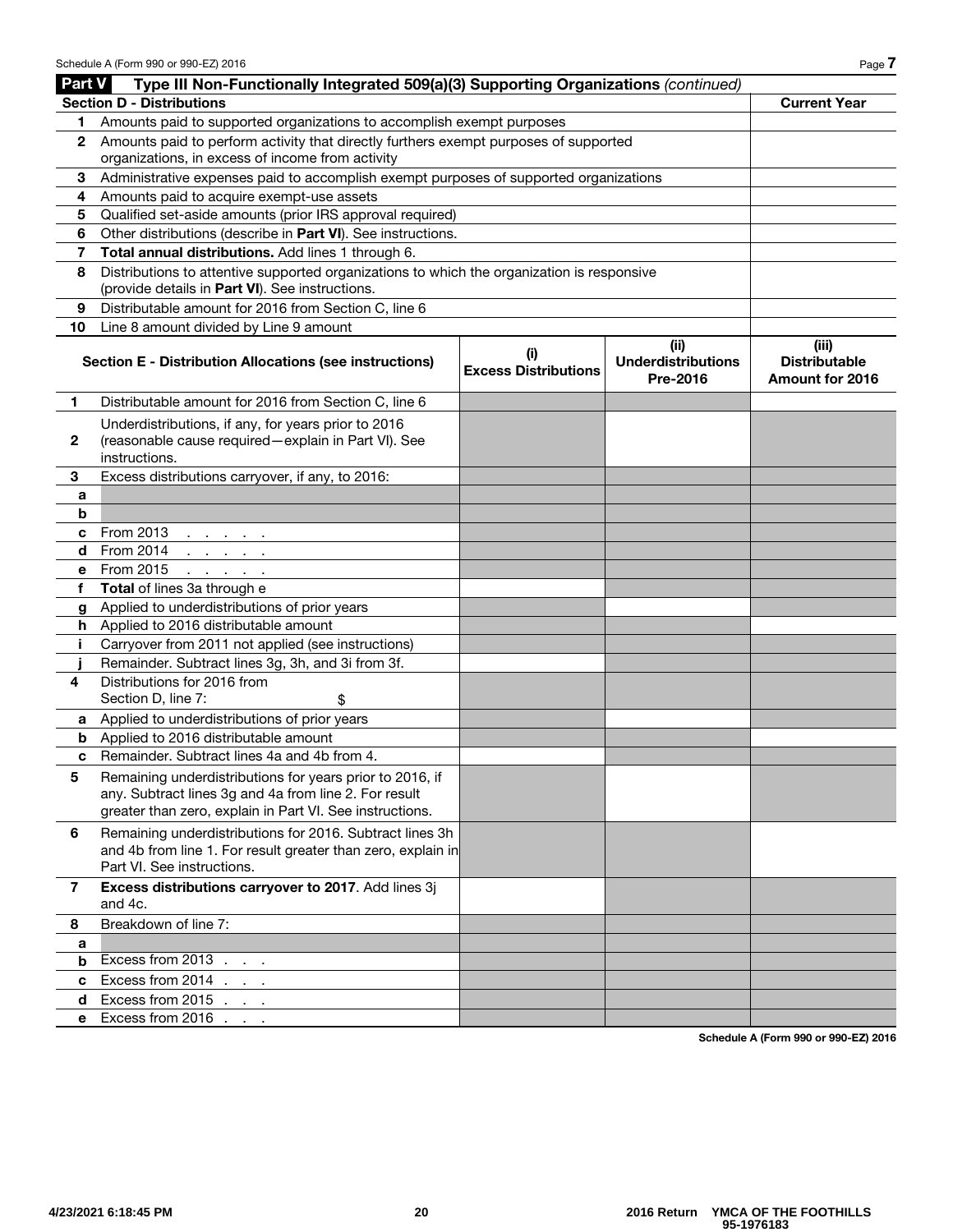## Part V Type III Non-Functionally Integrated 509(a)(3) Supporting Organizations *(continued)*

| Section D - Distributions | | Current Year |
|---|---|---|
| 1 | Amounts paid to supported organizations to accomplish exempt purposes | |
| 2 | Amounts paid to perform activity that directly furthers exempt purposes of supported organizations, in excess of income from activity | |
| 3 | Administrative expenses paid to accomplish exempt purposes of supported organizations | |
| 4 | Amounts paid to acquire exempt-use assets | |
| 5 | Qualified set-aside amounts (prior IRS approval required) | |
| 6 | Other distributions (describe in **Part VI**). See instructions. | |
| 7 | **Total annual distributions.** Add lines 1 through 6. | |
| 8 | Distributions to attentive supported organizations to which the organization is responsive (provide details in **Part VI**). See instructions. | |
| 9 | Distributable amount for 2016 from Section C, line 6 | |
| 10 | Line 8 amount divided by Line 9 amount | |

| Section E - Distribution Allocations (see instructions) | | (i) Excess Distributions | (ii) Underdistributions Pre-2016 | (iii) Distributable Amount for 2016 |
|---|---|---|---|---|
| 1 | Distributable amount for 2016 from Section C, line 6 | | | |
| 2 | Underdistributions, if any, for years prior to 2016 (reasonable cause required—explain in Part VI). See instructions. | | | |
| 3 | Excess distributions carryover, if any, to 2016: | | | |
| a | | | | |
| b | | | | |
| c | From 2013 | | | |
| d | From 2014 | | | |
| e | From 2015 | | | |
| f | **Total** of lines 3a through e | | | |
| g | Applied to underdistributions of prior years | | | |
| h | Applied to 2016 distributable amount | | | |
| i | Carryover from 2011 not applied (see instructions) | | | |
| j | Remainder. Subtract lines 3g, 3h, and 3i from 3f. | | | |
| 4 | Distributions for 2016 from Section D, line 7: $ | | | |
| a | Applied to underdistributions of prior years | | | |
| b | Applied to 2016 distributable amount | | | |
| c | Remainder. Subtract lines 4a and 4b from 4. | | | |
| 5 | Remaining underdistributions for years prior to 2016, if any. Subtract lines 3g and 4a from line 2. For result greater than zero, explain in Part VI. See instructions. | | | |
| 6 | Remaining underdistributions for 2016. Subtract lines 3h and 4b from line 1. For result greater than zero, explain in Part VI. See instructions. | | | |
| 7 | **Excess distributions carryover to 2017**. Add lines 3j and 4c. | | | |
| 8 | Breakdown of line 7: | | | |
| a | | | | |
| b | Excess from 2013 | | | |
| c | Excess from 2014 | | | |
| d | Excess from 2015 | | | |
| e | Excess from 2016 | | | |

4/23/2021 6:18:45 PM 2016 Return YMCA OF THE FOOTHILLS 95-1976183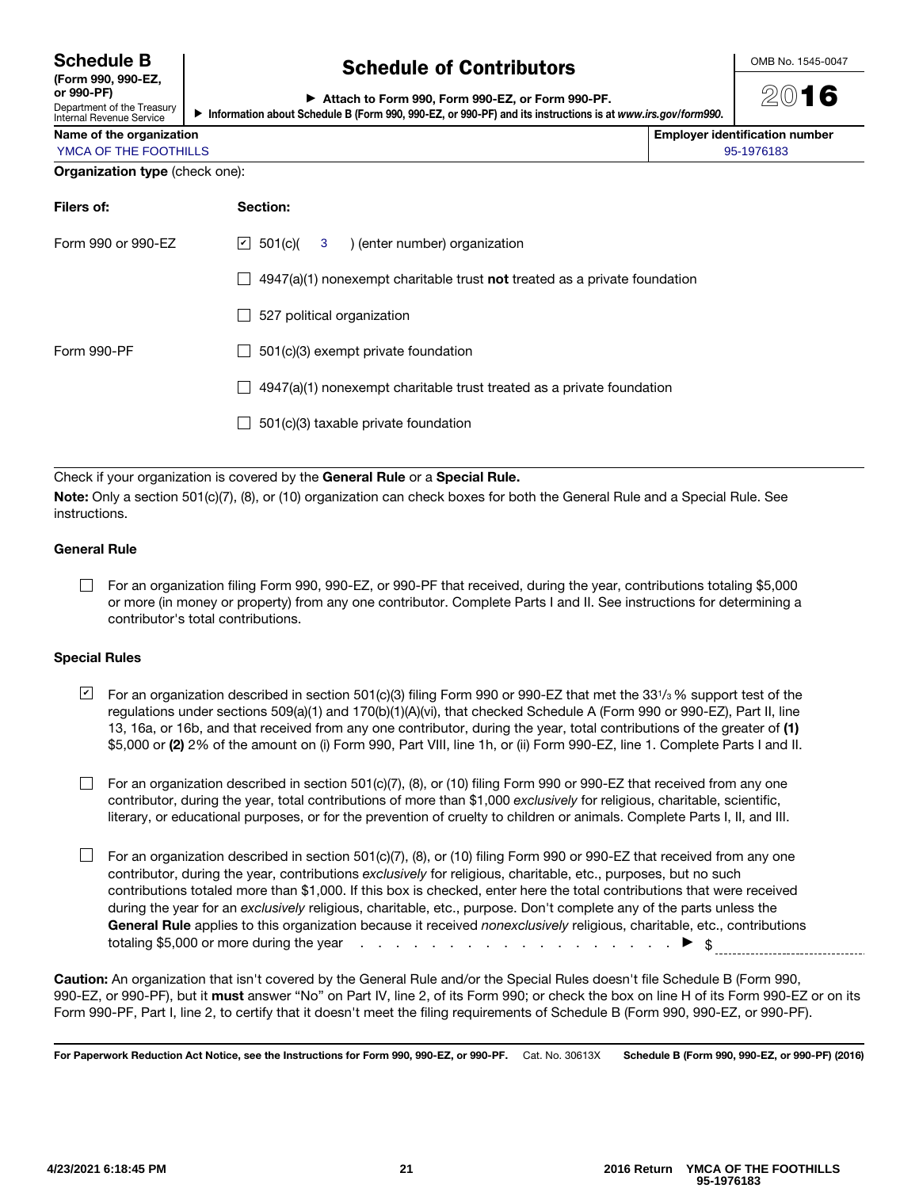**Schedule B**
**(Form 990, 990-EZ, or 990-PF)**
Department of the Treasury
Internal Revenue Service

# Schedule of Contributors

▶ **Attach to Form 990, Form 990-EZ, or Form 990-PF.**
▶ **Information about Schedule B (Form 990, 990-EZ, or 990-PF) and its instructions is at** ***www.irs.gov/form990.***

OMB No. 1545-0047

**2016**

| **Name of the organization** | **Employer identification number** |
|---|---|
| YMCA OF THE FOOTHILLS | 95-1976183 |

**Organization type** (check one):

| **Filers of:** | **Section:** |
|---|---|
| Form 990 or 990-EZ | ☑ 501(c)( 3 ) (enter number) organization |
| | ☐ 4947(a)(1) nonexempt charitable trust **not** treated as a private foundation |
| | ☐ 527 political organization |
| Form 990-PF | ☐ 501(c)(3) exempt private foundation |
| | ☐ 4947(a)(1) nonexempt charitable trust treated as a private foundation |
| | ☐ 501(c)(3) taxable private foundation |

Check if your organization is covered by the **General Rule** or a **Special Rule.**

**Note:** Only a section 501(c)(7), (8), or (10) organization can check boxes for both the General Rule and a Special Rule. See instructions.

### General Rule

☐ For an organization filing Form 990, 990-EZ, or 990-PF that received, during the year, contributions totaling $5,000 or more (in money or property) from any one contributor. Complete Parts I and II. See instructions for determining a contributor's total contributions.

### Special Rules

☑ For an organization described in section 501(c)(3) filing Form 990 or 990-EZ that met the 33 1/3 % support test of the regulations under sections 509(a)(1) and 170(b)(1)(A)(vi), that checked Schedule A (Form 990 or 990-EZ), Part II, line 13, 16a, or 16b, and that received from any one contributor, during the year, total contributions of the greater of **(1)** $5,000 or **(2)** 2% of the amount on (i) Form 990, Part VIII, line 1h, or (ii) Form 990-EZ, line 1. Complete Parts I and II.

☐ For an organization described in section 501(c)(7), (8), or (10) filing Form 990 or 990-EZ that received from any one contributor, during the year, total contributions of more than $1,000 *exclusively* for religious, charitable, scientific, literary, or educational purposes, or for the prevention of cruelty to children or animals. Complete Parts I, II, and III.

☐ For an organization described in section 501(c)(7), (8), or (10) filing Form 990 or 990-EZ that received from any one contributor, during the year, contributions *exclusively* for religious, charitable, etc., purposes, but no such contributions totaled more than $1,000. If this box is checked, enter here the total contributions that were received during the year for an *exclusively* religious, charitable, etc., purpose. Don't complete any of the parts unless the **General Rule** applies to this organization because it received *nonexclusively* religious, charitable, etc., contributions totaling $5,000 or more during the year . . . . . . . . . . . . . . . . . . . . ▶ $ ____________

**Caution:** An organization that isn't covered by the General Rule and/or the Special Rules doesn't file Schedule B (Form 990, 990-EZ, or 990-PF), but it **must** answer "No" on Part IV, line 2, of its Form 990; or check the box on line H of its Form 990-EZ or on its Form 990-PF, Part I, line 2, to certify that it doesn't meet the filing requirements of Schedule B (Form 990, 990-EZ, or 990-PF).

**For Paperwork Reduction Act Notice, see the Instructions for Form 990, 990-EZ, or 990-PF.** Cat. No. 30613X **Schedule B (Form 990, 990-EZ, or 990-PF) (2016)**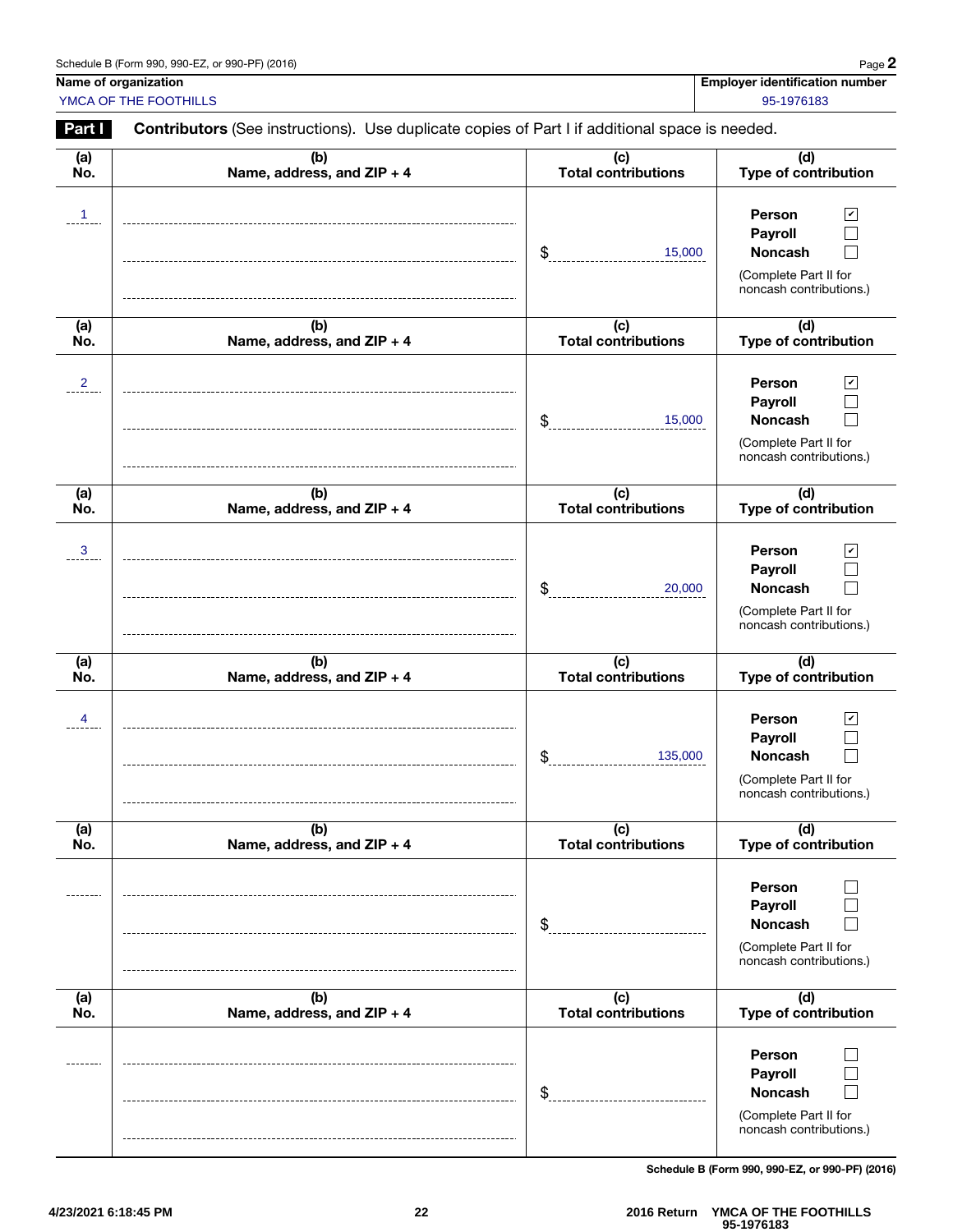Schedule B (Form 990, 990-EZ, or 990-PF) (2016)

| Name of organization | Employer identification number |
|---|---|
| YMCA OF THE FOOTHILLS | 95-1976183 |

**Part I** **Contributors** (See instructions). Use duplicate copies of Part I if additional space is needed.

| (a) No. | (b) Name, address, and ZIP + 4 | (c) Total contributions | (d) Type of contribution |
|---|---|---|---|
| 1 | | $ 15,000 | Person ☑ Payroll ☐ Noncash ☐ (Complete Part II for noncash contributions.) |
| 2 | | $ 15,000 | Person ☑ Payroll ☐ Noncash ☐ (Complete Part II for noncash contributions.) |
| 3 | | $ 20,000 | Person ☑ Payroll ☐ Noncash ☐ (Complete Part II for noncash contributions.) |
| 4 | | $ 135,000 | Person ☑ Payroll ☐ Noncash ☐ (Complete Part II for noncash contributions.) |
| | | $ | Person ☐ Payroll ☐ Noncash ☐ (Complete Part II for noncash contributions.) |
| | | $ | Person ☐ Payroll ☐ Noncash ☐ (Complete Part II for noncash contributions.) |

Schedule B (Form 990, 990-EZ, or 990-PF) (2016)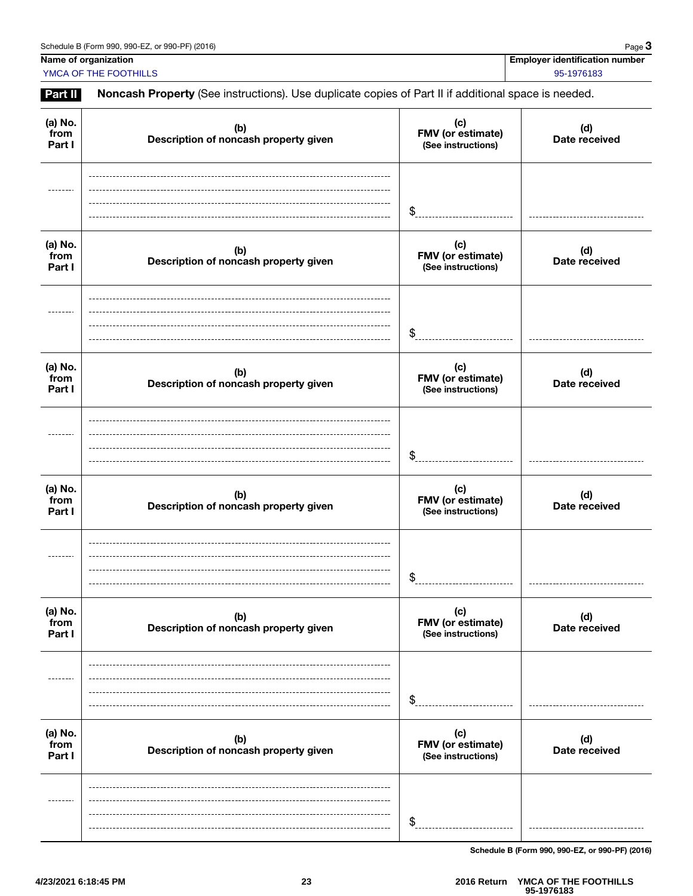Schedule B (Form 990, 990-EZ, or 990-PF) (2016)

| Name of organization | Employer identification number |
| --- | --- |
| YMCA OF THE FOOTHILLS | 95-1976183 |

**Part II** **Noncash Property** (See instructions). Use duplicate copies of Part II if additional space is needed.

| (a) No. from Part I | (b) Description of noncash property given | (c) FMV (or estimate) (See instructions) | (d) Date received |
| --- | --- | --- | --- |
| | | $ | |

| (a) No. from Part I | (b) Description of noncash property given | (c) FMV (or estimate) (See instructions) | (d) Date received |
| --- | --- | --- | --- |
| | | $ | |

| (a) No. from Part I | (b) Description of noncash property given | (c) FMV (or estimate) (See instructions) | (d) Date received |
| --- | --- | --- | --- |
| | | $ | |

| (a) No. from Part I | (b) Description of noncash property given | (c) FMV (or estimate) (See instructions) | (d) Date received |
| --- | --- | --- | --- |
| | | $ | |

| (a) No. from Part I | (b) Description of noncash property given | (c) FMV (or estimate) (See instructions) | (d) Date received |
| --- | --- | --- | --- |
| | | $ | |

| (a) No. from Part I | (b) Description of noncash property given | (c) FMV (or estimate) (See instructions) | (d) Date received |
| --- | --- | --- | --- |
| | | $ | |

Schedule B (Form 990, 990-EZ, or 990-PF) (2016)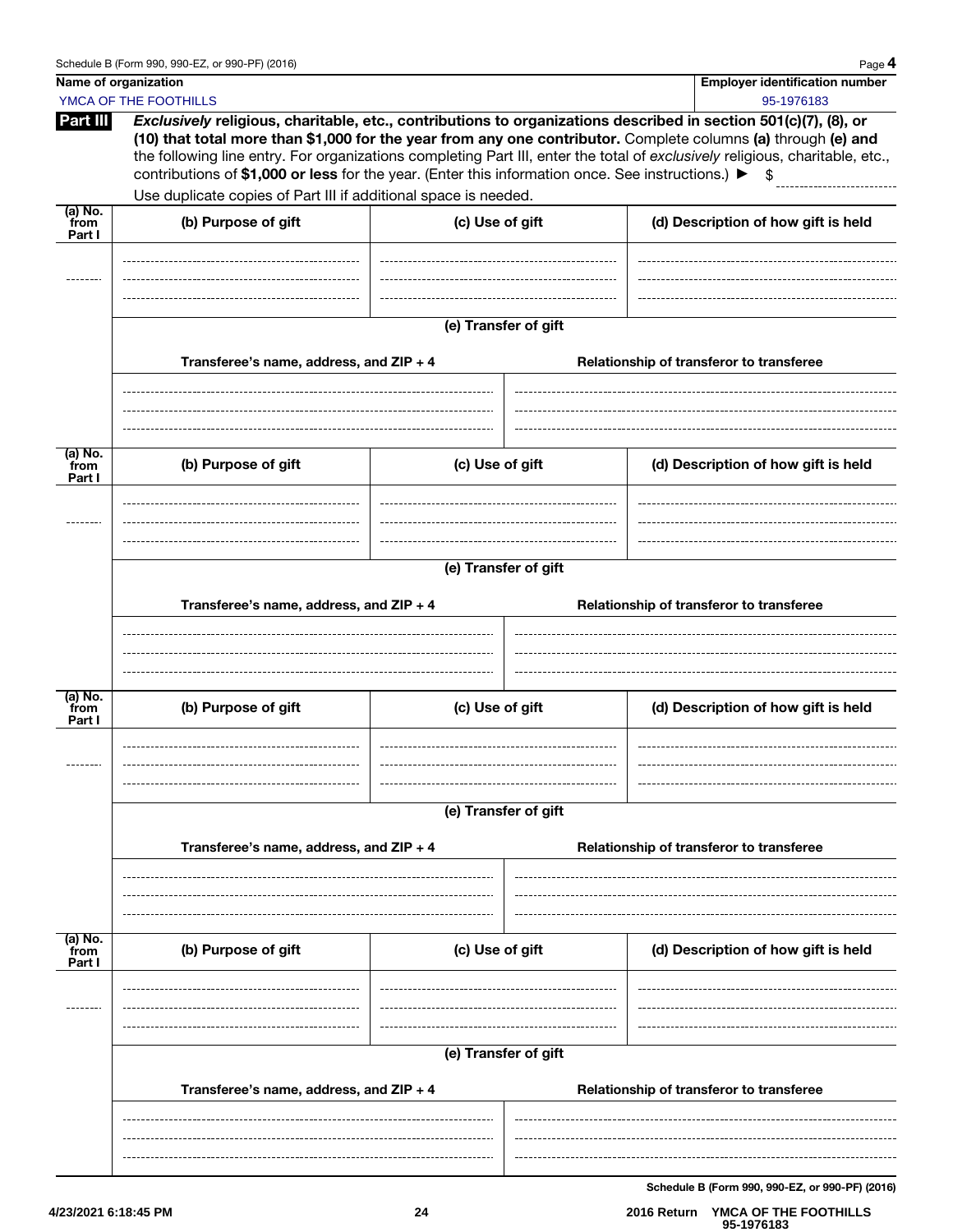Schedule B (Form 990, 990-EZ, or 990-PF) (2016)

| Name of organization | Employer identification number |
| --- | --- |
| YMCA OF THE FOOTHILLS | 95-1976183 |

**Part III** *Exclusively* **religious, charitable, etc., contributions to organizations described in section 501(c)(7), (8), or (10) that total more than $1,000 for the year from any one contributor.** Complete columns **(a)** through **(e) and** the following line entry. For organizations completing Part III, enter the total of *exclusively* religious, charitable, etc., contributions of **$1,000 or less** for the year. (Enter this information once. See instructions.) ▶ $

Use duplicate copies of Part III if additional space is needed.

| (a) No. from Part I | (b) Purpose of gift | (c) Use of gift | (d) Description of how gift is held |
| --- | --- | --- | --- |
| | | | |

**(e) Transfer of gift**

| Transferee's name, address, and ZIP + 4 | Relationship of transferor to transferee |
| --- | --- |
| | |

| (a) No. from Part I | (b) Purpose of gift | (c) Use of gift | (d) Description of how gift is held |
| --- | --- | --- | --- |
| | | | |

**(e) Transfer of gift**

| Transferee's name, address, and ZIP + 4 | Relationship of transferor to transferee |
| --- | --- |
| | |

| (a) No. from Part I | (b) Purpose of gift | (c) Use of gift | (d) Description of how gift is held |
| --- | --- | --- | --- |
| | | | |

**(e) Transfer of gift**

| Transferee's name, address, and ZIP + 4 | Relationship of transferor to transferee |
| --- | --- |
| | |

| (a) No. from Part I | (b) Purpose of gift | (c) Use of gift | (d) Description of how gift is held |
| --- | --- | --- | --- |
| | | | |

**(e) Transfer of gift**

| Transferee's name, address, and ZIP + 4 | Relationship of transferor to transferee |
| --- | --- |
| | |

Schedule B (Form 990, 990-EZ, or 990-PF) (2016)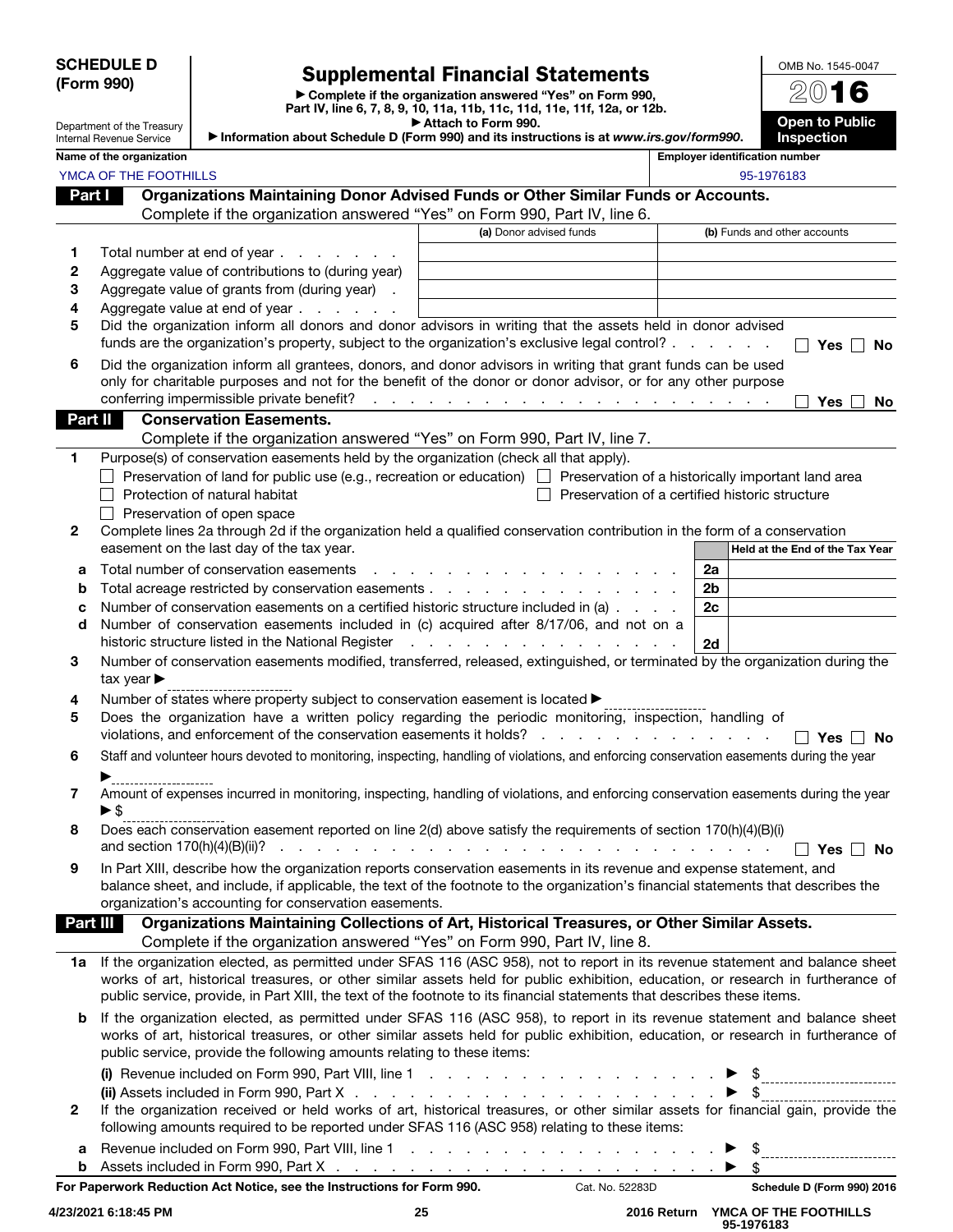**SCHEDULE D (Form 990)**

Department of the Treasury
Internal Revenue Service

# Supplemental Financial Statements

▶ Complete if the organization answered "Yes" on Form 990, Part IV, line 6, 7, 8, 9, 10, 11a, 11b, 11c, 11d, 11e, 11f, 12a, or 12b.
▶ Attach to Form 990.
▶ Information about Schedule D (Form 990) and its instructions is at *www.irs.gov/form990*.

OMB No. 1545-0047
**2016**
**Open to Public Inspection**

**Name of the organization:** YMCA OF THE FOOTHILLS
**Employer identification number:** 95-1976183

## Part I Organizations Maintaining Donor Advised Funds or Other Similar Funds or Accounts.

Complete if the organization answered "Yes" on Form 990, Part IV, line 6.

| | | (a) Donor advised funds | (b) Funds and other accounts |
|---|---|---|---|
| 1 | Total number at end of year | | |
| 2 | Aggregate value of contributions to (during year) | | |
| 3 | Aggregate value of grants from (during year) | | |
| 4 | Aggregate value at end of year | | |

5 Did the organization inform all donors and donor advisors in writing that the assets held in donor advised funds are the organization's property, subject to the organization's exclusive legal control? ☐ Yes ☐ No

6 Did the organization inform all grantees, donors, and donor advisors in writing that grant funds can be used only for charitable purposes and not for the benefit of the donor or donor advisor, or for any other purpose conferring impermissible private benefit? ☐ Yes ☐ No

## Part II Conservation Easements.

Complete if the organization answered "Yes" on Form 990, Part IV, line 7.

1 Purpose(s) of conservation easements held by the organization (check all that apply).

- ☐ Preservation of land for public use (e.g., recreation or education)
- ☐ Preservation of a historically important land area
- ☐ Protection of natural habitat
- ☐ Preservation of a certified historic structure
- ☐ Preservation of open space

2 Complete lines 2a through 2d if the organization held a qualified conservation contribution in the form of a conservation easement on the last day of the tax year.

| | | | Held at the End of the Tax Year |
|---|---|---|---|
| a | Total number of conservation easements | 2a | |
| b | Total acreage restricted by conservation easements | 2b | |
| c | Number of conservation easements on a certified historic structure included in (a) | 2c | |
| d | Number of conservation easements included in (c) acquired after 8/17/06, and not on a historic structure listed in the National Register | 2d | |

3 Number of conservation easements modified, transferred, released, extinguished, or terminated by the organization during the tax year ▶

4 Number of states where property subject to conservation easement is located ▶

5 Does the organization have a written policy regarding the periodic monitoring, inspection, handling of violations, and enforcement of the conservation easements it holds? ☐ Yes ☐ No

6 Staff and volunteer hours devoted to monitoring, inspecting, handling of violations, and enforcing conservation easements during the year ▶

7 Amount of expenses incurred in monitoring, inspecting, handling of violations, and enforcing conservation easements during the year ▶ $

8 Does each conservation easement reported on line 2(d) above satisfy the requirements of section 170(h)(4)(B)(i) and section 170(h)(4)(B)(ii)? ☐ Yes ☐ No

9 In Part XIII, describe how the organization reports conservation easements in its revenue and expense statement, and balance sheet, and include, if applicable, the text of the footnote to the organization's financial statements that describes the organization's accounting for conservation easements.

## Part III Organizations Maintaining Collections of Art, Historical Treasures, or Other Similar Assets.

Complete if the organization answered "Yes" on Form 990, Part IV, line 8.

1a If the organization elected, as permitted under SFAS 116 (ASC 958), not to report in its revenue statement and balance sheet works of art, historical treasures, or other similar assets held for public exhibition, education, or research in furtherance of public service, provide, in Part XIII, the text of the footnote to its financial statements that describes these items.

b If the organization elected, as permitted under SFAS 116 (ASC 958), to report in its revenue statement and balance sheet works of art, historical treasures, or other similar assets held for public exhibition, education, or research in furtherance of public service, provide the following amounts relating to these items:

(i) Revenue included on Form 990, Part VIII, line 1 ▶ $

(ii) Assets included in Form 990, Part X ▶ $

2 If the organization received or held works of art, historical treasures, or other similar assets for financial gain, provide the following amounts required to be reported under SFAS 116 (ASC 958) relating to these items:

a Revenue included on Form 990, Part VIII, line 1 ▶ $

b Assets included in Form 990, Part X ▶ $

**For Paperwork Reduction Act Notice, see the Instructions for Form 990.** Cat. No. 52283D **Schedule D (Form 990) 2016**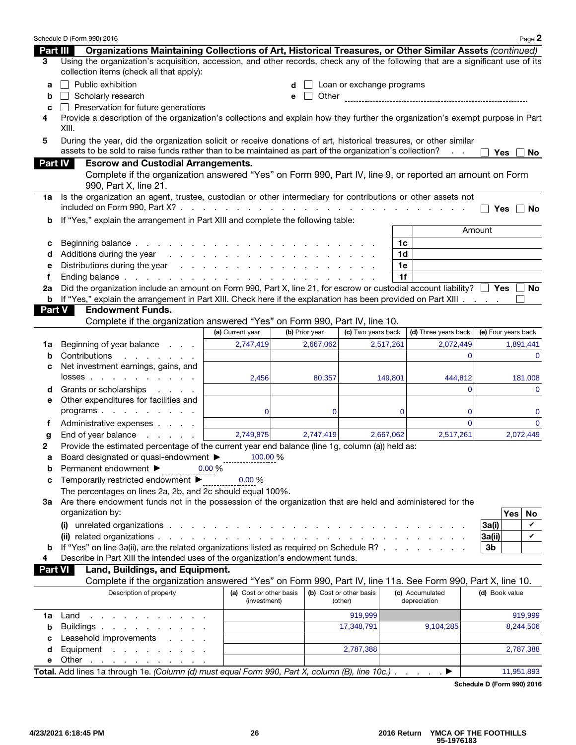Schedule D (Form 990) 2016 Page **2**

## Part III Organizations Maintaining Collections of Art, Historical Treasures, or Other Similar Assets *(continued)*

**3** Using the organization's acquisition, accession, and other records, check any of the following that are a significant use of its collection items (check all that apply):

- **a** ☐ Public exhibition
- **b** ☐ Scholarly research
- **c** ☐ Preservation for future generations
- **d** ☐ Loan or exchange programs
- **e** ☐ Other

**4** Provide a description of the organization's collections and explain how they further the organization's exempt purpose in Part XIII.

**5** During the year, did the organization solicit or receive donations of art, historical treasures, or other similar assets to be sold to raise funds rather than to be maintained as part of the organization's collection? . . ☐ Yes ☐ No

## Part IV Escrow and Custodial Arrangements.

Complete if the organization answered "Yes" on Form 990, Part IV, line 9, or reported an amount on Form 990, Part X, line 21.

**1a** Is the organization an agent, trustee, custodian or other intermediary for contributions or other assets not included on Form 990, Part X? . . . ☐ Yes ☐ No

**b** If "Yes," explain the arrangement in Part XIII and complete the following table:

| | | | Amount |
|---|---|---|---|
| **c** | Beginning balance | 1c | |
| **d** | Additions during the year | 1d | |
| **e** | Distributions during the year | 1e | |
| **f** | Ending balance | 1f | |

**2a** Did the organization include an amount on Form 990, Part X, line 21, for escrow or custodial account liability? ☐ Yes ☐ No

**b** If "Yes," explain the arrangement in Part XIII. Check here if the explanation has been provided on Part XIII . . . . ☐

## Part V Endowment Funds.

Complete if the organization answered "Yes" on Form 990, Part IV, line 10.

| | | (a) Current year | (b) Prior year | (c) Two years back | (d) Three years back | (e) Four years back |
|---|---|---|---|---|---|---|
| **1a** | Beginning of year balance | 2,747,419 | 2,667,062 | 2,517,261 | 2,072,449 | 1,891,441 |
| **b** | Contributions | | | | 0 | 0 |
| **c** | Net investment earnings, gains, and losses | 2,456 | 80,357 | 149,801 | 444,812 | 181,008 |
| **d** | Grants or scholarships | | | | 0 | 0 |
| **e** | Other expenditures for facilities and programs | 0 | 0 | 0 | 0 | 0 |
| **f** | Administrative expenses | | | | 0 | 0 |
| **g** | End of year balance | 2,749,875 | 2,747,419 | 2,667,062 | 2,517,261 | 2,072,449 |

**2** Provide the estimated percentage of the current year end balance (line 1g, column (a)) held as:

- **a** Board designated or quasi-endowment ► 100.00 %
- **b** Permanent endowment ► 0.00 %
- **c** Temporarily restricted endowment ► 0.00 %

The percentages on lines 2a, 2b, and 2c should equal 100%.

**3a** Are there endowment funds not in the possession of the organization that are held and administered for the organization by:

| | | | Yes | No |
|---|---|---|---|---|
| | (i) unrelated organizations | 3a(i) | | ✔ |
| | (ii) related organizations | 3a(ii) | | ✔ |
| **b** | If "Yes" on line 3a(ii), are the related organizations listed as required on Schedule R? | 3b | | |

**4** Describe in Part XIII the intended uses of the organization's endowment funds.

## Part VI Land, Buildings, and Equipment.

Complete if the organization answered "Yes" on Form 990, Part IV, line 11a. See Form 990, Part X, line 10.

| Description of property | (a) Cost or other basis (investment) | (b) Cost or other basis (other) | (c) Accumulated depreciation | (d) Book value |
|---|---|---|---|---|
| **1a** Land | | 919,999 | | 919,999 |
| **b** Buildings | | 17,348,791 | 9,104,285 | 8,244,506 |
| **c** Leasehold improvements | | | | |
| **d** Equipment | | 2,787,388 | | 2,787,388 |
| **e** Other | | | | |
| **Total.** Add lines 1a through 1e. *(Column (d) must equal Form 990, Part X, column (B), line 10c.)* ► | | | | 11,951,893 |

**Schedule D (Form 990) 2016**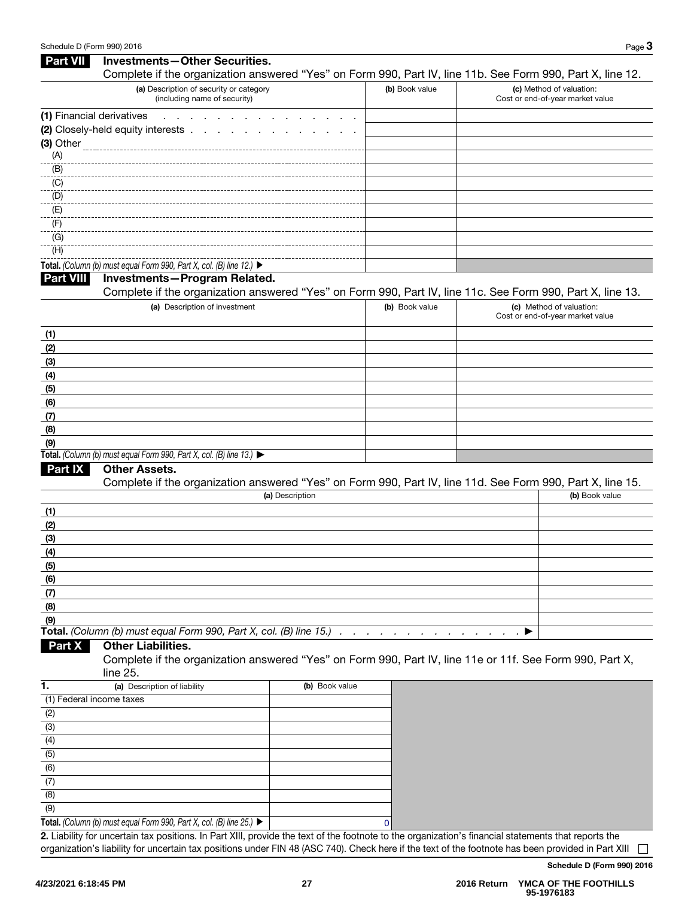## Part VII Investments—Other Securities.

Complete if the organization answered "Yes" on Form 990, Part IV, line 11b. See Form 990, Part X, line 12.

| (a) Description of security or category (including name of security) | (b) Book value | (c) Method of valuation: Cost or end-of-year market value |
|---|---|---|
| (1) Financial derivatives | | |
| (2) Closely-held equity interests | | |
| (3) Other | | |
| (A) | | |
| (B) | | |
| (C) | | |
| (D) | | |
| (E) | | |
| (F) | | |
| (G) | | |
| (H) | | |
| **Total.** *(Column (b) must equal Form 990, Part X, col. (B) line 12.)* ▶ | | |

## Part VIII Investments—Program Related.

Complete if the organization answered "Yes" on Form 990, Part IV, line 11c. See Form 990, Part X, line 13.

| (a) Description of investment | (b) Book value | (c) Method of valuation: Cost or end-of-year market value |
|---|---|---|
| (1) | | |
| (2) | | |
| (3) | | |
| (4) | | |
| (5) | | |
| (6) | | |
| (7) | | |
| (8) | | |
| (9) | | |
| **Total.** *(Column (b) must equal Form 990, Part X, col. (B) line 13.)* ▶ | | |

## Part IX Other Assets.

Complete if the organization answered "Yes" on Form 990, Part IV, line 11d. See Form 990, Part X, line 15.

| (a) Description | (b) Book value |
|---|---|
| (1) | |
| (2) | |
| (3) | |
| (4) | |
| (5) | |
| (6) | |
| (7) | |
| (8) | |
| (9) | |
| **Total.** *(Column (b) must equal Form 990, Part X, col. (B) line 15.)* ▶ | |

## Part X Other Liabilities.

Complete if the organization answered "Yes" on Form 990, Part IV, line 11e or 11f. See Form 990, Part X, line 25.

| 1. (a) Description of liability | (b) Book value |
|---|---|
| (1) Federal income taxes | |
| (2) | |
| (3) | |
| (4) | |
| (5) | |
| (6) | |
| (7) | |
| (8) | |
| (9) | |
| **Total.** *(Column (b) must equal Form 990, Part X, col. (B) line 25.)* ▶ | 0 |

**2.** Liability for uncertain tax positions. In Part XIII, provide the text of the footnote to the organization's financial statements that reports the organization's liability for uncertain tax positions under FIN 48 (ASC 740). Check here if the text of the footnote has been provided in Part XIII ☐

**Schedule D (Form 990) 2016**

4/23/2021 6:18:45 PM — 2016 Return YMCA OF THE FOOTHILLS 95-1976183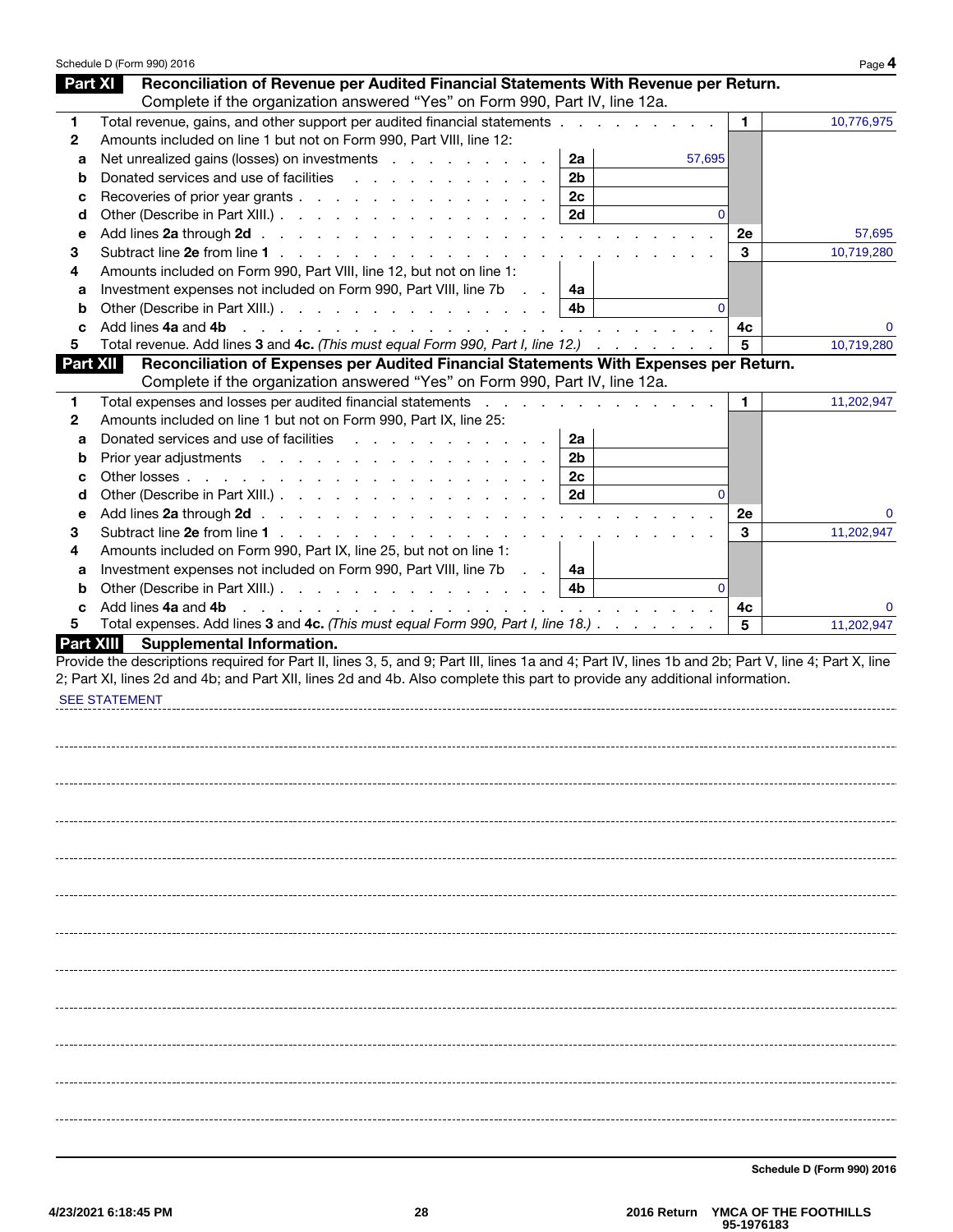## Part XI Reconciliation of Revenue per Audited Financial Statements With Revenue per Return.

Complete if the organization answered "Yes" on Form 990, Part IV, line 12a.

| | | | | | |
|---|---|---|---|---|---|
| 1 | Total revenue, gains, and other support per audited financial statements | | | 1 | 10,776,975 |
| 2 | Amounts included on line 1 but not on Form 990, Part VIII, line 12: | | | | |
| a | Net unrealized gains (losses) on investments | 2a | 57,695 | | |
| b | Donated services and use of facilities | 2b | | | |
| c | Recoveries of prior year grants | 2c | | | |
| d | Other (Describe in Part XIII.) | 2d | 0 | | |
| e | Add lines **2a** through **2d** | | | 2e | 57,695 |
| 3 | Subtract line **2e** from line **1** | | | 3 | 10,719,280 |
| 4 | Amounts included on Form 990, Part VIII, line 12, but not on line 1: | | | | |
| a | Investment expenses not included on Form 990, Part VIII, line 7b | 4a | | | |
| b | Other (Describe in Part XIII.) | 4b | 0 | | |
| c | Add lines **4a** and **4b** | | | 4c | 0 |
| 5 | Total revenue. Add lines **3** and **4c.** *(This must equal Form 990, Part I, line 12.)* | | | 5 | 10,719,280 |

## Part XII Reconciliation of Expenses per Audited Financial Statements With Expenses per Return.

Complete if the organization answered "Yes" on Form 990, Part IV, line 12a.

| | | | | | |
|---|---|---|---|---|---|
| 1 | Total expenses and losses per audited financial statements | | | 1 | 11,202,947 |
| 2 | Amounts included on line 1 but not on Form 990, Part IX, line 25: | | | | |
| a | Donated services and use of facilities | 2a | | | |
| b | Prior year adjustments | 2b | | | |
| c | Other losses | 2c | | | |
| d | Other (Describe in Part XIII.) | 2d | 0 | | |
| e | Add lines **2a** through **2d** | | | 2e | 0 |
| 3 | Subtract line **2e** from line **1** | | | 3 | 11,202,947 |
| 4 | Amounts included on Form 990, Part IX, line 25, but not on line 1: | | | | |
| a | Investment expenses not included on Form 990, Part VIII, line 7b | 4a | | | |
| b | Other (Describe in Part XIII.) | 4b | 0 | | |
| c | Add lines **4a** and **4b** | | | 4c | 0 |
| 5 | Total expenses. Add lines **3** and **4c.** *(This must equal Form 990, Part I, line 18.)* | | | 5 | 11,202,947 |

## Part XIII Supplemental Information.

Provide the descriptions required for Part II, lines 3, 5, and 9; Part III, lines 1a and 4; Part IV, lines 1b and 2b; Part V, line 4; Part X, line 2; Part XI, lines 2d and 4b; and Part XII, lines 2d and 4b. Also complete this part to provide any additional information.

SEE STATEMENT

**Schedule D (Form 990) 2016**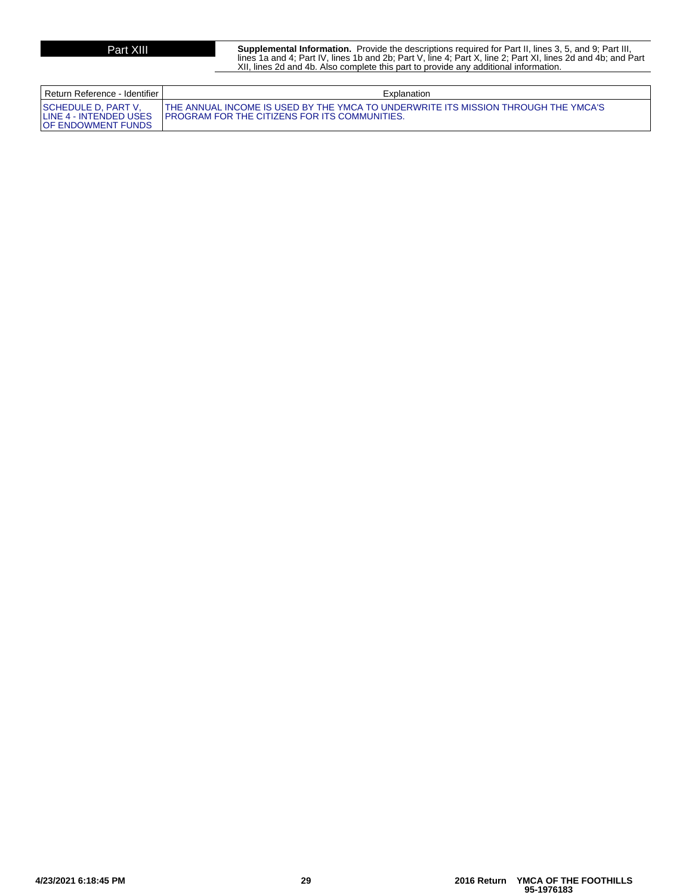**Part XIII** **Supplemental Information.** Provide the descriptions required for Part II, lines 3, 5, and 9; Part III, lines 1a and 4; Part IV, lines 1b and 2b; Part V, line 4; Part X, line 2; Part XI, lines 2d and 4b; and Part XII, lines 2d and 4b. Also complete this part to provide any additional information.

| Return Reference - Identifier | Explanation |
| --- | --- |
| SCHEDULE D, PART V, LINE 4 - INTENDED USES OF ENDOWMENT FUNDS | THE ANNUAL INCOME IS USED BY THE YMCA TO UNDERWRITE ITS MISSION THROUGH THE YMCA'S PROGRAM FOR THE CITIZENS FOR ITS COMMUNITIES. |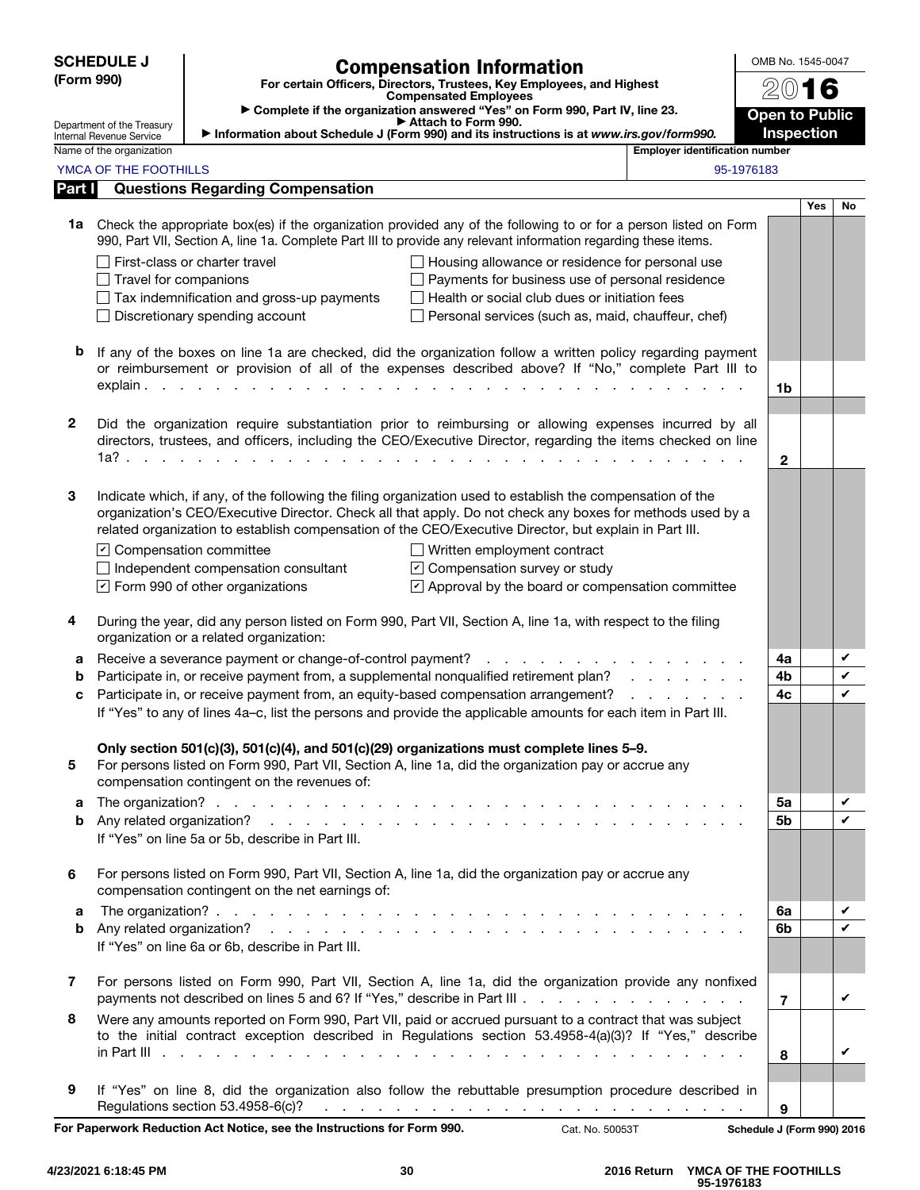# SCHEDULE J (Form 990)

## Compensation Information

**For certain Officers, Directors, Trustees, Key Employees, and Highest Compensated Employees**

► Complete if the organization answered "Yes" on Form 990, Part IV, line 23.
► Attach to Form 990.
► Information about Schedule J (Form 990) and its instructions is at *www.irs.gov/form990.*

OMB No. 1545-0047

**2016**

**Open to Public Inspection**

Department of the Treasury
Internal Revenue Service

Name of the organization: YMCA OF THE FOOTHILLS

Employer identification number: 95-1976183

## Part I Questions Regarding Compensation

| | | | Yes | No |
|---|---|---|---|---|
| **1a** | Check the appropriate box(es) if the organization provided any of the following to or for a person listed on Form 990, Part VII, Section A, line 1a. Complete Part III to provide any relevant information regarding these items.<br>☐ First-class or charter travel ☐ Housing allowance or residence for personal use<br>☐ Travel for companions ☐ Payments for business use of personal residence<br>☐ Tax indemnification and gross-up payments ☐ Health or social club dues or initiation fees<br>☐ Discretionary spending account ☐ Personal services (such as, maid, chauffeur, chef) | | | |
| **b** | If any of the boxes on line 1a are checked, did the organization follow a written policy regarding payment or reimbursement or provision of all of the expenses described above? If "No," complete Part III to explain | 1b | | |
| **2** | Did the organization require substantiation prior to reimbursing or allowing expenses incurred by all directors, trustees, and officers, including the CEO/Executive Director, regarding the items checked on line 1a? | 2 | | |
| **3** | Indicate which, if any, of the following the filing organization used to establish the compensation of the organization's CEO/Executive Director. Check all that apply. Do not check any boxes for methods used by a related organization to establish compensation of the CEO/Executive Director, but explain in Part III.<br>☑ Compensation committee ☐ Written employment contract<br>☐ Independent compensation consultant ☑ Compensation survey or study<br>☑ Form 990 of other organizations ☑ Approval by the board or compensation committee | | | |
| **4** | During the year, did any person listed on Form 990, Part VII, Section A, line 1a, with respect to the filing organization or a related organization: | | | |
| **a** | Receive a severance payment or change-of-control payment? | 4a | | ✔ |
| **b** | Participate in, or receive payment from, a supplemental nonqualified retirement plan? | 4b | | ✔ |
| **c** | Participate in, or receive payment from, an equity-based compensation arrangement?<br>If "Yes" to any of lines 4a–c, list the persons and provide the applicable amounts for each item in Part III. | 4c | | ✔ |
| | **Only section 501(c)(3), 501(c)(4), and 501(c)(29) organizations must complete lines 5–9.** | | | |
| **5** | For persons listed on Form 990, Part VII, Section A, line 1a, did the organization pay or accrue any compensation contingent on the revenues of: | | | |
| **a** | The organization? | 5a | | ✔ |
| **b** | Any related organization?<br>If "Yes" on line 5a or 5b, describe in Part III. | 5b | | ✔ |
| **6** | For persons listed on Form 990, Part VII, Section A, line 1a, did the organization pay or accrue any compensation contingent on the net earnings of: | | | |
| **a** | The organization? | 6a | | ✔ |
| **b** | Any related organization?<br>If "Yes" on line 6a or 6b, describe in Part III. | 6b | | ✔ |
| **7** | For persons listed on Form 990, Part VII, Section A, line 1a, did the organization provide any nonfixed payments not described on lines 5 and 6? If "Yes," describe in Part III | 7 | | ✔ |
| **8** | Were any amounts reported on Form 990, Part VII, paid or accrued pursuant to a contract that was subject to the initial contract exception described in Regulations section 53.4958-4(a)(3)? If "Yes," describe in Part III | 8 | | ✔ |
| **9** | If "Yes" on line 8, did the organization also follow the rebuttable presumption procedure described in Regulations section 53.4958-6(c)? | 9 | | |

**For Paperwork Reduction Act Notice, see the Instructions for Form 990.** Cat. No. 50053T **Schedule J (Form 990) 2016**

4/23/2021 6:18:45 PM — 2016 Return YMCA OF THE FOOTHILLS 95-1976183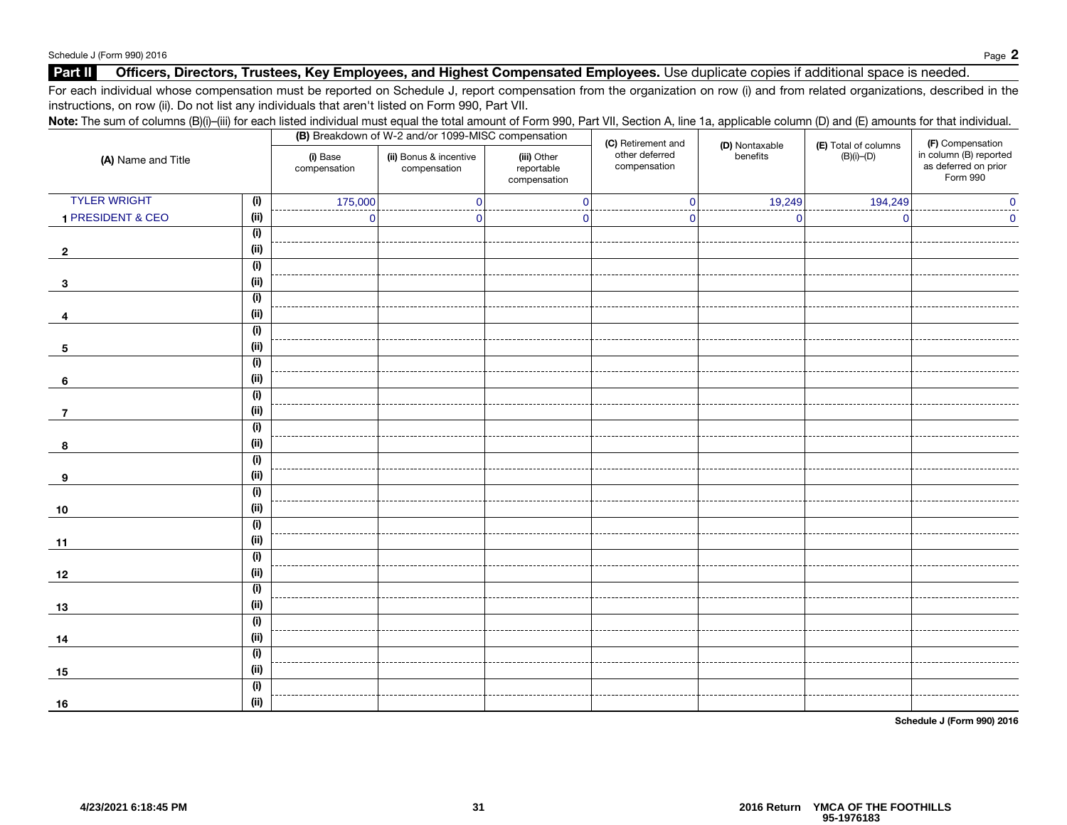## Part II Officers, Directors, Trustees, Key Employees, and Highest Compensated Employees. Use duplicate copies if additional space is needed.

For each individual whose compensation must be reported on Schedule J, report compensation from the organization on row (i) and from related organizations, described in the instructions, on row (ii). Do not list any individuals that aren't listed on Form 990, Part VII.

**Note:** The sum of columns (B)(i)–(iii) for each listed individual must equal the total amount of Form 990, Part VII, Section A, line 1a, applicable column (D) and (E) amounts for that individual.

| (A) Name and Title | | (B) Breakdown of W-2 and/or 1099-MISC compensation | | | (C) Retirement and other deferred compensation | (D) Nontaxable benefits | (E) Total of columns (B)(i)–(D) | (F) Compensation in column (B) reported as deferred on prior Form 990 |
|---|---|---|---|---|---|---|---|---|
| | | (i) Base compensation | (ii) Bonus & incentive compensation | (iii) Other reportable compensation | | | | |
| 1 TYLER WRIGHT | (i) | 175,000 | 0 | 0 | 0 | 19,249 | 194,249 | 0 |
| PRESIDENT & CEO | (ii) | 0 | 0 | 0 | 0 | 0 | 0 | 0 |
| 2 | (i) | | | | | | | |
| | (ii) | | | | | | | |
| 3 | (i) | | | | | | | |
| | (ii) | | | | | | | |
| 4 | (i) | | | | | | | |
| | (ii) | | | | | | | |
| 5 | (i) | | | | | | | |
| | (ii) | | | | | | | |
| 6 | (i) | | | | | | | |
| | (ii) | | | | | | | |
| 7 | (i) | | | | | | | |
| | (ii) | | | | | | | |
| 8 | (i) | | | | | | | |
| | (ii) | | | | | | | |
| 9 | (i) | | | | | | | |
| | (ii) | | | | | | | |
| 10 | (i) | | | | | | | |
| | (ii) | | | | | | | |
| 11 | (i) | | | | | | | |
| | (ii) | | | | | | | |
| 12 | (i) | | | | | | | |
| | (ii) | | | | | | | |
| 13 | (i) | | | | | | | |
| | (ii) | | | | | | | |
| 14 | (i) | | | | | | | |
| | (ii) | | | | | | | |
| 15 | (i) | | | | | | | |
| | (ii) | | | | | | | |
| 16 | (i) | | | | | | | |
| | (ii) | | | | | | | |

**Schedule J (Form 990) 2016**

4/23/2021 6:18:45 PM — 2016 Return YMCA OF THE FOOTHILLS 95-1976183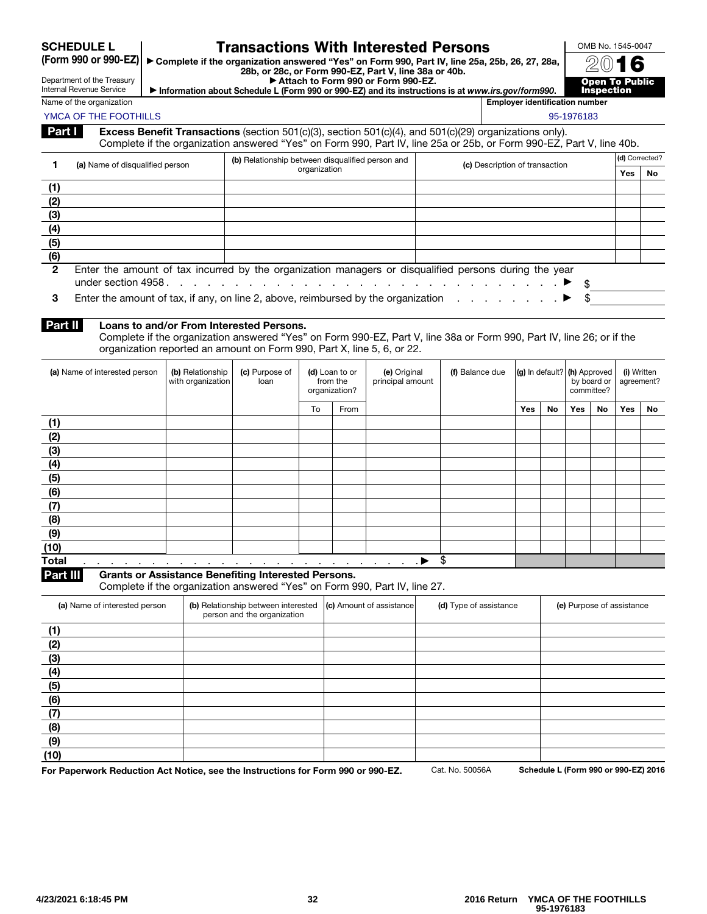**SCHEDULE L (Form 990 or 990-EZ)**

Department of the Treasury
Internal Revenue Service

# Transactions With Interested Persons

▶ Complete if the organization answered "Yes" on Form 990, Part IV, line 25a, 25b, 26, 27, 28a, 28b, or 28c, or Form 990-EZ, Part V, line 38a or 40b.
▶ Attach to Form 990 or Form 990-EZ.
▶ Information about Schedule L (Form 990 or 990-EZ) and its instructions is at *www.irs.gov/form990.*

OMB No. 1545-0047

**2016**

**Open To Public Inspection**

Name of the organization: YMCA OF THE FOOTHILLS

Employer identification number: 95-1976183

## Part I Excess Benefit Transactions (section 501(c)(3), section 501(c)(4), and 501(c)(29) organizations only).

Complete if the organization answered "Yes" on Form 990, Part IV, line 25a or 25b, or Form 990-EZ, Part V, line 40b.

| 1 | (a) Name of disqualified person | (b) Relationship between disqualified person and organization | (c) Description of transaction | (d) Corrected? Yes | No |
|---|---|---|---|---|---|
| (1) | | | | | |
| (2) | | | | | |
| (3) | | | | | |
| (4) | | | | | |
| (5) | | | | | |
| (6) | | | | | |

2 Enter the amount of tax incurred by the organization managers or disqualified persons during the year under section 4958 . . . ▶ $

3 Enter the amount of tax, if any, on line 2, above, reimbursed by the organization . . . ▶ $

## Part II Loans to and/or From Interested Persons.

Complete if the organization answered "Yes" on Form 990-EZ, Part V, line 38a or Form 990, Part IV, line 26; or if the organization reported an amount on Form 990, Part X, line 5, 6, or 22.

| | (a) Name of interested person | (b) Relationship with organization | (c) Purpose of loan | (d) Loan to or from the organization? | | (e) Original principal amount | (f) Balance due | (g) In default? | | (h) Approved by board or committee? | | (i) Written agreement? | |
|---|---|---|---|---|---|---|---|---|---|---|---|---|---|
| | | | | To | From | | | Yes | No | Yes | No | Yes | No |
| (1) | | | | | | | | | | | | | |
| (2) | | | | | | | | | | | | | |
| (3) | | | | | | | | | | | | | |
| (4) | | | | | | | | | | | | | |
| (5) | | | | | | | | | | | | | |
| (6) | | | | | | | | | | | | | |
| (7) | | | | | | | | | | | | | |
| (8) | | | | | | | | | | | | | |
| (9) | | | | | | | | | | | | | |
| (10) | | | | | | | | | | | | | |
| Total | | | | | | ▶ | $ | | | | | | |

## Part III Grants or Assistance Benefiting Interested Persons.

Complete if the organization answered "Yes" on Form 990, Part IV, line 27.

| | (a) Name of interested person | (b) Relationship between interested person and the organization | (c) Amount of assistance | (d) Type of assistance | (e) Purpose of assistance |
|---|---|---|---|---|---|
| (1) | | | | | |
| (2) | | | | | |
| (3) | | | | | |
| (4) | | | | | |
| (5) | | | | | |
| (6) | | | | | |
| (7) | | | | | |
| (8) | | | | | |
| (9) | | | | | |
| (10) | | | | | |

**For Paperwork Reduction Act Notice, see the Instructions for Form 990 or 990-EZ.** Cat. No. 50056A **Schedule L (Form 990 or 990-EZ) 2016**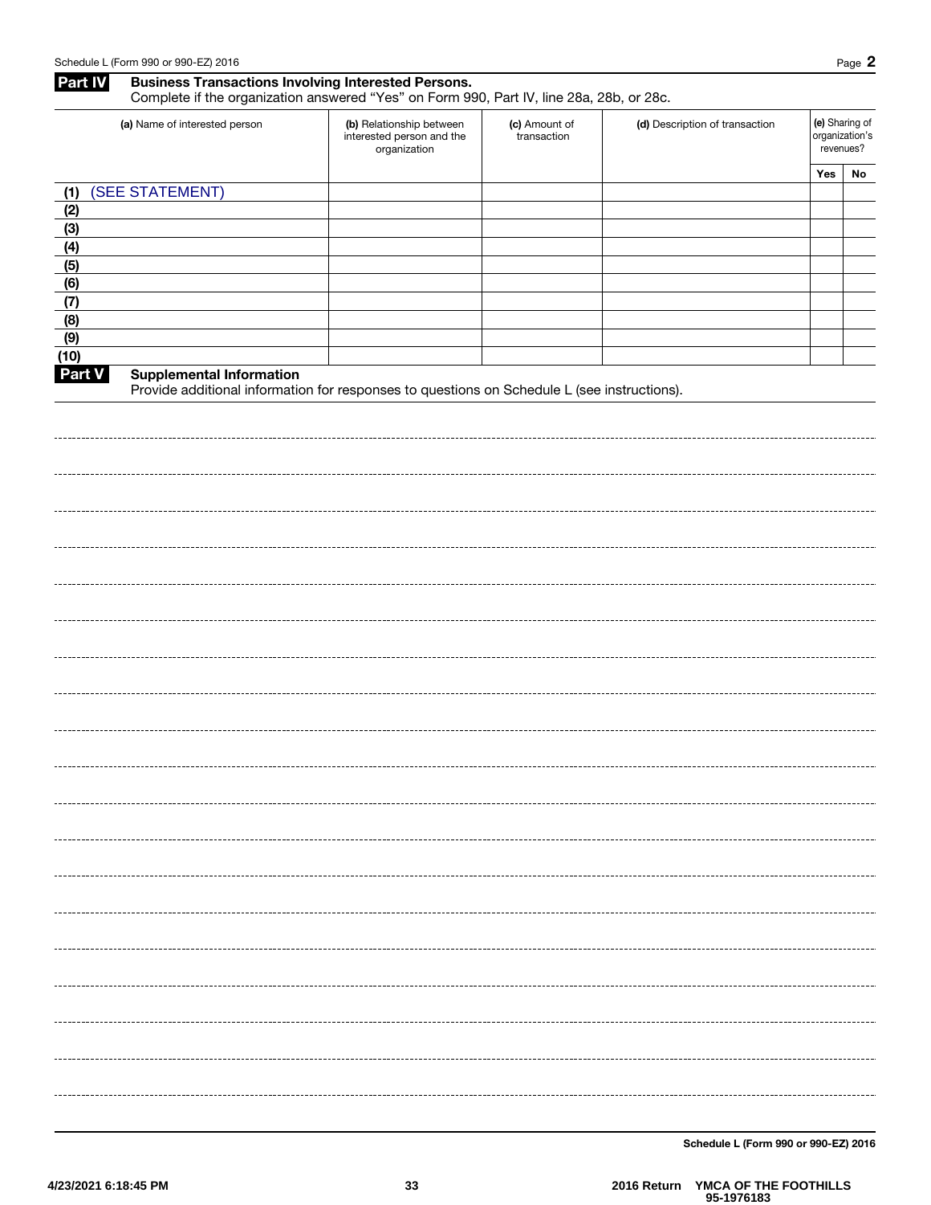## Part IV Business Transactions Involving Interested Persons.

Complete if the organization answered "Yes" on Form 990, Part IV, line 28a, 28b, or 28c.

| (a) Name of interested person | (b) Relationship between interested person and the organization | (c) Amount of transaction | (d) Description of transaction | (e) Sharing of organization's revenues? | |
|---|---|---|---|---|---|
| | | | | Yes | No |
| (1) (SEE STATEMENT) | | | | | |
| (2) | | | | | |
| (3) | | | | | |
| (4) | | | | | |
| (5) | | | | | |
| (6) | | | | | |
| (7) | | | | | |
| (8) | | | | | |
| (9) | | | | | |
| (10) | | | | | |

## Part V Supplemental Information

Provide additional information for responses to questions on Schedule L (see instructions).

Schedule L (Form 990 or 990-EZ) 2016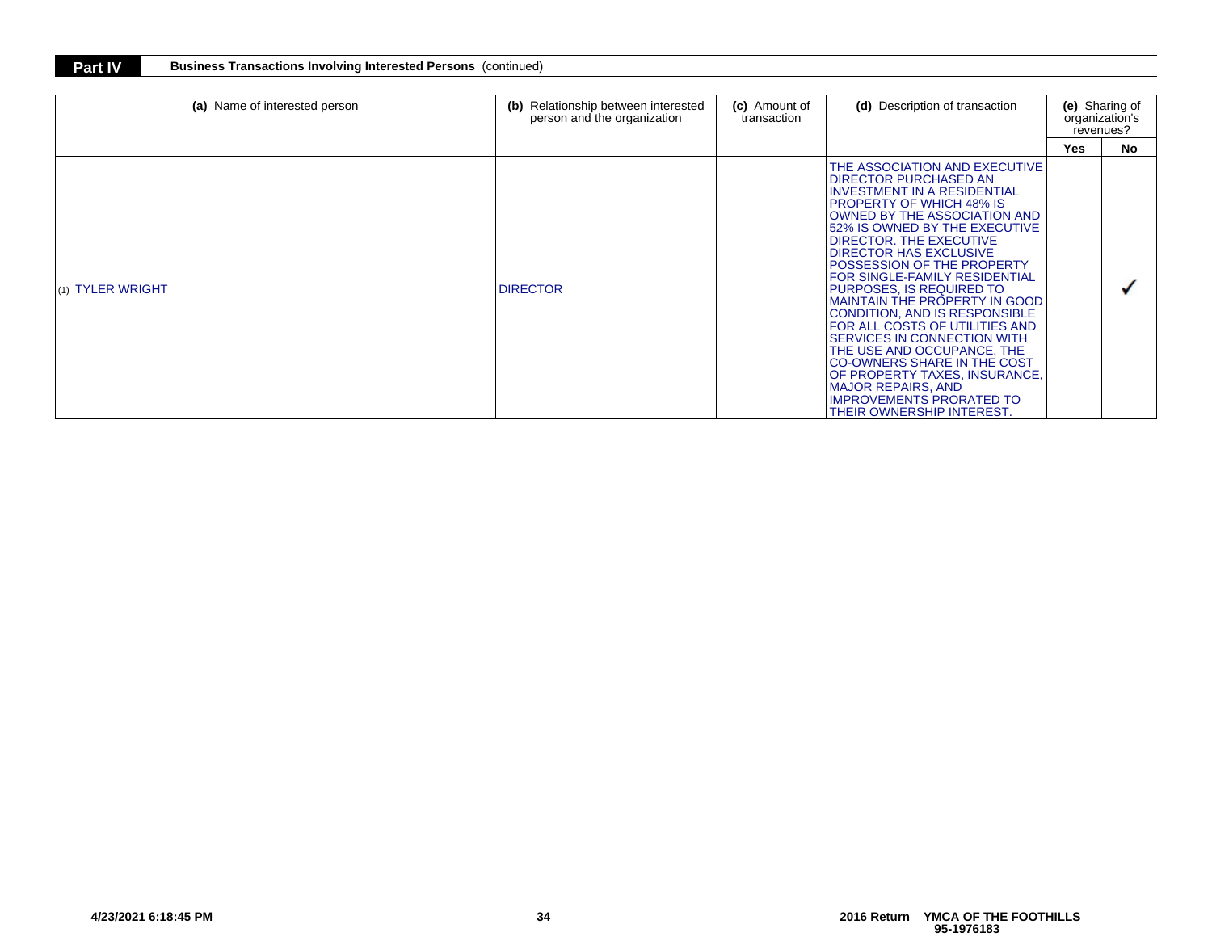## Part IV Business Transactions Involving Interested Persons (continued)

| (a) Name of interested person | (b) Relationship between interested person and the organization | (c) Amount of transaction | (d) Description of transaction | (e) Sharing of organization's revenues? | |
|---|---|---|---|---|---|
| | | | | Yes | No |
| (1) TYLER WRIGHT | DIRECTOR | | THE ASSOCIATION AND EXECUTIVE DIRECTOR PURCHASED AN INVESTMENT IN A RESIDENTIAL PROPERTY OF WHICH 48% IS OWNED BY THE ASSOCIATION AND 52% IS OWNED BY THE EXECUTIVE DIRECTOR. THE EXECUTIVE DIRECTOR HAS EXCLUSIVE POSSESSION OF THE PROPERTY FOR SINGLE-FAMILY RESIDENTIAL PURPOSES, IS REQUIRED TO MAINTAIN THE PROPERTY IN GOOD CONDITION, AND IS RESPONSIBLE FOR ALL COSTS OF UTILITIES AND SERVICES IN CONNECTION WITH THE USE AND OCCUPANCE. THE CO-OWNERS SHARE IN THE COST OF PROPERTY TAXES, INSURANCE, MAJOR REPAIRS, AND IMPROVEMENTS PRORATED TO THEIR OWNERSHIP INTEREST. | | ✓ |

4/23/2021 6:18:45 PM 2016 Return YMCA OF THE FOOTHILLS 95-1976183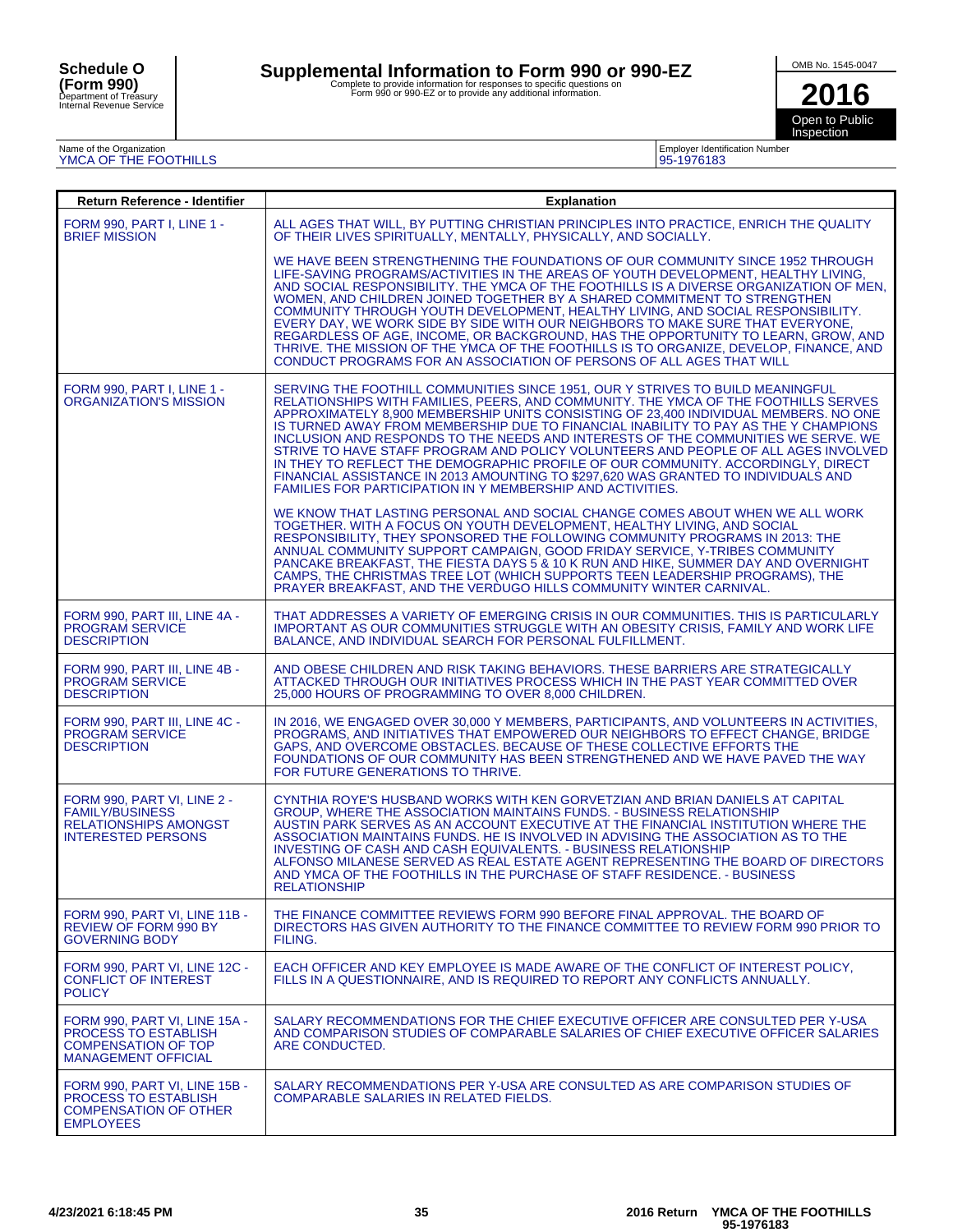**Schedule O (Form 990)**
Department of Treasury
Internal Revenue Service

# Supplemental Information to Form 990 or 990-EZ

Complete to provide information for responses to specific questions on Form 990 or 990-EZ or to provide any additional information.

OMB No. 1545-0047

**2016**

Open to Public Inspection

Name of the Organization: YMCA OF THE FOOTHILLS

Employer Identification Number: 95-1976183

| Return Reference - Identifier | Explanation |
|---|---|
| FORM 990, PART I, LINE 1 - BRIEF MISSION | ALL AGES THAT WILL, BY PUTTING CHRISTIAN PRINCIPLES INTO PRACTICE, ENRICH THE QUALITY OF THEIR LIVES SPIRITUALLY, MENTALLY, PHYSICALLY, AND SOCIALLY. <br><br> WE HAVE BEEN STRENGTHENING THE FOUNDATIONS OF OUR COMMUNITY SINCE 1952 THROUGH LIFE-SAVING PROGRAMS/ACTIVITIES IN THE AREAS OF YOUTH DEVELOPMENT, HEALTHY LIVING, AND SOCIAL RESPONSIBILITY. THE YMCA OF THE FOOTHILLS IS A DIVERSE ORGANIZATION OF MEN, WOMEN, AND CHILDREN JOINED TOGETHER BY A SHARED COMMITMENT TO STRENGTHEN COMMUNITY THROUGH YOUTH DEVELOPMENT, HEALTHY LIVING, AND SOCIAL RESPONSIBILITY. EVERY DAY, WE WORK SIDE BY SIDE WITH OUR NEIGHBORS TO MAKE SURE THAT EVERYONE, REGARDLESS OF AGE, INCOME, OR BACKGROUND, HAS THE OPPORTUNITY TO LEARN, GROW, AND THRIVE. THE MISSION OF THE YMCA OF THE FOOTHILLS IS TO ORGANIZE, DEVELOP, FINANCE, AND CONDUCT PROGRAMS FOR AN ASSOCIATION OF PERSONS OF ALL AGES THAT WILL |
| FORM 990, PART I, LINE 1 - ORGANIZATION'S MISSION | SERVING THE FOOTHILL COMMUNITIES SINCE 1951, OUR Y STRIVES TO BUILD MEANINGFUL RELATIONSHIPS WITH FAMILIES, PEERS, AND COMMUNITY. THE YMCA OF THE FOOTHILLS SERVES APPROXIMATELY 8,900 MEMBERSHIP UNITS CONSISTING OF 23,400 INDIVIDUAL MEMBERS. NO ONE IS TURNED AWAY FROM MEMBERSHIP DUE TO FINANCIAL INABILITY TO PAY AS THE Y CHAMPIONS INCLUSION AND RESPONDS TO THE NEEDS AND INTERESTS OF THE COMMUNITIES WE SERVE. WE STRIVE TO HAVE STAFF PROGRAM AND POLICY VOLUNTEERS AND PEOPLE OF ALL AGES INVOLVED IN THEY TO REFLECT THE DEMOGRAPHIC PROFILE OF OUR COMMUNITY. ACCORDINGLY, DIRECT FINANCIAL ASSISTANCE IN 2013 AMOUNTING TO $297,620 WAS GRANTED TO INDIVIDUALS AND FAMILIES FOR PARTICIPATION IN Y MEMBERSHIP AND ACTIVITIES. <br><br> WE KNOW THAT LASTING PERSONAL AND SOCIAL CHANGE COMES ABOUT WHEN WE ALL WORK TOGETHER. WITH A FOCUS ON YOUTH DEVELOPMENT, HEALTHY LIVING, AND SOCIAL RESPONSIBILITY, THEY SPONSORED THE FOLLOWING COMMUNITY PROGRAMS IN 2013: THE ANNUAL COMMUNITY SUPPORT CAMPAIGN, GOOD FRIDAY SERVICE, Y-TRIBES COMMUNITY PANCAKE BREAKFAST, THE FIESTA DAYS 5 & 10 K RUN AND HIKE, SUMMER DAY AND OVERNIGHT CAMPS, THE CHRISTMAS TREE LOT (WHICH SUPPORTS TEEN LEADERSHIP PROGRAMS), THE PRAYER BREAKFAST, AND THE VERDUGO HILLS COMMUNITY WINTER CARNIVAL. |
| FORM 990, PART III, LINE 4A - PROGRAM SERVICE DESCRIPTION | THAT ADDRESSES A VARIETY OF EMERGING CRISIS IN OUR COMMUNITIES. THIS IS PARTICULARLY IMPORTANT AS OUR COMMUNITIES STRUGGLE WITH AN OBESITY CRISIS, FAMILY AND WORK LIFE BALANCE, AND INDIVIDUAL SEARCH FOR PERSONAL FULFILLMENT. |
| FORM 990, PART III, LINE 4B - PROGRAM SERVICE DESCRIPTION | AND OBESE CHILDREN AND RISK TAKING BEHAVIORS. THESE BARRIERS ARE STRATEGICALLY ATTACKED THROUGH OUR INITIATIVES PROCESS WHICH IN THE PAST YEAR COMMITTED OVER 25,000 HOURS OF PROGRAMMING TO OVER 8,000 CHILDREN. |
| FORM 990, PART III, LINE 4C - PROGRAM SERVICE DESCRIPTION | IN 2016, WE ENGAGED OVER 30,000 Y MEMBERS, PARTICIPANTS, AND VOLUNTEERS IN ACTIVITIES, PROGRAMS, AND INITIATIVES THAT EMPOWERED OUR NEIGHBORS TO EFFECT CHANGE, BRIDGE GAPS, AND OVERCOME OBSTACLES. BECAUSE OF THESE COLLECTIVE EFFORTS THE FOUNDATIONS OF OUR COMMUNITY HAS BEEN STRENGTHENED AND WE HAVE PAVED THE WAY FOR FUTURE GENERATIONS TO THRIVE. |
| FORM 990, PART VI, LINE 2 - FAMILY/BUSINESS RELATIONSHIPS AMONGST INTERESTED PERSONS | CYNTHIA ROYE'S HUSBAND WORKS WITH KEN GORVETZIAN AND BRIAN DANIELS AT CAPITAL GROUP, WHERE THE ASSOCIATION MAINTAINS FUNDS. - BUSINESS RELATIONSHIP <br> AUSTIN PARK SERVES AS AN ACCOUNT EXECUTIVE AT THE FINANCIAL INSTITUTION WHERE THE ASSOCIATION MAINTAINS FUNDS. HE IS INVOLVED IN ADVISING THE ASSOCIATION AS TO THE INVESTING OF CASH AND CASH EQUIVALENTS. - BUSINESS RELATIONSHIP <br> ALFONSO MILANESE SERVED AS REAL ESTATE AGENT REPRESENTING THE BOARD OF DIRECTORS AND YMCA OF THE FOOTHILLS IN THE PURCHASE OF STAFF RESIDENCE. - BUSINESS RELATIONSHIP |
| FORM 990, PART VI, LINE 11B - REVIEW OF FORM 990 BY GOVERNING BODY | THE FINANCE COMMITTEE REVIEWS FORM 990 BEFORE FINAL APPROVAL. THE BOARD OF DIRECTORS HAS GIVEN AUTHORITY TO THE FINANCE COMMITTEE TO REVIEW FORM 990 PRIOR TO FILING. |
| FORM 990, PART VI, LINE 12C - CONFLICT OF INTEREST POLICY | EACH OFFICER AND KEY EMPLOYEE IS MADE AWARE OF THE CONFLICT OF INTEREST POLICY, FILLS IN A QUESTIONNAIRE, AND IS REQUIRED TO REPORT ANY CONFLICTS ANNUALLY. |
| FORM 990, PART VI, LINE 15A - PROCESS TO ESTABLISH COMPENSATION OF TOP MANAGEMENT OFFICIAL | SALARY RECOMMENDATIONS FOR THE CHIEF EXECUTIVE OFFICER ARE CONSULTED PER Y-USA AND COMPARISON STUDIES OF COMPARABLE SALARIES OF CHIEF EXECUTIVE OFFICER SALARIES ARE CONDUCTED. |
| FORM 990, PART VI, LINE 15B - PROCESS TO ESTABLISH COMPENSATION OF OTHER EMPLOYEES | SALARY RECOMMENDATIONS PER Y-USA ARE CONSULTED AS ARE COMPARISON STUDIES OF COMPARABLE SALARIES IN RELATED FIELDS. |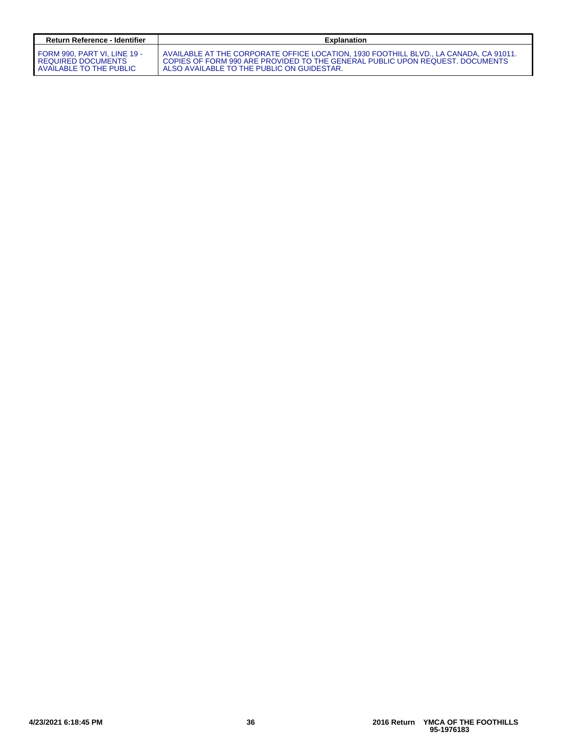| Return Reference - Identifier | Explanation |
| --- | --- |
| FORM 990, PART VI, LINE 19 - REQUIRED DOCUMENTS AVAILABLE TO THE PUBLIC | AVAILABLE AT THE CORPORATE OFFICE LOCATION, 1930 FOOTHILL BLVD., LA CANADA, CA 91011. COPIES OF FORM 990 ARE PROVIDED TO THE GENERAL PUBLIC UPON REQUEST. DOCUMENTS ALSO AVAILABLE TO THE PUBLIC ON GUIDESTAR. |